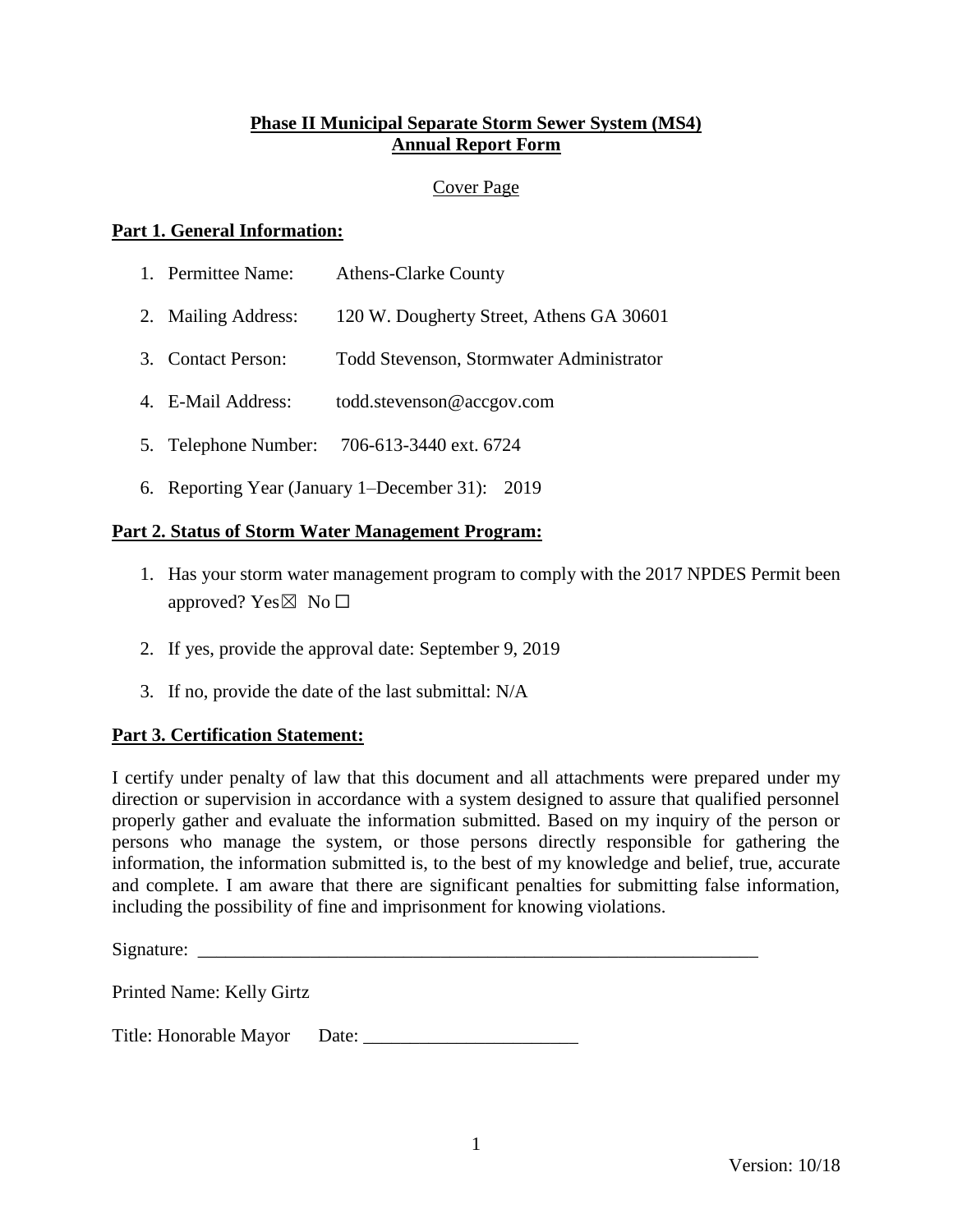# Phase II Municipal Separate Storm Sewer System (MS4) Annual Report Form

Cover Page

## Part 1. General Information:

1. Permittee Name: Athens-Clarke County
2. Mailing Address: 120 W. Dougherty Street, Athens GA 30601
3. Contact Person: Todd Stevenson, Stormwater Administrator
4. E-Mail Address: todd.stevenson@accgov.com
5. Telephone Number: 706-613-3440 ext. 6724
6. Reporting Year (January 1–December 31): 2019

## Part 2. Status of Storm Water Management Program:

1. Has your storm water management program to comply with the 2017 NPDES Permit been approved? Yes☒ No ☐
2. If yes, provide the approval date: September 9, 2019
3. If no, provide the date of the last submittal: N/A

## Part 3. Certification Statement:

I certify under penalty of law that this document and all attachments were prepared under my direction or supervision in accordance with a system designed to assure that qualified personnel properly gather and evaluate the information submitted. Based on my inquiry of the person or persons who manage the system, or those persons directly responsible for gathering the information, the information submitted is, to the best of my knowledge and belief, true, accurate and complete. I am aware that there are significant penalties for submitting false information, including the possibility of fine and imprisonment for knowing violations.

Signature: ____________________________________________________________

Printed Name: Kelly Girtz

Title: Honorable Mayor Date: ______________________

Version: 10/18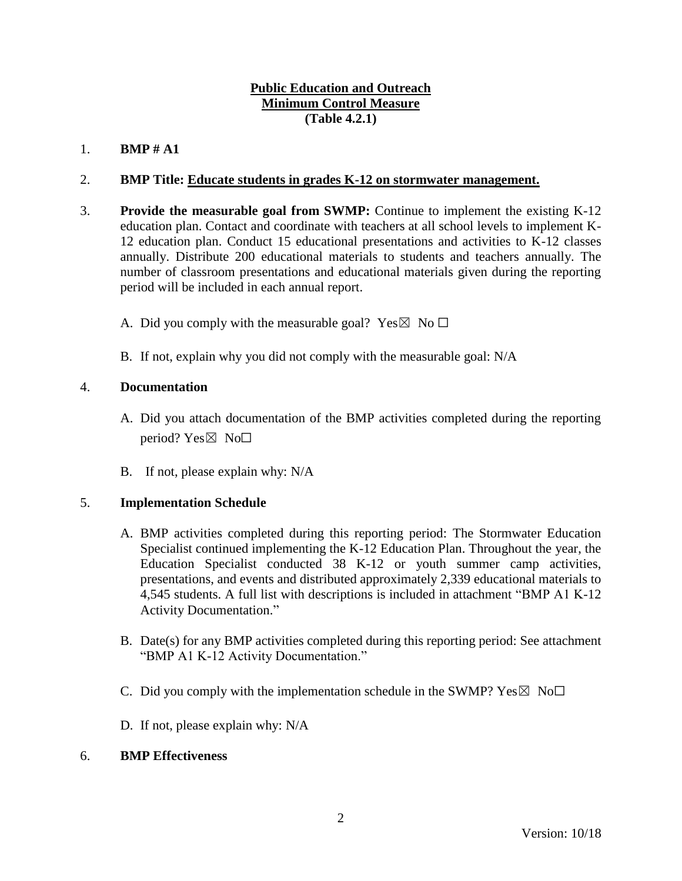**Public Education and Outreach**
**Minimum Control Measure**
**(Table 4.2.1)**

1. **BMP # A1**

2. **BMP Title: Educate students in grades K-12 on stormwater management.**

3. **Provide the measurable goal from SWMP:** Continue to implement the existing K-12 education plan. Contact and coordinate with teachers at all school levels to implement K-12 education plan. Conduct 15 educational presentations and activities to K-12 classes annually. Distribute 200 educational materials to students and teachers annually. The number of classroom presentations and educational materials given during the reporting period will be included in each annual report.

   A. Did you comply with the measurable goal? Yes☒ No ☐

   B. If not, explain why you did not comply with the measurable goal: N/A

4. **Documentation**

   A. Did you attach documentation of the BMP activities completed during the reporting period? Yes☒ No☐

   B. If not, please explain why: N/A

5. **Implementation Schedule**

   A. BMP activities completed during this reporting period: The Stormwater Education Specialist continued implementing the K-12 Education Plan. Throughout the year, the Education Specialist conducted 38 K-12 or youth summer camp activities, presentations, and events and distributed approximately 2,339 educational materials to 4,545 students. A full list with descriptions is included in attachment "BMP A1 K-12 Activity Documentation."

   B. Date(s) for any BMP activities completed during this reporting period: See attachment "BMP A1 K-12 Activity Documentation."

   C. Did you comply with the implementation schedule in the SWMP? Yes☒ No☐

   D. If not, please explain why: N/A

6. **BMP Effectiveness**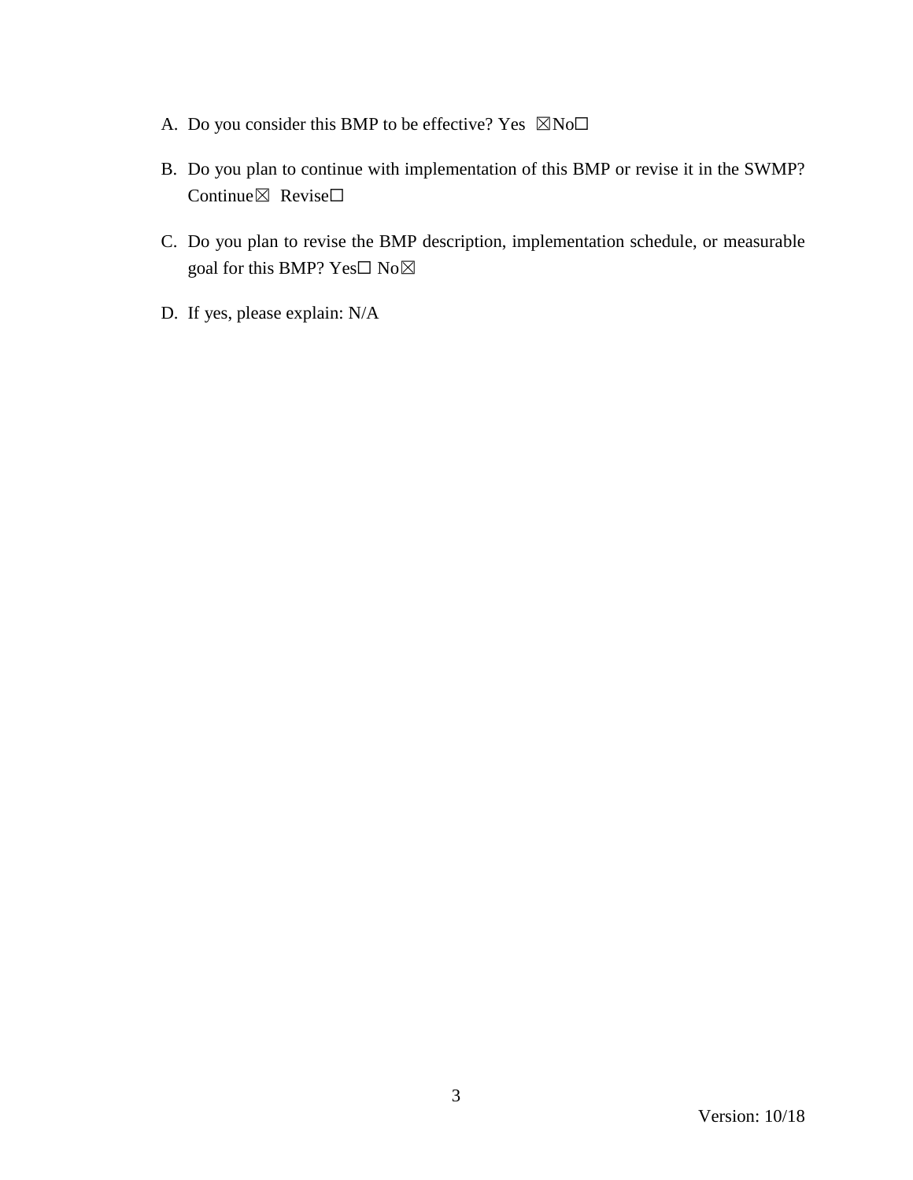A. Do you consider this BMP to be effective? Yes ☒No☐

B. Do you plan to continue with implementation of this BMP or revise it in the SWMP? Continue☒ Revise☐

C. Do you plan to revise the BMP description, implementation schedule, or measurable goal for this BMP? Yes☐ No☒

D. If yes, please explain: N/A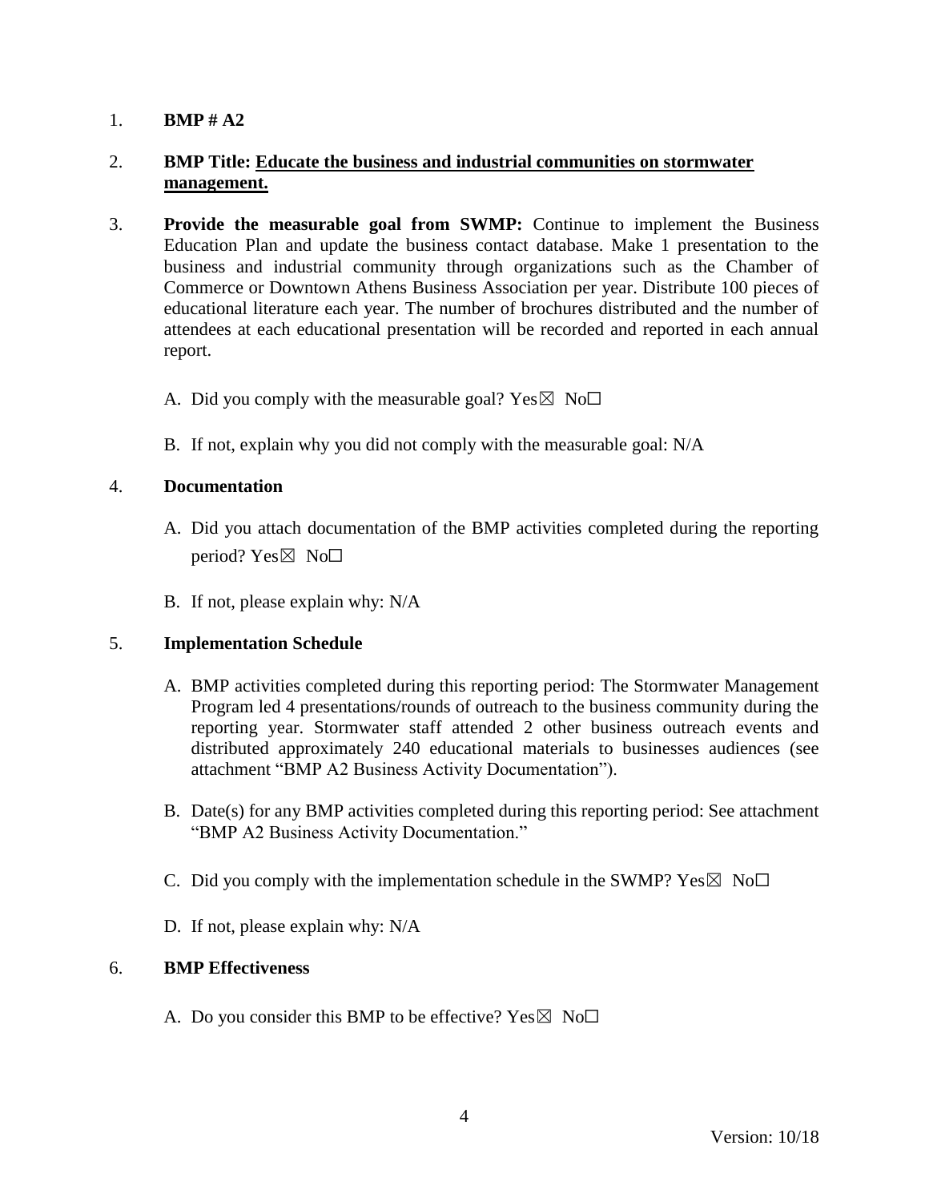1. **BMP # A2**

2. **BMP Title: <u>Educate the business and industrial communities on stormwater management.</u>**

3. **Provide the measurable goal from SWMP:** Continue to implement the Business Education Plan and update the business contact database. Make 1 presentation to the business and industrial community through organizations such as the Chamber of Commerce or Downtown Athens Business Association per year. Distribute 100 pieces of educational literature each year. The number of brochures distributed and the number of attendees at each educational presentation will be recorded and reported in each annual report.

   A. Did you comply with the measurable goal? Yes☒ No☐

   B. If not, explain why you did not comply with the measurable goal: N/A

4. **Documentation**

   A. Did you attach documentation of the BMP activities completed during the reporting period? Yes☒ No☐

   B. If not, please explain why: N/A

5. **Implementation Schedule**

   A. BMP activities completed during this reporting period: The Stormwater Management Program led 4 presentations/rounds of outreach to the business community during the reporting year. Stormwater staff attended 2 other business outreach events and distributed approximately 240 educational materials to businesses audiences (see attachment "BMP A2 Business Activity Documentation").

   B. Date(s) for any BMP activities completed during this reporting period: See attachment "BMP A2 Business Activity Documentation."

   C. Did you comply with the implementation schedule in the SWMP? Yes☒ No☐

   D. If not, please explain why: N/A

6. **BMP Effectiveness**

   A. Do you consider this BMP to be effective? Yes☒ No☐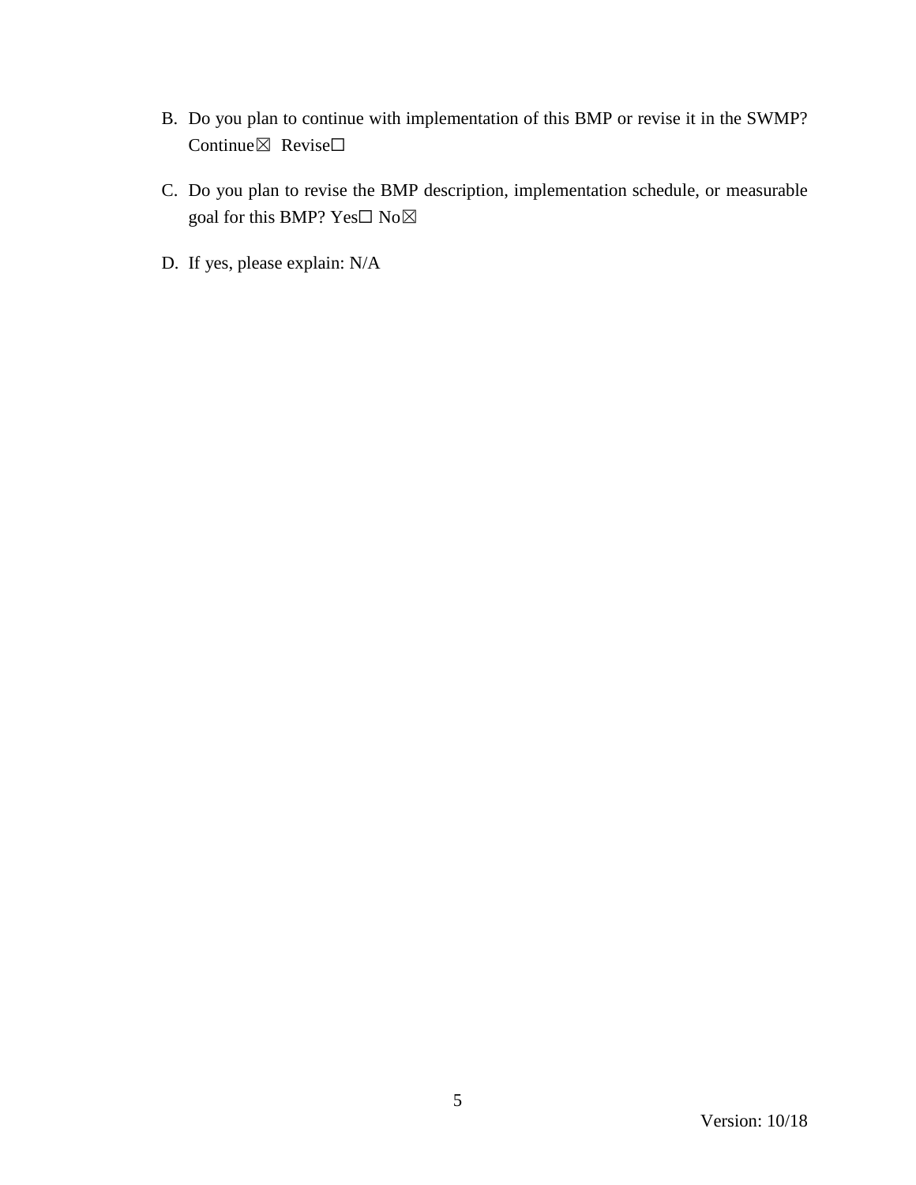B. Do you plan to continue with implementation of this BMP or revise it in the SWMP? Continue☒ Revise☐

C. Do you plan to revise the BMP description, implementation schedule, or measurable goal for this BMP? Yes☐ No☒

D. If yes, please explain: N/A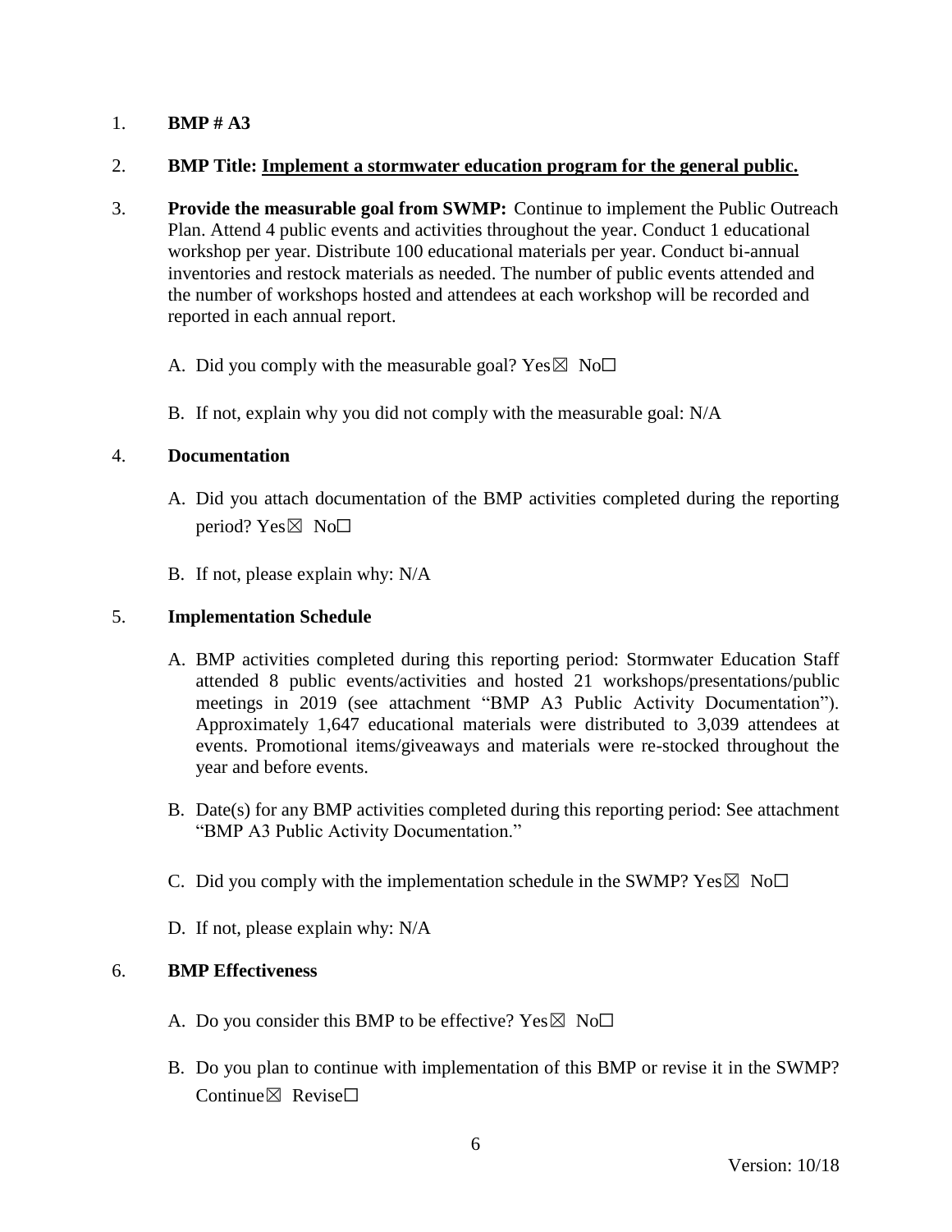1. **BMP # A3**

2. **BMP Title: Implement a stormwater education program for the general public.**

3. **Provide the measurable goal from SWMP:** Continue to implement the Public Outreach Plan. Attend 4 public events and activities throughout the year. Conduct 1 educational workshop per year. Distribute 100 educational materials per year. Conduct bi-annual inventories and restock materials as needed. The number of public events attended and the number of workshops hosted and attendees at each workshop will be recorded and reported in each annual report.

   A. Did you comply with the measurable goal? Yes☒ No☐

   B. If not, explain why you did not comply with the measurable goal: N/A

4. **Documentation**

   A. Did you attach documentation of the BMP activities completed during the reporting period? Yes☒ No☐

   B. If not, please explain why: N/A

5. **Implementation Schedule**

   A. BMP activities completed during this reporting period: Stormwater Education Staff attended 8 public events/activities and hosted 21 workshops/presentations/public meetings in 2019 (see attachment "BMP A3 Public Activity Documentation"). Approximately 1,647 educational materials were distributed to 3,039 attendees at events. Promotional items/giveaways and materials were re-stocked throughout the year and before events.

   B. Date(s) for any BMP activities completed during this reporting period: See attachment "BMP A3 Public Activity Documentation."

   C. Did you comply with the implementation schedule in the SWMP? Yes☒ No☐

   D. If not, please explain why: N/A

6. **BMP Effectiveness**

   A. Do you consider this BMP to be effective? Yes☒ No☐

   B. Do you plan to continue with implementation of this BMP or revise it in the SWMP? Continue☒ Revise☐

Version: 10/18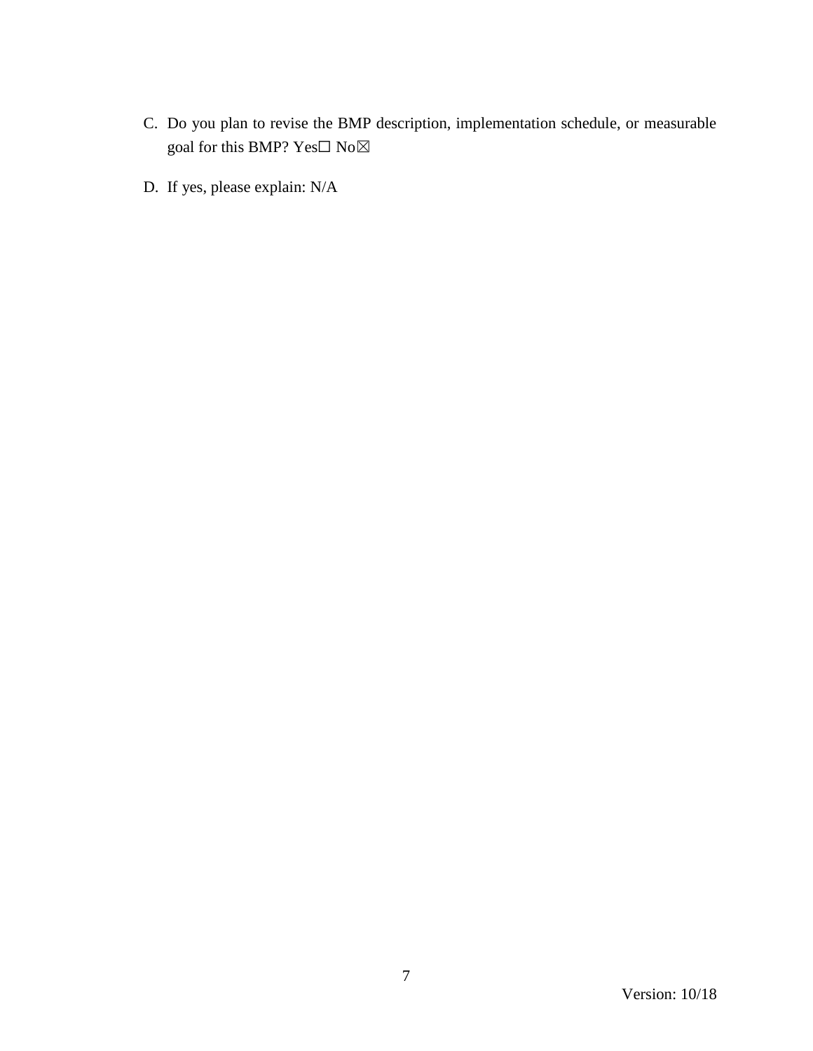C. Do you plan to revise the BMP description, implementation schedule, or measurable goal for this BMP? Yes☐ No☒

D. If yes, please explain: N/A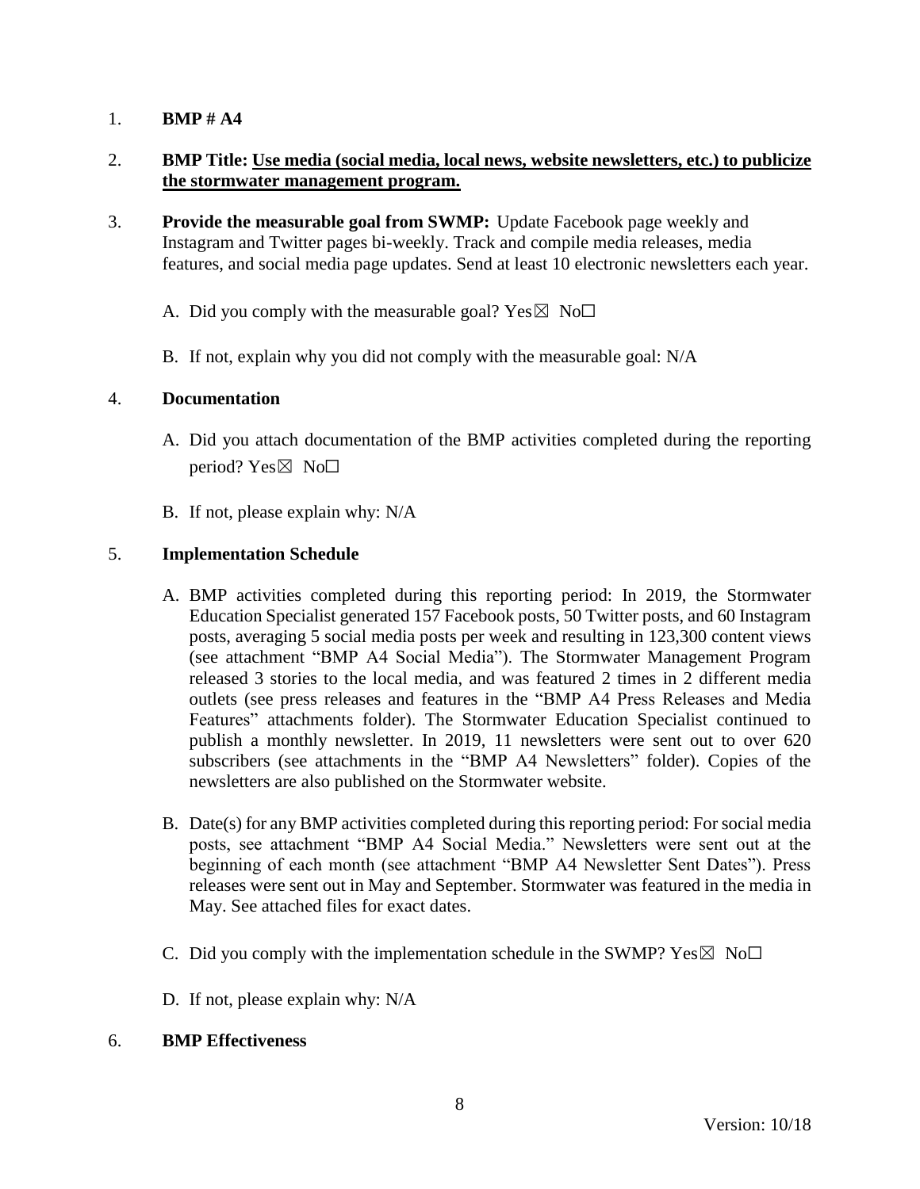1. **BMP # A4**

2. **BMP Title: Use media (social media, local news, website newsletters, etc.) to publicize the stormwater management program.**

3. **Provide the measurable goal from SWMP:** Update Facebook page weekly and Instagram and Twitter pages bi-weekly. Track and compile media releases, media features, and social media page updates. Send at least 10 electronic newsletters each year.

   A. Did you comply with the measurable goal? Yes☒ No☐

   B. If not, explain why you did not comply with the measurable goal: N/A

4. **Documentation**

   A. Did you attach documentation of the BMP activities completed during the reporting period? Yes☒ No☐

   B. If not, please explain why: N/A

5. **Implementation Schedule**

   A. BMP activities completed during this reporting period: In 2019, the Stormwater Education Specialist generated 157 Facebook posts, 50 Twitter posts, and 60 Instagram posts, averaging 5 social media posts per week and resulting in 123,300 content views (see attachment "BMP A4 Social Media"). The Stormwater Management Program released 3 stories to the local media, and was featured 2 times in 2 different media outlets (see press releases and features in the "BMP A4 Press Releases and Media Features" attachments folder). The Stormwater Education Specialist continued to publish a monthly newsletter. In 2019, 11 newsletters were sent out to over 620 subscribers (see attachments in the "BMP A4 Newsletters" folder). Copies of the newsletters are also published on the Stormwater website.

   B. Date(s) for any BMP activities completed during this reporting period: For social media posts, see attachment "BMP A4 Social Media." Newsletters were sent out at the beginning of each month (see attachment "BMP A4 Newsletter Sent Dates"). Press releases were sent out in May and September. Stormwater was featured in the media in May. See attached files for exact dates.

   C. Did you comply with the implementation schedule in the SWMP? Yes☒ No☐

   D. If not, please explain why: N/A

6. **BMP Effectiveness**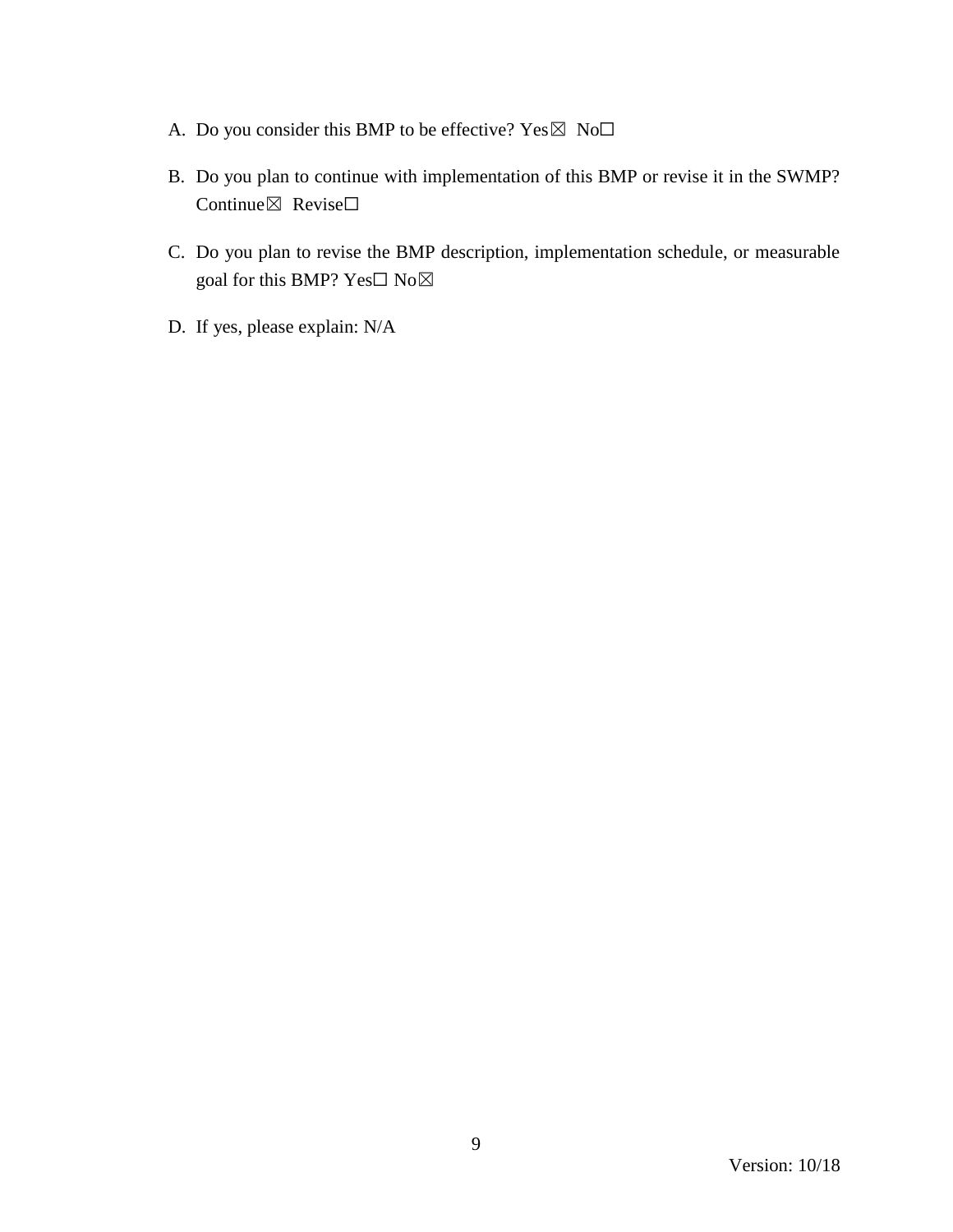A. Do you consider this BMP to be effective? Yes☒ No☐

B. Do you plan to continue with implementation of this BMP or revise it in the SWMP? Continue☒ Revise☐

C. Do you plan to revise the BMP description, implementation schedule, or measurable goal for this BMP? Yes☐ No☒

D. If yes, please explain: N/A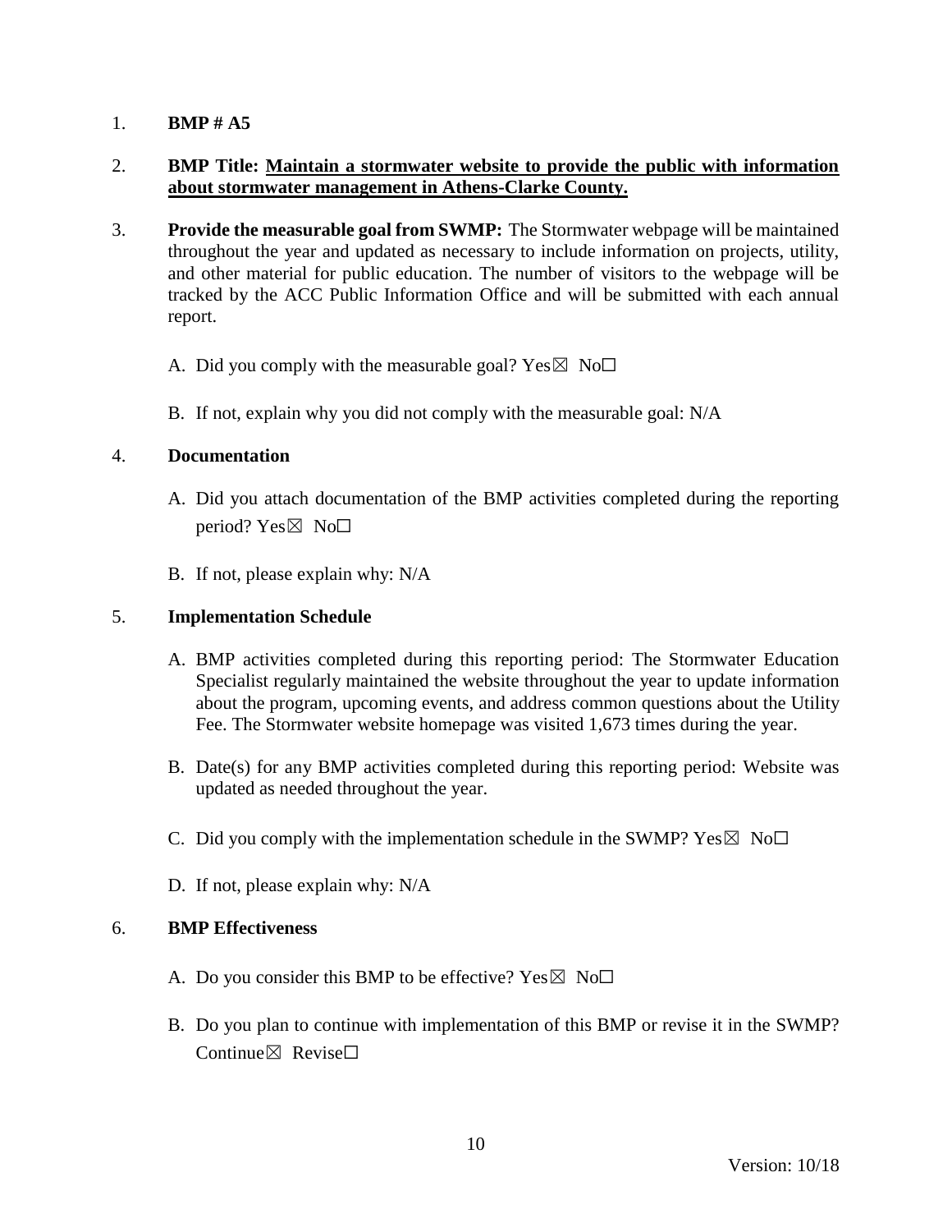1. **BMP # A5**

2. **BMP Title: Maintain a stormwater website to provide the public with information about stormwater management in Athens-Clarke County.**

3. **Provide the measurable goal from SWMP:** The Stormwater webpage will be maintained throughout the year and updated as necessary to include information on projects, utility, and other material for public education. The number of visitors to the webpage will be tracked by the ACC Public Information Office and will be submitted with each annual report.

   A. Did you comply with the measurable goal? Yes☒ No☐

   B. If not, explain why you did not comply with the measurable goal: N/A

4. **Documentation**

   A. Did you attach documentation of the BMP activities completed during the reporting period? Yes☒ No☐

   B. If not, please explain why: N/A

5. **Implementation Schedule**

   A. BMP activities completed during this reporting period: The Stormwater Education Specialist regularly maintained the website throughout the year to update information about the program, upcoming events, and address common questions about the Utility Fee. The Stormwater website homepage was visited 1,673 times during the year.

   B. Date(s) for any BMP activities completed during this reporting period: Website was updated as needed throughout the year.

   C. Did you comply with the implementation schedule in the SWMP? Yes☒ No☐

   D. If not, please explain why: N/A

6. **BMP Effectiveness**

   A. Do you consider this BMP to be effective? Yes☒ No☐

   B. Do you plan to continue with implementation of this BMP or revise it in the SWMP? Continue☒ Revise☐

Version: 10/18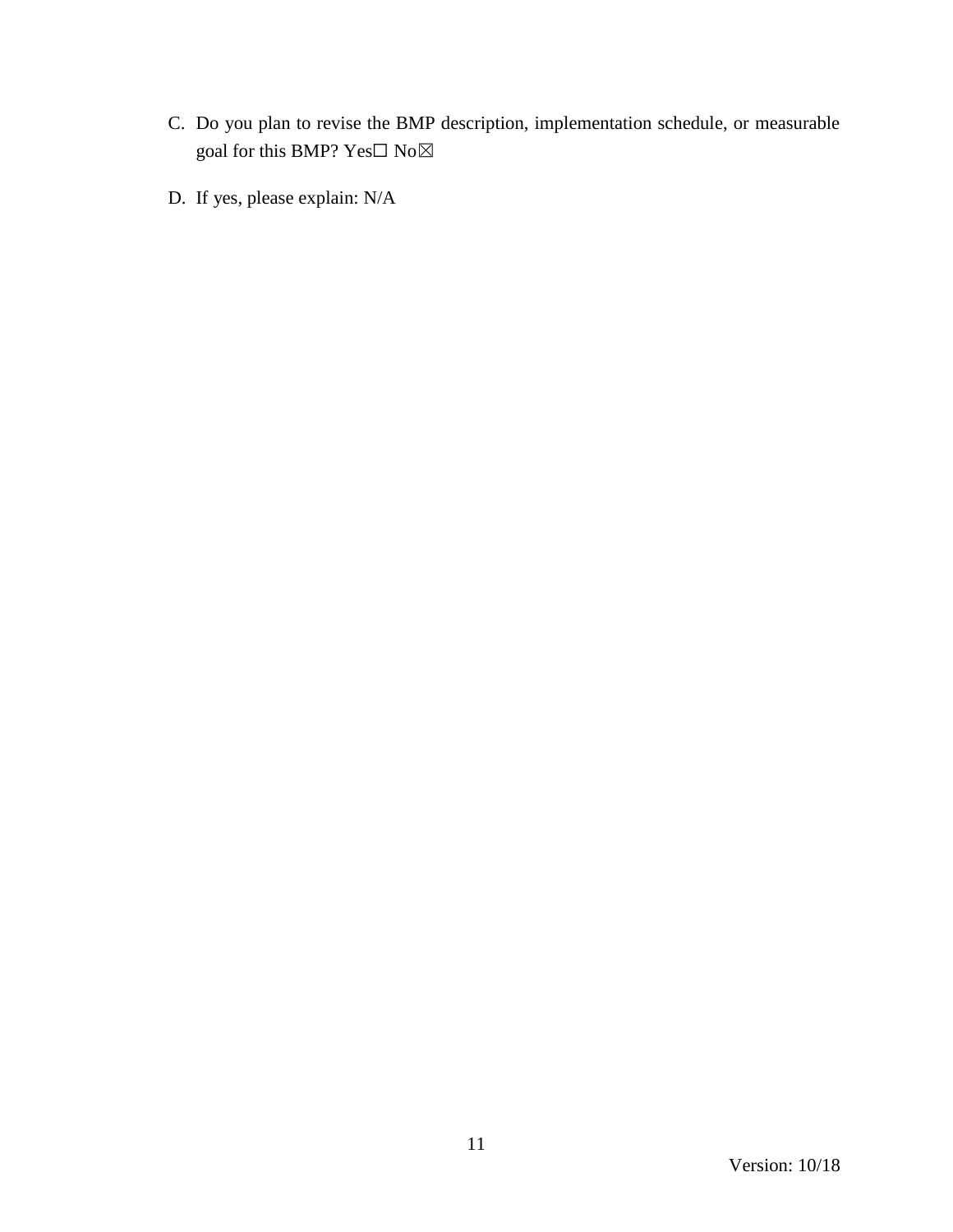C. Do you plan to revise the BMP description, implementation schedule, or measurable goal for this BMP? Yes☐ No☒

D. If yes, please explain: N/A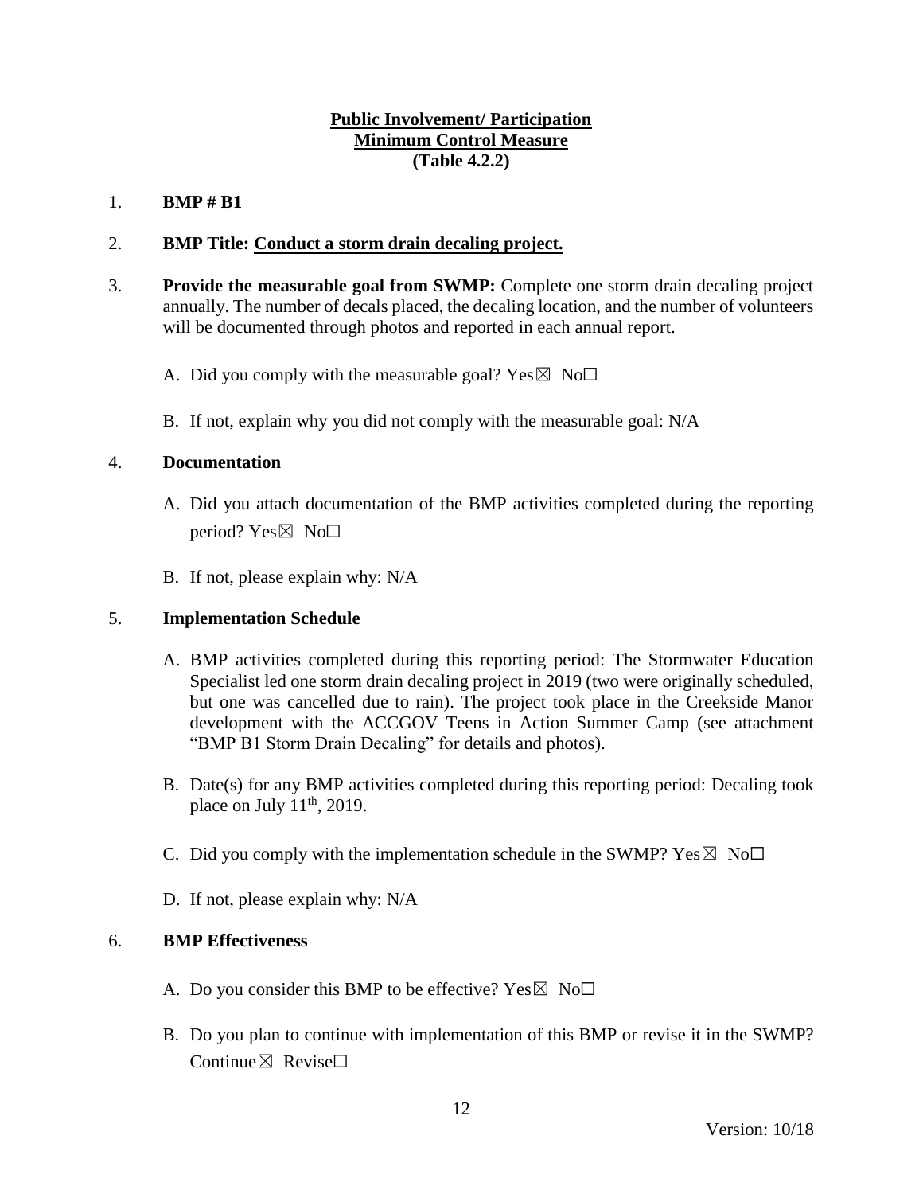**Public Involvement/ Participation**
**Minimum Control Measure**
**(Table 4.2.2)**

1. **BMP # B1**

2. **BMP Title: Conduct a storm drain decaling project.**

3. **Provide the measurable goal from SWMP:** Complete one storm drain decaling project annually. The number of decals placed, the decaling location, and the number of volunteers will be documented through photos and reported in each annual report.

   A. Did you comply with the measurable goal? Yes☒ No☐

   B. If not, explain why you did not comply with the measurable goal: N/A

4. **Documentation**

   A. Did you attach documentation of the BMP activities completed during the reporting period? Yes☒ No☐

   B. If not, please explain why: N/A

5. **Implementation Schedule**

   A. BMP activities completed during this reporting period: The Stormwater Education Specialist led one storm drain decaling project in 2019 (two were originally scheduled, but one was cancelled due to rain). The project took place in the Creekside Manor development with the ACCGOV Teens in Action Summer Camp (see attachment "BMP B1 Storm Drain Decaling" for details and photos).

   B. Date(s) for any BMP activities completed during this reporting period: Decaling took place on July 11th, 2019.

   C. Did you comply with the implementation schedule in the SWMP? Yes☒ No☐

   D. If not, please explain why: N/A

6. **BMP Effectiveness**

   A. Do you consider this BMP to be effective? Yes☒ No☐

   B. Do you plan to continue with implementation of this BMP or revise it in the SWMP? Continue☒ Revise☐

Version: 10/18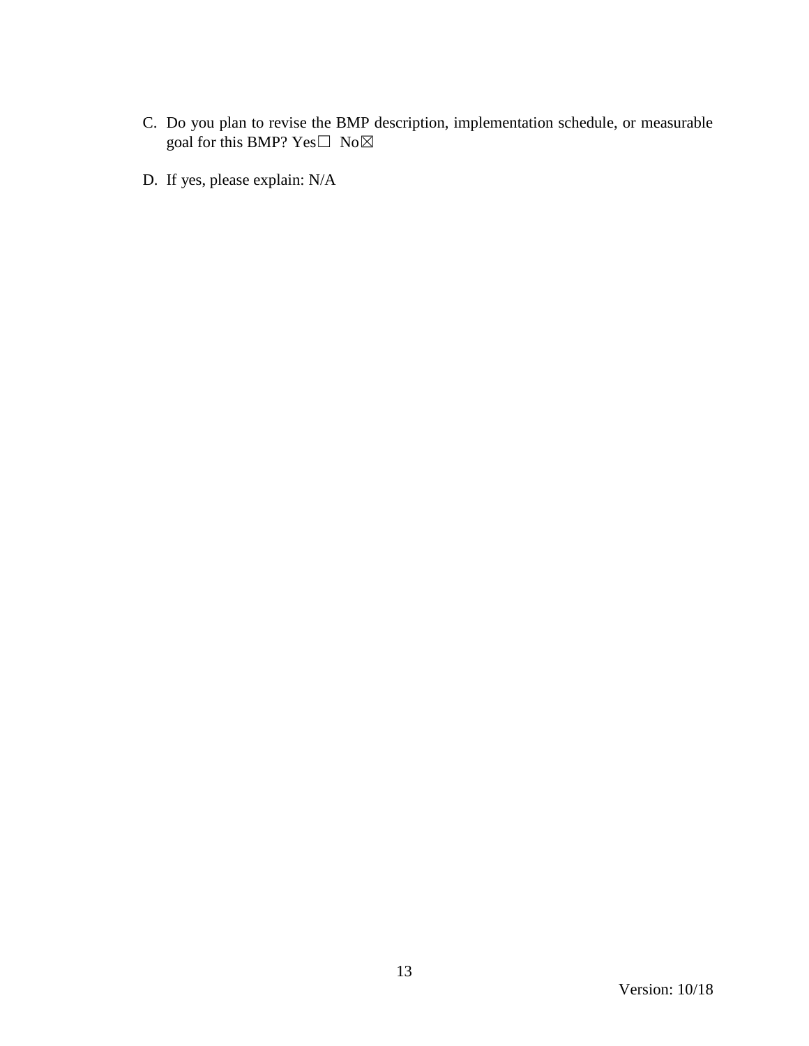C. Do you plan to revise the BMP description, implementation schedule, or measurable goal for this BMP? Yes☐ No☒

D. If yes, please explain: N/A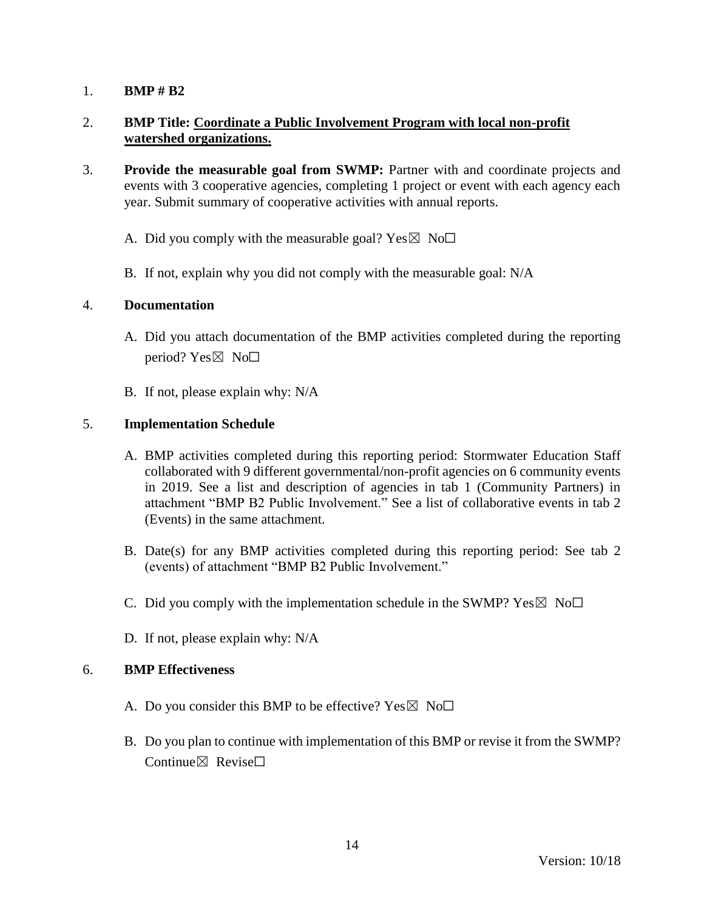1. **BMP # B2**

2. **BMP Title: Coordinate a Public Involvement Program with local non-profit watershed organizations.**

3. **Provide the measurable goal from SWMP:** Partner with and coordinate projects and events with 3 cooperative agencies, completing 1 project or event with each agency each year. Submit summary of cooperative activities with annual reports.

   A. Did you comply with the measurable goal? Yes☒ No☐

   B. If not, explain why you did not comply with the measurable goal: N/A

4. **Documentation**

   A. Did you attach documentation of the BMP activities completed during the reporting period? Yes☒ No☐

   B. If not, please explain why: N/A

5. **Implementation Schedule**

   A. BMP activities completed during this reporting period: Stormwater Education Staff collaborated with 9 different governmental/non-profit agencies on 6 community events in 2019. See a list and description of agencies in tab 1 (Community Partners) in attachment "BMP B2 Public Involvement." See a list of collaborative events in tab 2 (Events) in the same attachment.

   B. Date(s) for any BMP activities completed during this reporting period: See tab 2 (events) of attachment "BMP B2 Public Involvement."

   C. Did you comply with the implementation schedule in the SWMP? Yes☒ No☐

   D. If not, please explain why: N/A

6. **BMP Effectiveness**

   A. Do you consider this BMP to be effective? Yes☒ No☐

   B. Do you plan to continue with implementation of this BMP or revise it from the SWMP? Continue☒ Revise☐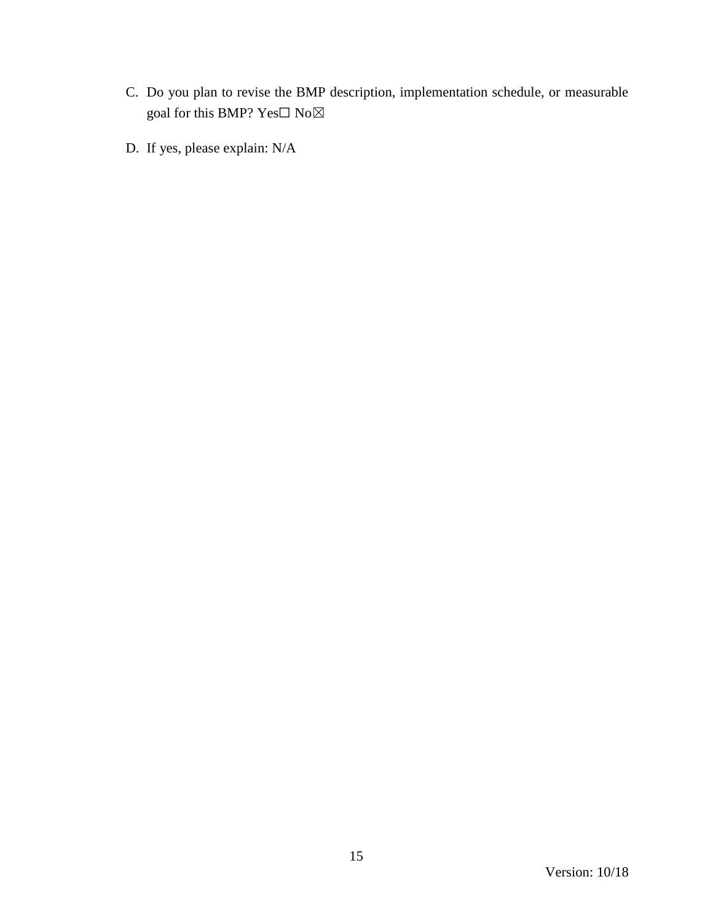C. Do you plan to revise the BMP description, implementation schedule, or measurable goal for this BMP? Yes☐ No☒

D. If yes, please explain: N/A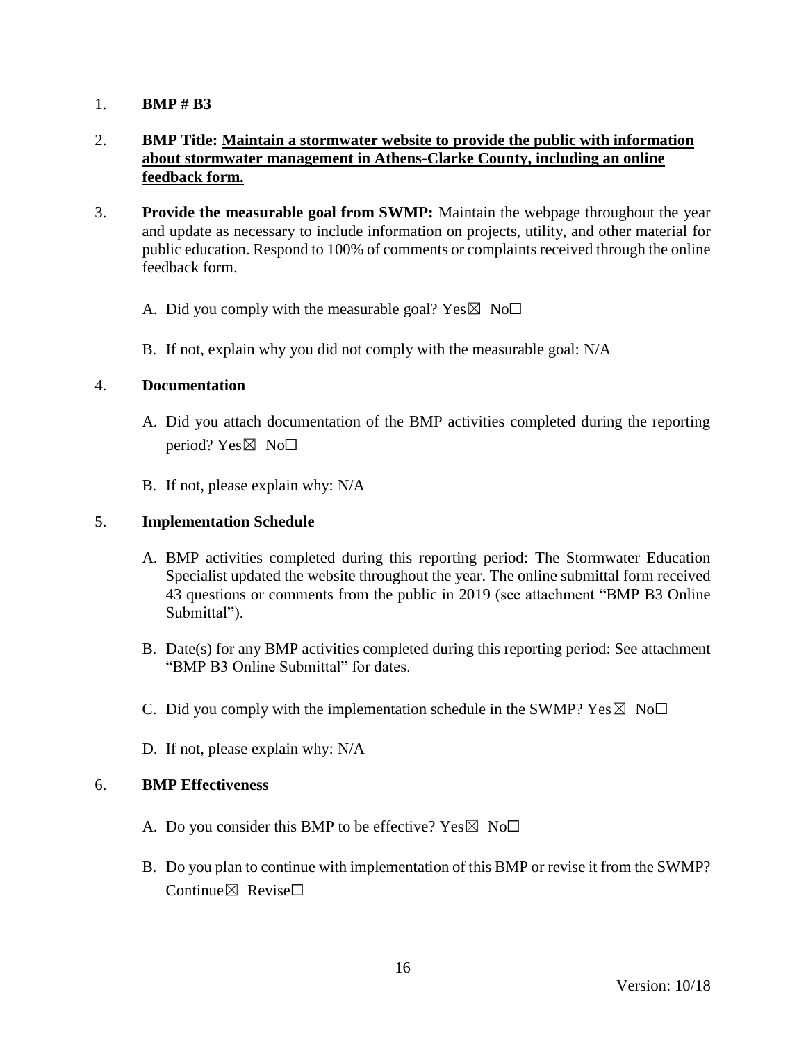1. **BMP # B3**

2. **BMP Title: Maintain a stormwater website to provide the public with information about stormwater management in Athens-Clarke County, including an online feedback form.**

3. **Provide the measurable goal from SWMP:** Maintain the webpage throughout the year and update as necessary to include information on projects, utility, and other material for public education. Respond to 100% of comments or complaints received through the online feedback form.

   A. Did you comply with the measurable goal? Yes☒ No☐

   B. If not, explain why you did not comply with the measurable goal: N/A

4. **Documentation**

   A. Did you attach documentation of the BMP activities completed during the reporting period? Yes☒ No☐

   B. If not, please explain why: N/A

5. **Implementation Schedule**

   A. BMP activities completed during this reporting period: The Stormwater Education Specialist updated the website throughout the year. The online submittal form received 43 questions or comments from the public in 2019 (see attachment "BMP B3 Online Submittal").

   B. Date(s) for any BMP activities completed during this reporting period: See attachment "BMP B3 Online Submittal" for dates.

   C. Did you comply with the implementation schedule in the SWMP? Yes☒ No☐

   D. If not, please explain why: N/A

6. **BMP Effectiveness**

   A. Do you consider this BMP to be effective? Yes☒ No☐

   B. Do you plan to continue with implementation of this BMP or revise it from the SWMP? Continue☒ Revise☐

Version: 10/18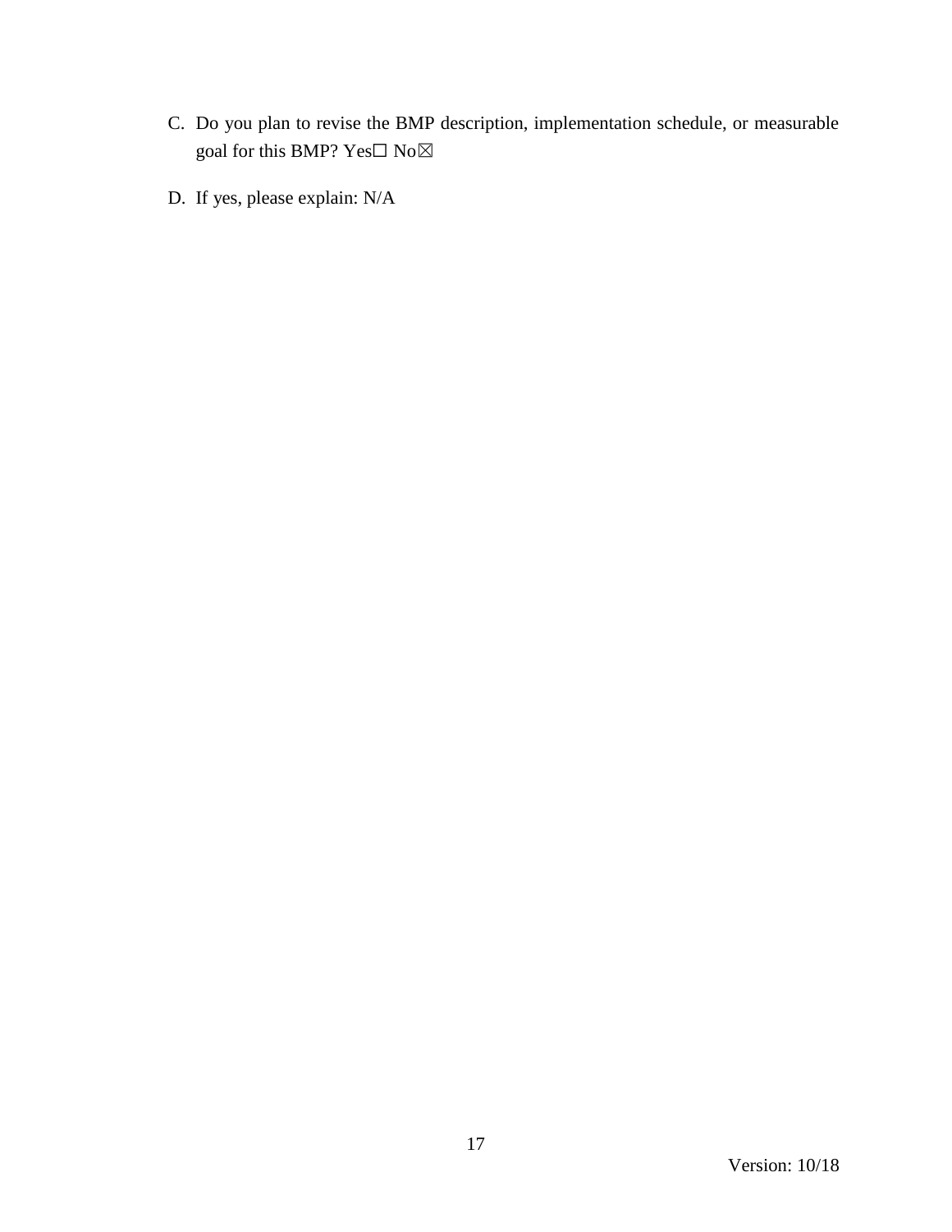C. Do you plan to revise the BMP description, implementation schedule, or measurable goal for this BMP? Yes☐ No☒

D. If yes, please explain: N/A

Version: 10/18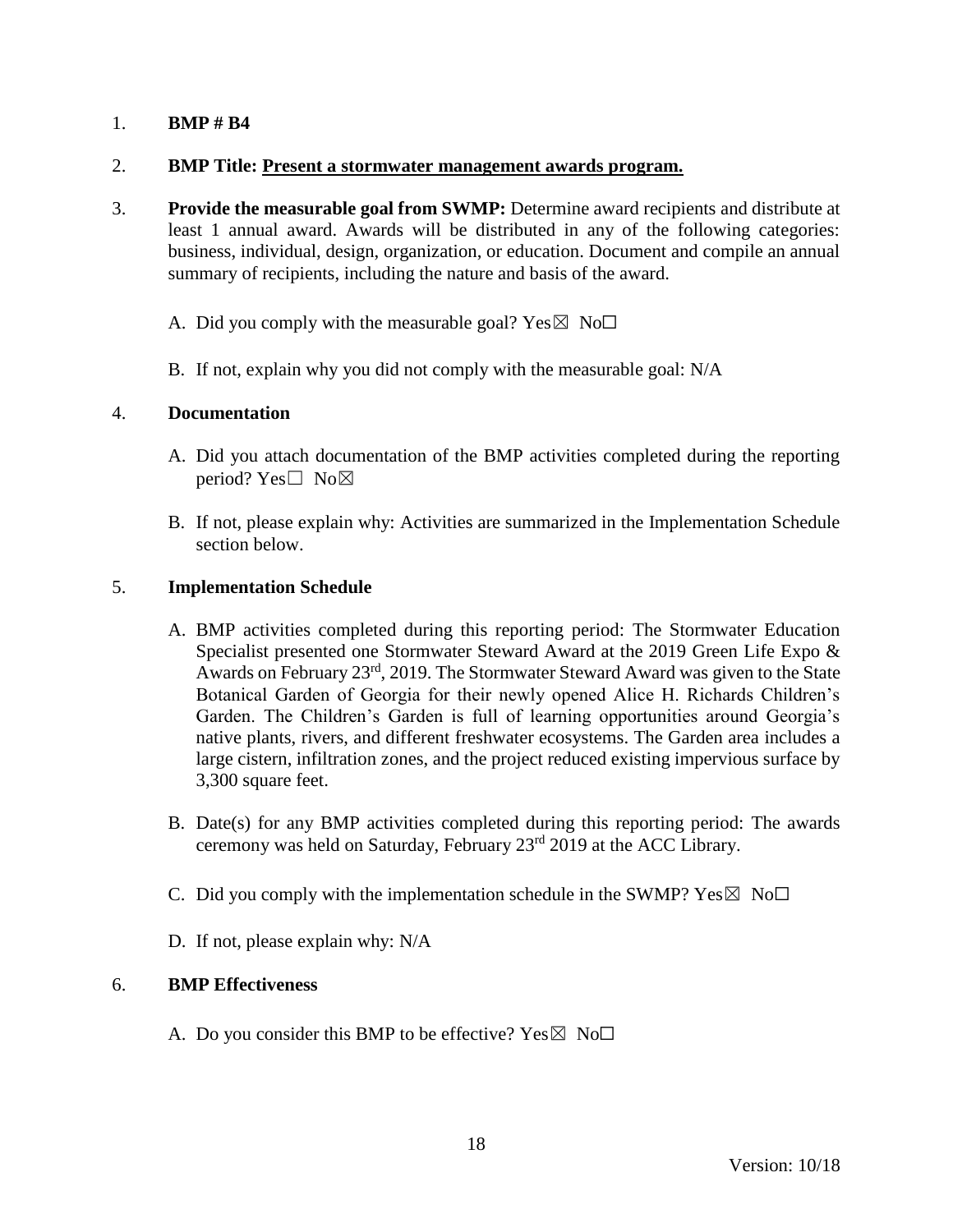1. **BMP # B4**

2. **BMP Title: Present a stormwater management awards program.**

3. **Provide the measurable goal from SWMP:** Determine award recipients and distribute at least 1 annual award. Awards will be distributed in any of the following categories: business, individual, design, organization, or education. Document and compile an annual summary of recipients, including the nature and basis of the award.

   A. Did you comply with the measurable goal? Yes☒ No☐

   B. If not, explain why you did not comply with the measurable goal: N/A

4. **Documentation**

   A. Did you attach documentation of the BMP activities completed during the reporting period? Yes☐ No☒

   B. If not, please explain why: Activities are summarized in the Implementation Schedule section below.

5. **Implementation Schedule**

   A. BMP activities completed during this reporting period: The Stormwater Education Specialist presented one Stormwater Steward Award at the 2019 Green Life Expo & Awards on February 23rd, 2019. The Stormwater Steward Award was given to the State Botanical Garden of Georgia for their newly opened Alice H. Richards Children's Garden. The Children's Garden is full of learning opportunities around Georgia's native plants, rivers, and different freshwater ecosystems. The Garden area includes a large cistern, infiltration zones, and the project reduced existing impervious surface by 3,300 square feet.

   B. Date(s) for any BMP activities completed during this reporting period: The awards ceremony was held on Saturday, February 23rd 2019 at the ACC Library.

   C. Did you comply with the implementation schedule in the SWMP? Yes☒ No☐

   D. If not, please explain why: N/A

6. **BMP Effectiveness**

   A. Do you consider this BMP to be effective? Yes☒ No☐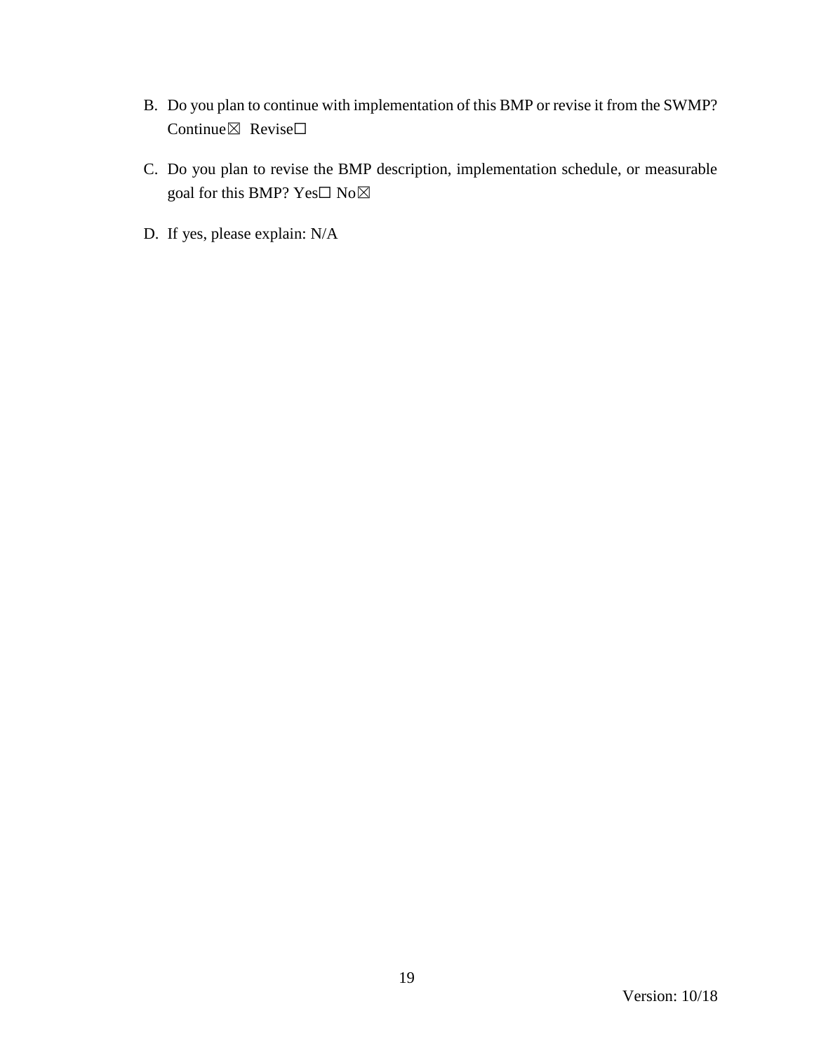B. Do you plan to continue with implementation of this BMP or revise it from the SWMP? Continue☒ Revise☐

C. Do you plan to revise the BMP description, implementation schedule, or measurable goal for this BMP? Yes☐ No☒

D. If yes, please explain: N/A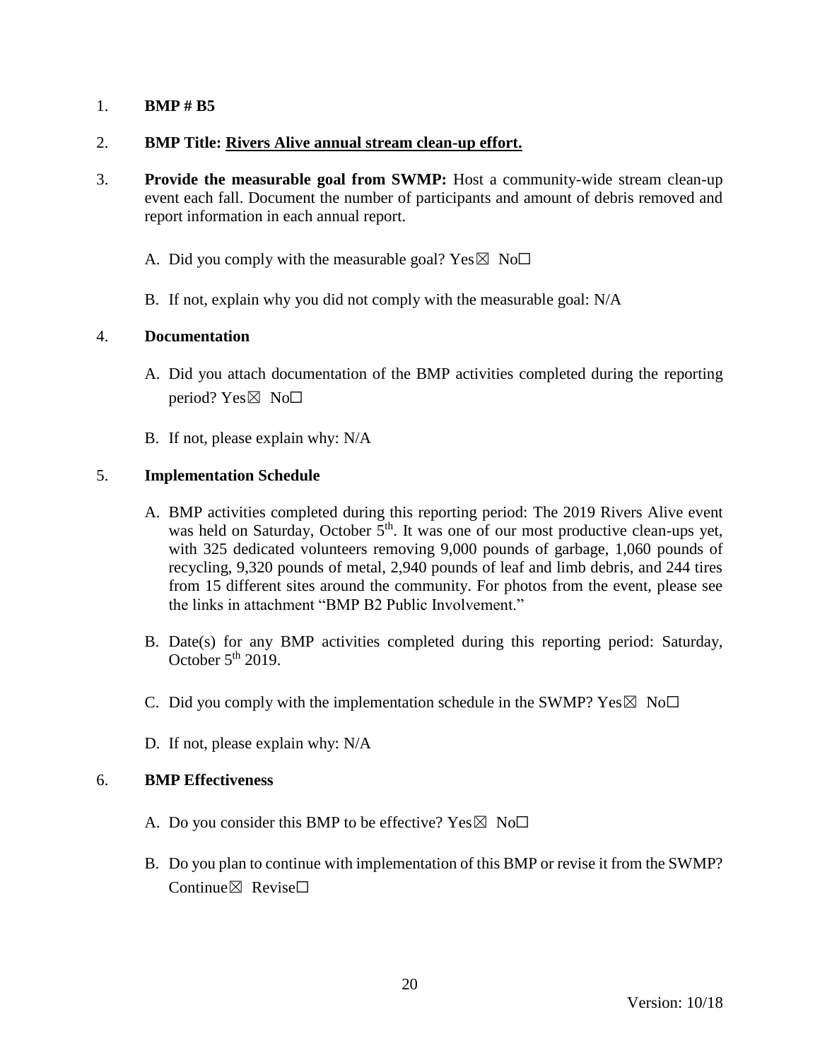1. **BMP # B5**

2. **BMP Title: Rivers Alive annual stream clean-up effort.**

3. **Provide the measurable goal from SWMP:** Host a community-wide stream clean-up event each fall. Document the number of participants and amount of debris removed and report information in each annual report.

   A. Did you comply with the measurable goal? Yes☒ No☐

   B. If not, explain why you did not comply with the measurable goal: N/A

4. **Documentation**

   A. Did you attach documentation of the BMP activities completed during the reporting period? Yes☒ No☐

   B. If not, please explain why: N/A

5. **Implementation Schedule**

   A. BMP activities completed during this reporting period: The 2019 Rivers Alive event was held on Saturday, October 5th. It was one of our most productive clean-ups yet, with 325 dedicated volunteers removing 9,000 pounds of garbage, 1,060 pounds of recycling, 9,320 pounds of metal, 2,940 pounds of leaf and limb debris, and 244 tires from 15 different sites around the community. For photos from the event, please see the links in attachment "BMP B2 Public Involvement."

   B. Date(s) for any BMP activities completed during this reporting period: Saturday, October 5th 2019.

   C. Did you comply with the implementation schedule in the SWMP? Yes☒ No☐

   D. If not, please explain why: N/A

6. **BMP Effectiveness**

   A. Do you consider this BMP to be effective? Yes☒ No☐

   B. Do you plan to continue with implementation of this BMP or revise it from the SWMP? Continue☒ Revise☐

Version: 10/18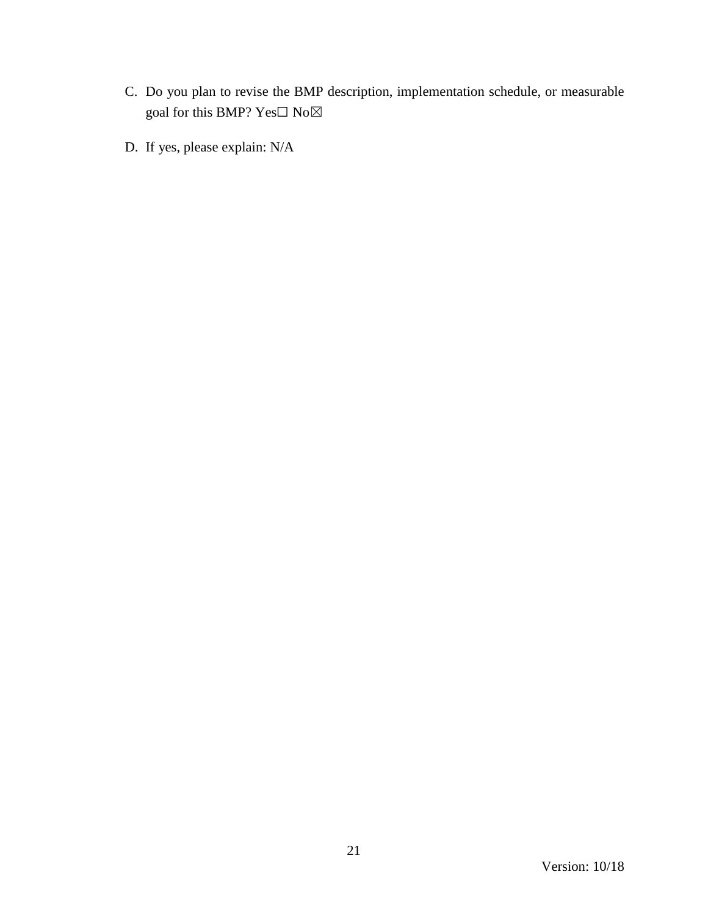C. Do you plan to revise the BMP description, implementation schedule, or measurable goal for this BMP? Yes☐ No☒

D. If yes, please explain: N/A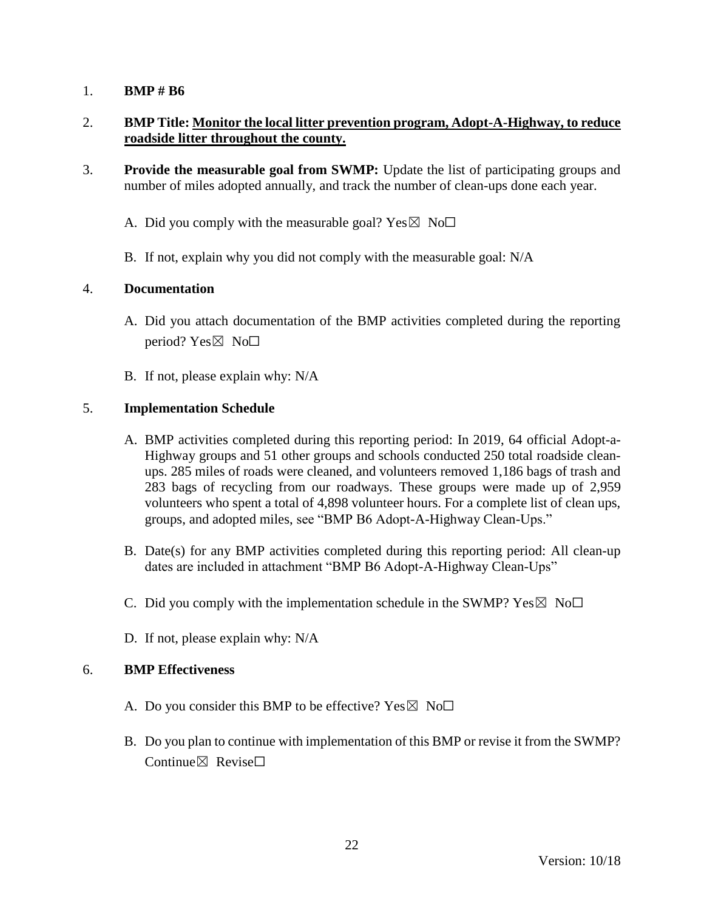1. **BMP # B6**

2. **BMP Title: Monitor the local litter prevention program, Adopt-A-Highway, to reduce roadside litter throughout the county.**

3. **Provide the measurable goal from SWMP:** Update the list of participating groups and number of miles adopted annually, and track the number of clean-ups done each year.

   A. Did you comply with the measurable goal? Yes☒ No☐

   B. If not, explain why you did not comply with the measurable goal: N/A

4. **Documentation**

   A. Did you attach documentation of the BMP activities completed during the reporting period? Yes☒ No☐

   B. If not, please explain why: N/A

5. **Implementation Schedule**

   A. BMP activities completed during this reporting period: In 2019, 64 official Adopt-a-Highway groups and 51 other groups and schools conducted 250 total roadside clean-ups. 285 miles of roads were cleaned, and volunteers removed 1,186 bags of trash and 283 bags of recycling from our roadways. These groups were made up of 2,959 volunteers who spent a total of 4,898 volunteer hours. For a complete list of clean ups, groups, and adopted miles, see "BMP B6 Adopt-A-Highway Clean-Ups."

   B. Date(s) for any BMP activities completed during this reporting period: All clean-up dates are included in attachment "BMP B6 Adopt-A-Highway Clean-Ups"

   C. Did you comply with the implementation schedule in the SWMP? Yes☒ No☐

   D. If not, please explain why: N/A

6. **BMP Effectiveness**

   A. Do you consider this BMP to be effective? Yes☒ No☐

   B. Do you plan to continue with implementation of this BMP or revise it from the SWMP? Continue☒ Revise☐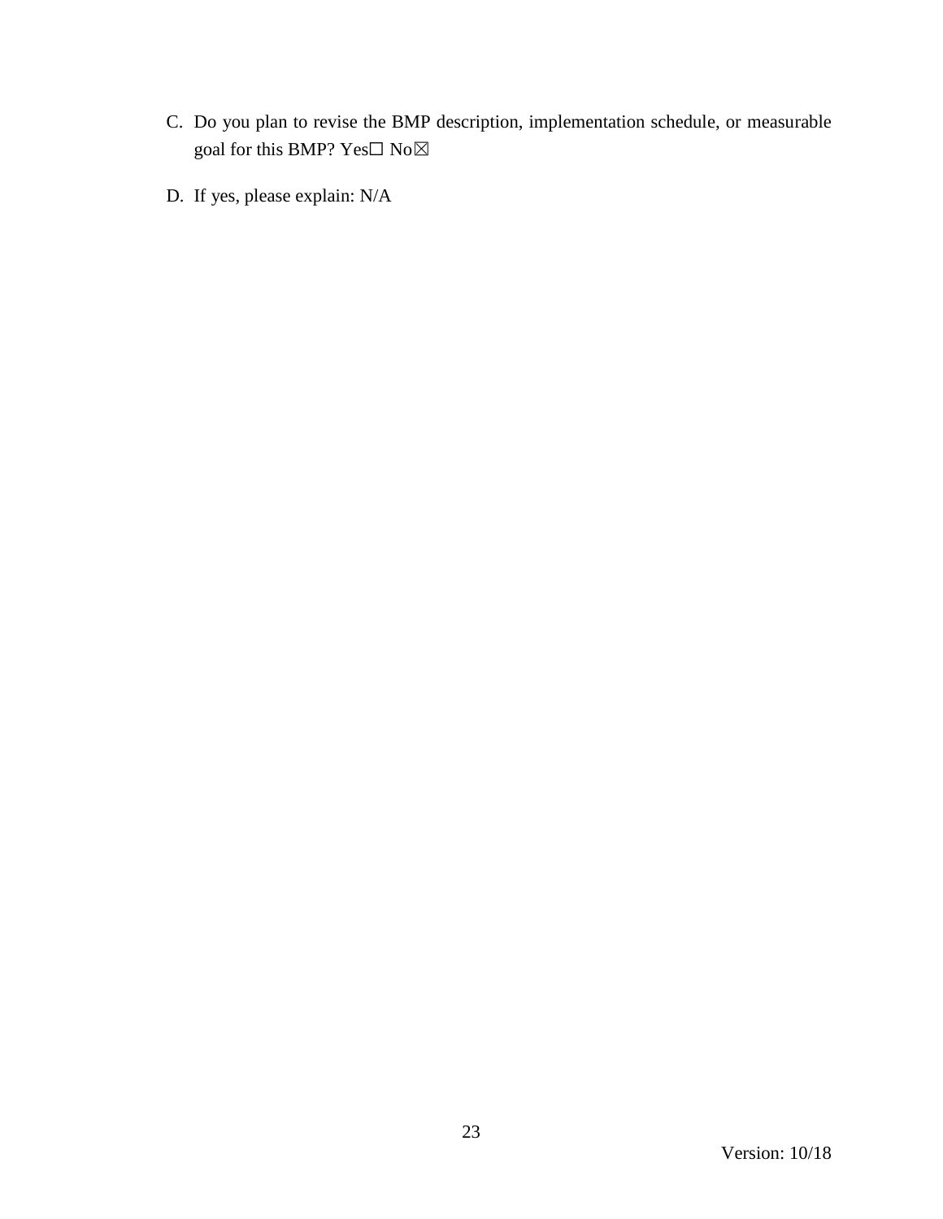C. Do you plan to revise the BMP description, implementation schedule, or measurable goal for this BMP? Yes☐ No☒

D. If yes, please explain: N/A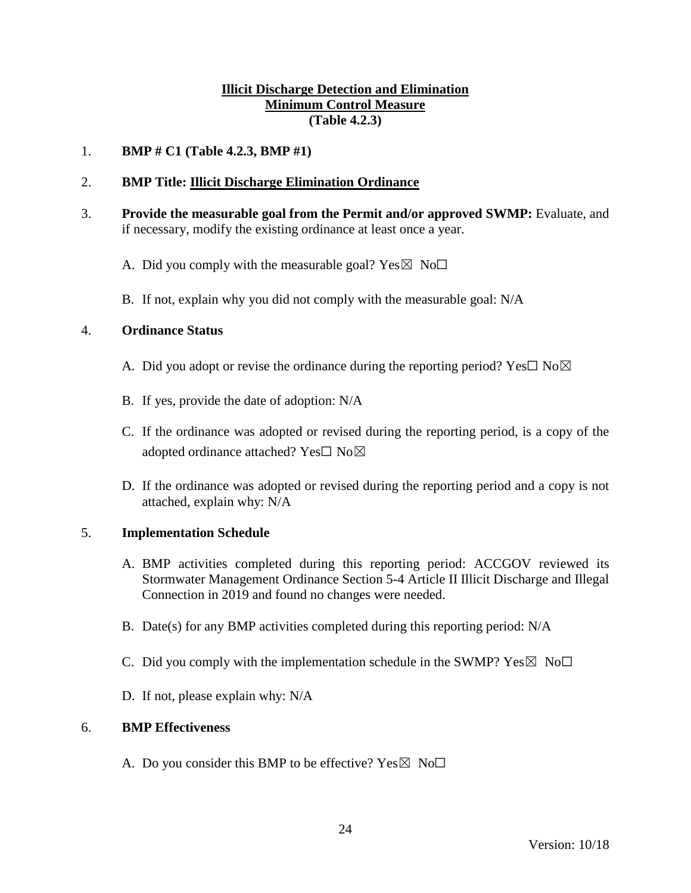**Illicit Discharge Detection and Elimination**
**Minimum Control Measure**
**(Table 4.2.3)**

1. **BMP # C1 (Table 4.2.3, BMP #1)**

2. **BMP Title: Illicit Discharge Elimination Ordinance**

3. **Provide the measurable goal from the Permit and/or approved SWMP:** Evaluate, and if necessary, modify the existing ordinance at least once a year.

   A. Did you comply with the measurable goal? Yes☒ No☐

   B. If not, explain why you did not comply with the measurable goal: N/A

4. **Ordinance Status**

   A. Did you adopt or revise the ordinance during the reporting period? Yes☐ No☒

   B. If yes, provide the date of adoption: N/A

   C. If the ordinance was adopted or revised during the reporting period, is a copy of the adopted ordinance attached? Yes☐ No☒

   D. If the ordinance was adopted or revised during the reporting period and a copy is not attached, explain why: N/A

5. **Implementation Schedule**

   A. BMP activities completed during this reporting period: ACCGOV reviewed its Stormwater Management Ordinance Section 5-4 Article II Illicit Discharge and Illegal Connection in 2019 and found no changes were needed.

   B. Date(s) for any BMP activities completed during this reporting period: N/A

   C. Did you comply with the implementation schedule in the SWMP? Yes☒ No☐

   D. If not, please explain why: N/A

6. **BMP Effectiveness**

   A. Do you consider this BMP to be effective? Yes☒ No☐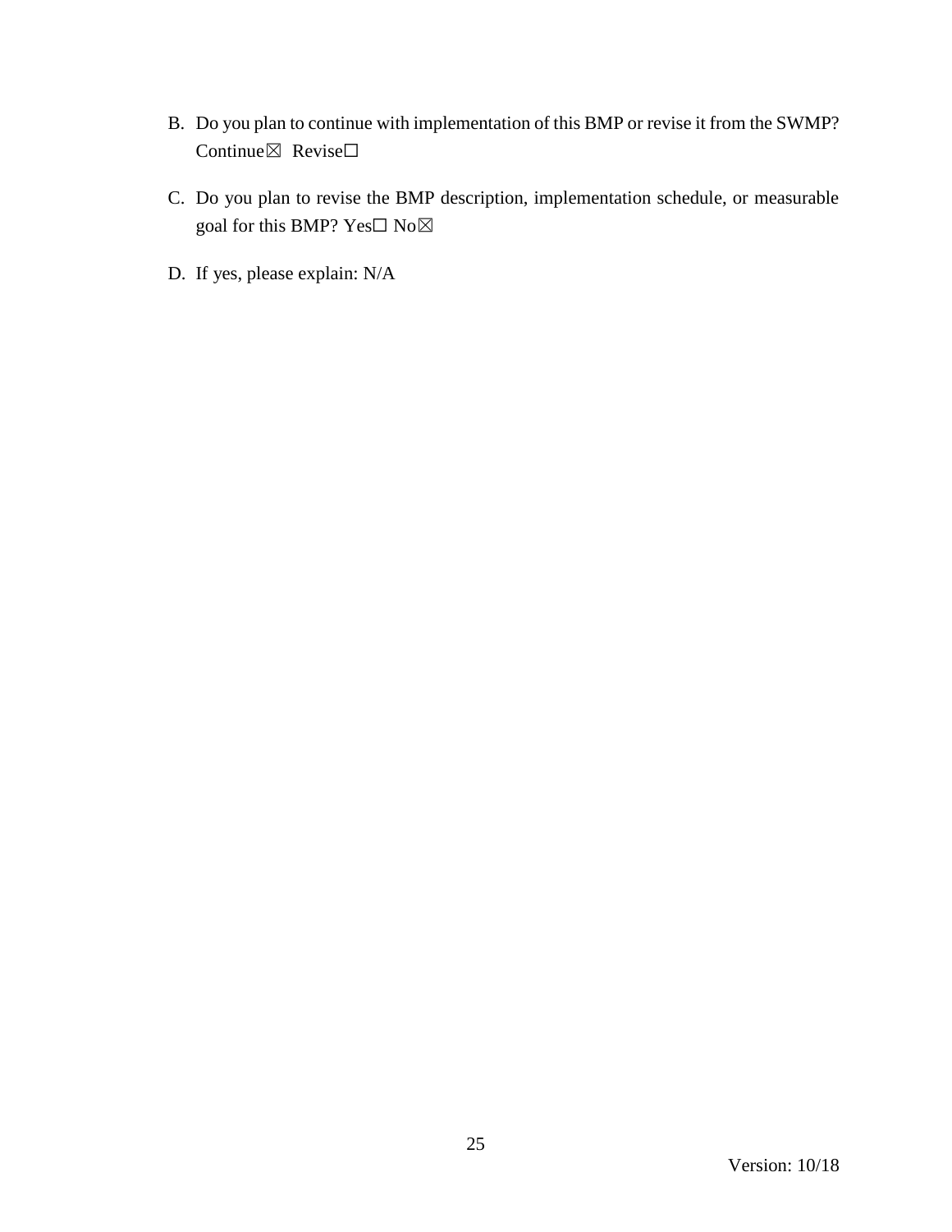B. Do you plan to continue with implementation of this BMP or revise it from the SWMP? Continue☒ Revise☐

C. Do you plan to revise the BMP description, implementation schedule, or measurable goal for this BMP? Yes☐ No☒

D. If yes, please explain: N/A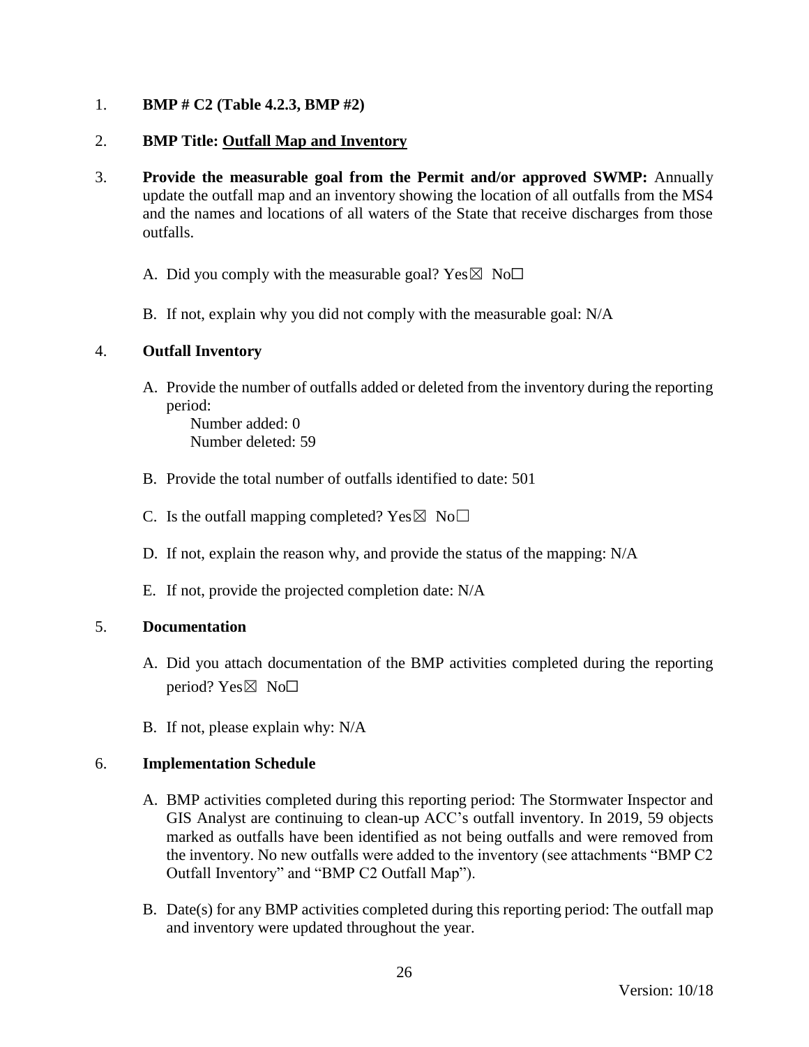1. **BMP # C2 (Table 4.2.3, BMP #2)**

2. **BMP Title: Outfall Map and Inventory**

3. **Provide the measurable goal from the Permit and/or approved SWMP:** Annually update the outfall map and an inventory showing the location of all outfalls from the MS4 and the names and locations of all waters of the State that receive discharges from those outfalls.

   A. Did you comply with the measurable goal? Yes☒ No☐

   B. If not, explain why you did not comply with the measurable goal: N/A

4. **Outfall Inventory**

   A. Provide the number of outfalls added or deleted from the inventory during the reporting period:
      Number added: 0
      Number deleted: 59

   B. Provide the total number of outfalls identified to date: 501

   C. Is the outfall mapping completed? Yes☒ No☐

   D. If not, explain the reason why, and provide the status of the mapping: N/A

   E. If not, provide the projected completion date: N/A

5. **Documentation**

   A. Did you attach documentation of the BMP activities completed during the reporting period? Yes☒ No☐

   B. If not, please explain why: N/A

6. **Implementation Schedule**

   A. BMP activities completed during this reporting period: The Stormwater Inspector and GIS Analyst are continuing to clean-up ACC's outfall inventory. In 2019, 59 objects marked as outfalls have been identified as not being outfalls and were removed from the inventory. No new outfalls were added to the inventory (see attachments "BMP C2 Outfall Inventory" and "BMP C2 Outfall Map").

   B. Date(s) for any BMP activities completed during this reporting period: The outfall map and inventory were updated throughout the year.

Version: 10/18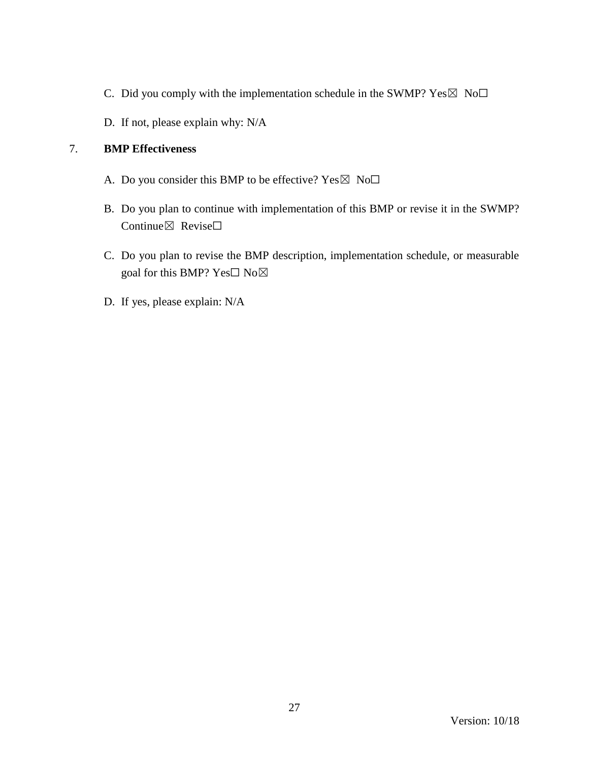C. Did you comply with the implementation schedule in the SWMP? Yes☒ No☐

D. If not, please explain why: N/A

7. **BMP Effectiveness**

A. Do you consider this BMP to be effective? Yes☒ No☐

B. Do you plan to continue with implementation of this BMP or revise it in the SWMP? Continue☒ Revise☐

C. Do you plan to revise the BMP description, implementation schedule, or measurable goal for this BMP? Yes☐ No☒

D. If yes, please explain: N/A

Version: 10/18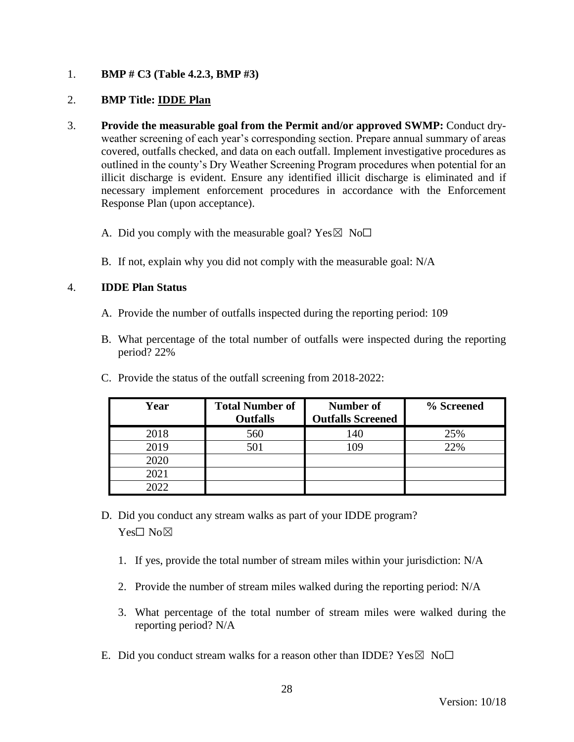1. **BMP # C3 (Table 4.2.3, BMP #3)**

2. **BMP Title: <u>IDDE Plan</u>**

3. **Provide the measurable goal from the Permit and/or approved SWMP:** Conduct dry-weather screening of each year's corresponding section. Prepare annual summary of areas covered, outfalls checked, and data on each outfall. Implement investigative procedures as outlined in the county's Dry Weather Screening Program procedures when potential for an illicit discharge is evident. Ensure any identified illicit discharge is eliminated and if necessary implement enforcement procedures in accordance with the Enforcement Response Plan (upon acceptance).

   A. Did you comply with the measurable goal? Yes☒ No☐

   B. If not, explain why you did not comply with the measurable goal: N/A

4. **IDDE Plan Status**

   A. Provide the number of outfalls inspected during the reporting period: 109

   B. What percentage of the total number of outfalls were inspected during the reporting period? 22%

   C. Provide the status of the outfall screening from 2018-2022:

| Year | Total Number of Outfalls | Number of Outfalls Screened | % Screened |
|---|---|---|---|
| 2018 | 560 | 140 | 25% |
| 2019 | 501 | 109 | 22% |
| 2020 | | | |
| 2021 | | | |
| 2022 | | | |

   D. Did you conduct any stream walks as part of your IDDE program?
   Yes☐ No☒

      1. If yes, provide the total number of stream miles within your jurisdiction: N/A

      2. Provide the number of stream miles walked during the reporting period: N/A

      3. What percentage of the total number of stream miles were walked during the reporting period? N/A

   E. Did you conduct stream walks for a reason other than IDDE? Yes☒ No☐

Version: 10/18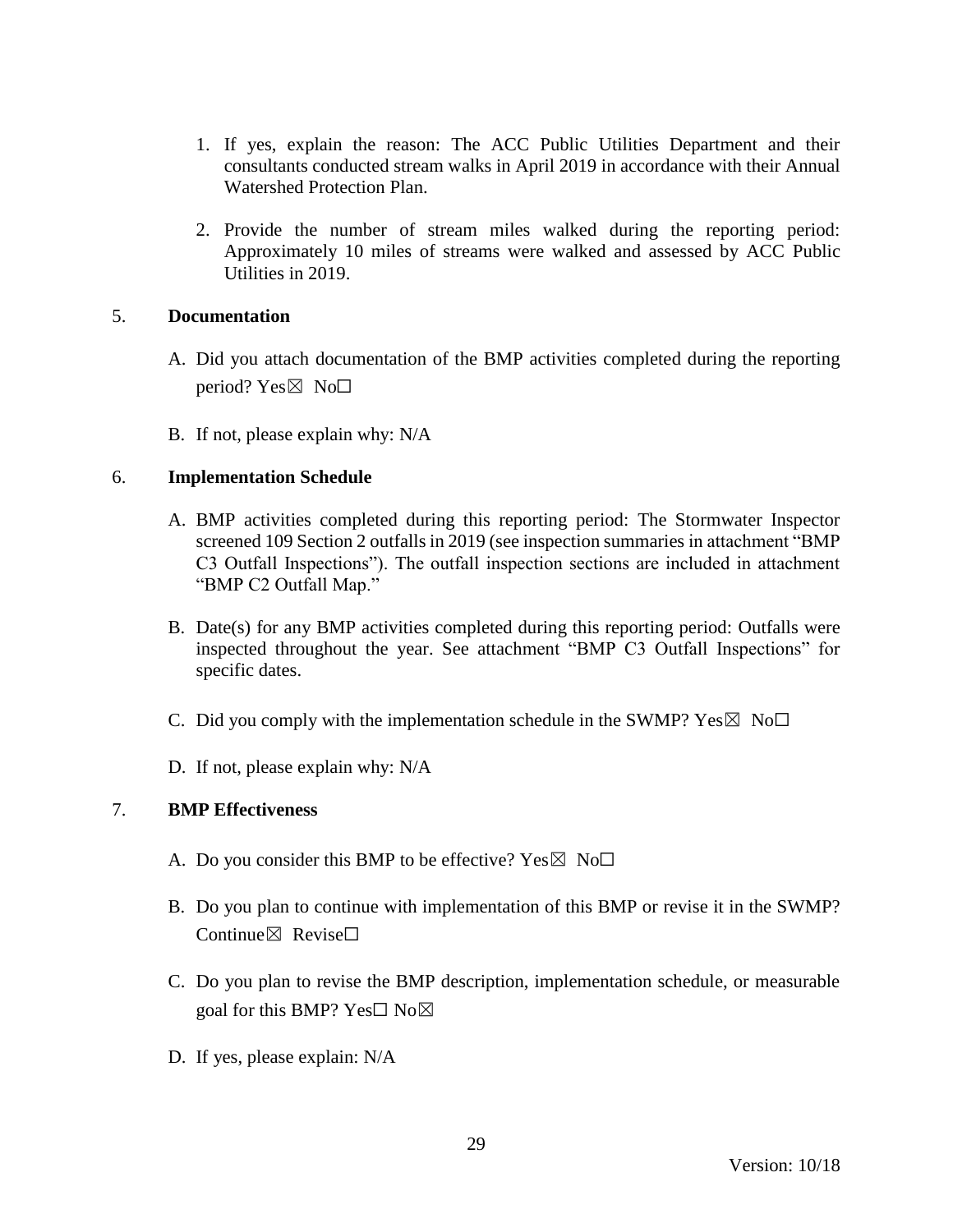1. If yes, explain the reason: The ACC Public Utilities Department and their consultants conducted stream walks in April 2019 in accordance with their Annual Watershed Protection Plan.

2. Provide the number of stream miles walked during the reporting period: Approximately 10 miles of streams were walked and assessed by ACC Public Utilities in 2019.

5. **Documentation**

   A. Did you attach documentation of the BMP activities completed during the reporting period? Yes☒ No☐

   B. If not, please explain why: N/A

6. **Implementation Schedule**

   A. BMP activities completed during this reporting period: The Stormwater Inspector screened 109 Section 2 outfalls in 2019 (see inspection summaries in attachment "BMP C3 Outfall Inspections"). The outfall inspection sections are included in attachment "BMP C2 Outfall Map."

   B. Date(s) for any BMP activities completed during this reporting period: Outfalls were inspected throughout the year. See attachment "BMP C3 Outfall Inspections" for specific dates.

   C. Did you comply with the implementation schedule in the SWMP? Yes☒ No☐

   D. If not, please explain why: N/A

7. **BMP Effectiveness**

   A. Do you consider this BMP to be effective? Yes☒ No☐

   B. Do you plan to continue with implementation of this BMP or revise it in the SWMP? Continue☒ Revise☐

   C. Do you plan to revise the BMP description, implementation schedule, or measurable goal for this BMP? Yes☐ No☒

   D. If yes, please explain: N/A

Version: 10/18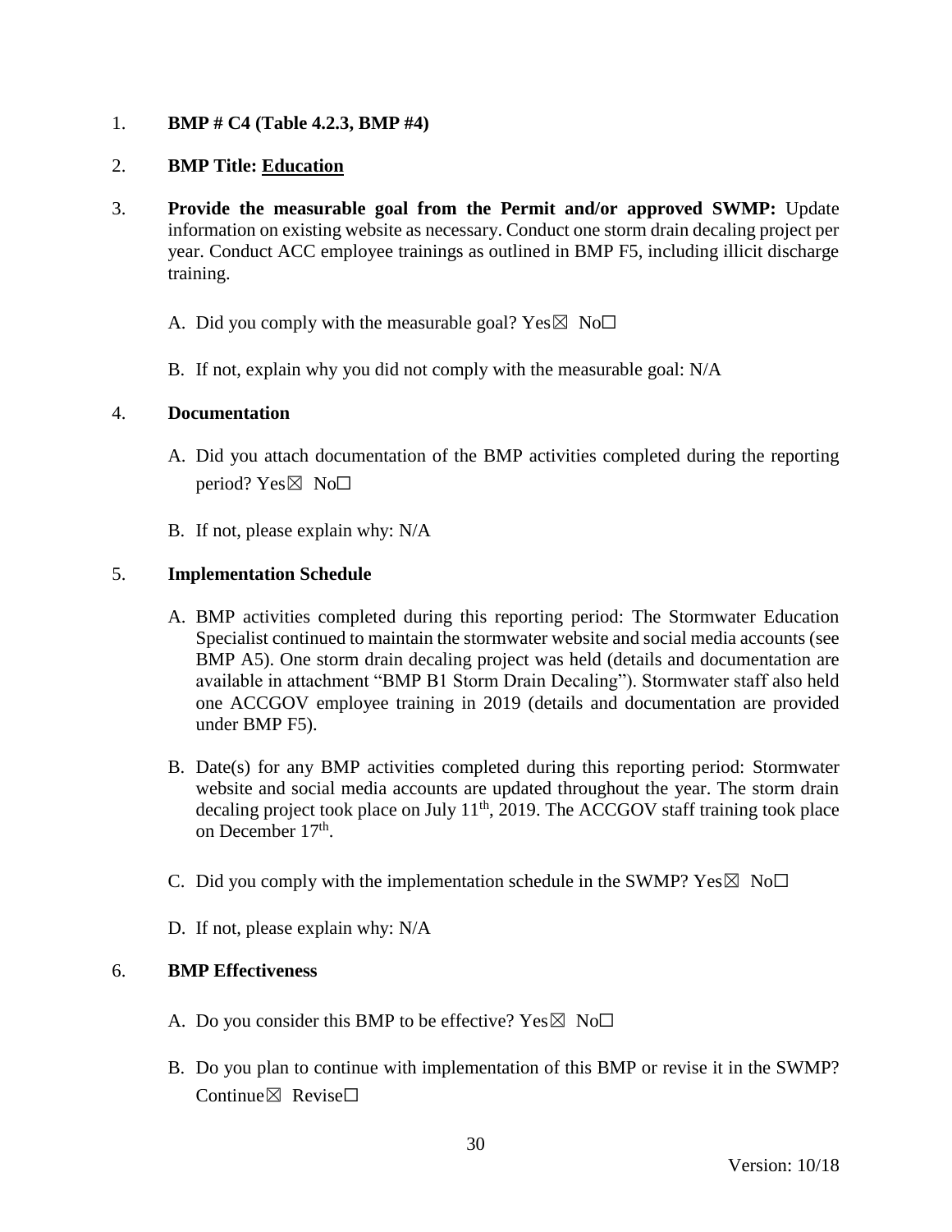1. **BMP # C4 (Table 4.2.3, BMP #4)**

2. **BMP Title: Education**

3. **Provide the measurable goal from the Permit and/or approved SWMP:** Update information on existing website as necessary. Conduct one storm drain decaling project per year. Conduct ACC employee trainings as outlined in BMP F5, including illicit discharge training.

   A. Did you comply with the measurable goal? Yes☒ No☐

   B. If not, explain why you did not comply with the measurable goal: N/A

4. **Documentation**

   A. Did you attach documentation of the BMP activities completed during the reporting period? Yes☒ No☐

   B. If not, please explain why: N/A

5. **Implementation Schedule**

   A. BMP activities completed during this reporting period: The Stormwater Education Specialist continued to maintain the stormwater website and social media accounts (see BMP A5). One storm drain decaling project was held (details and documentation are available in attachment "BMP B1 Storm Drain Decaling"). Stormwater staff also held one ACCGOV employee training in 2019 (details and documentation are provided under BMP F5).

   B. Date(s) for any BMP activities completed during this reporting period: Stormwater website and social media accounts are updated throughout the year. The storm drain decaling project took place on July 11th, 2019. The ACCGOV staff training took place on December 17th.

   C. Did you comply with the implementation schedule in the SWMP? Yes☒ No☐

   D. If not, please explain why: N/A

6. **BMP Effectiveness**

   A. Do you consider this BMP to be effective? Yes☒ No☐

   B. Do you plan to continue with implementation of this BMP or revise it in the SWMP? Continue☒ Revise☐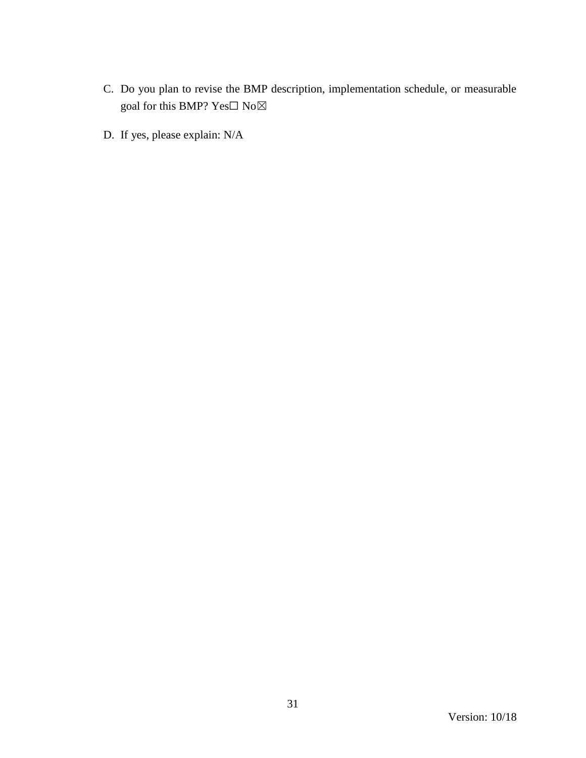C. Do you plan to revise the BMP description, implementation schedule, or measurable goal for this BMP? Yes☐ No☒

D. If yes, please explain: N/A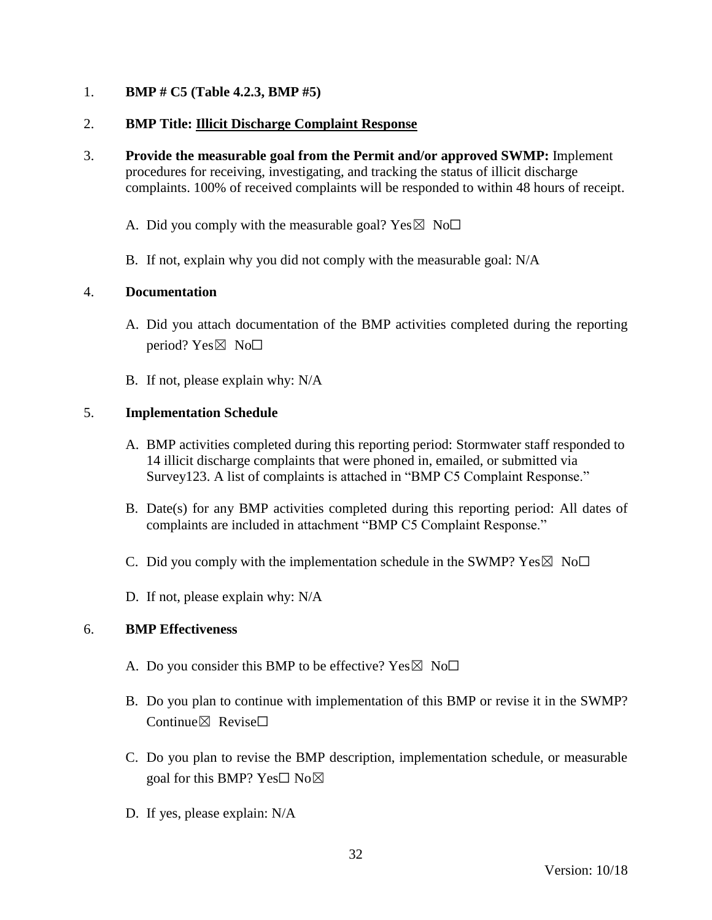1. **BMP # C5 (Table 4.2.3, BMP #5)**

2. **BMP Title: Illicit Discharge Complaint Response**

3. **Provide the measurable goal from the Permit and/or approved SWMP:** Implement procedures for receiving, investigating, and tracking the status of illicit discharge complaints. 100% of received complaints will be responded to within 48 hours of receipt.

   A. Did you comply with the measurable goal? Yes☒ No☐

   B. If not, explain why you did not comply with the measurable goal: N/A

4. **Documentation**

   A. Did you attach documentation of the BMP activities completed during the reporting period? Yes☒ No☐

   B. If not, please explain why: N/A

5. **Implementation Schedule**

   A. BMP activities completed during this reporting period: Stormwater staff responded to 14 illicit discharge complaints that were phoned in, emailed, or submitted via Survey123. A list of complaints is attached in "BMP C5 Complaint Response."

   B. Date(s) for any BMP activities completed during this reporting period: All dates of complaints are included in attachment "BMP C5 Complaint Response."

   C. Did you comply with the implementation schedule in the SWMP? Yes☒ No☐

   D. If not, please explain why: N/A

6. **BMP Effectiveness**

   A. Do you consider this BMP to be effective? Yes☒ No☐

   B. Do you plan to continue with implementation of this BMP or revise it in the SWMP? Continue☒ Revise☐

   C. Do you plan to revise the BMP description, implementation schedule, or measurable goal for this BMP? Yes☐ No☒

   D. If yes, please explain: N/A

Version: 10/18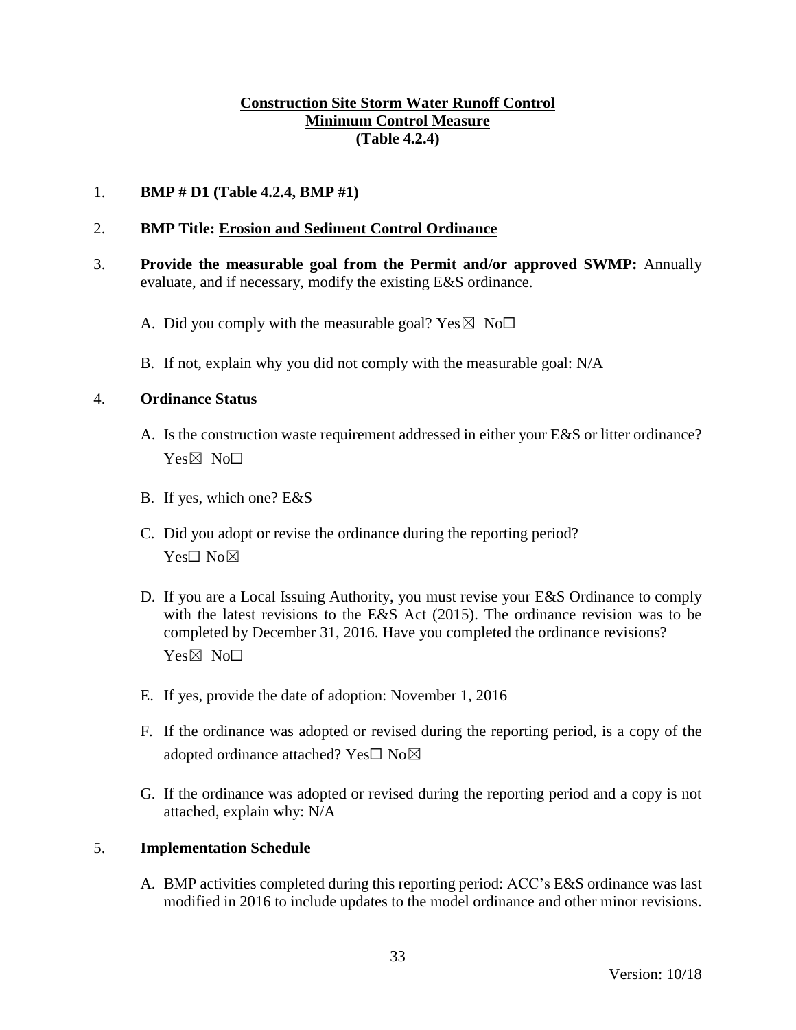**Construction Site Storm Water Runoff Control**
**Minimum Control Measure**
**(Table 4.2.4)**

1. **BMP # D1 (Table 4.2.4, BMP #1)**

2. **BMP Title: Erosion and Sediment Control Ordinance**

3. **Provide the measurable goal from the Permit and/or approved SWMP:** Annually evaluate, and if necessary, modify the existing E&S ordinance.

   A. Did you comply with the measurable goal? Yes☒ No☐

   B. If not, explain why you did not comply with the measurable goal: N/A

4. **Ordinance Status**

   A. Is the construction waste requirement addressed in either your E&S or litter ordinance? Yes☒ No☐

   B. If yes, which one? E&S

   C. Did you adopt or revise the ordinance during the reporting period? Yes☐ No☒

   D. If you are a Local Issuing Authority, you must revise your E&S Ordinance to comply with the latest revisions to the E&S Act (2015). The ordinance revision was to be completed by December 31, 2016. Have you completed the ordinance revisions? Yes☒ No☐

   E. If yes, provide the date of adoption: November 1, 2016

   F. If the ordinance was adopted or revised during the reporting period, is a copy of the adopted ordinance attached? Yes☐ No☒

   G. If the ordinance was adopted or revised during the reporting period and a copy is not attached, explain why: N/A

5. **Implementation Schedule**

   A. BMP activities completed during this reporting period: ACC's E&S ordinance was last modified in 2016 to include updates to the model ordinance and other minor revisions.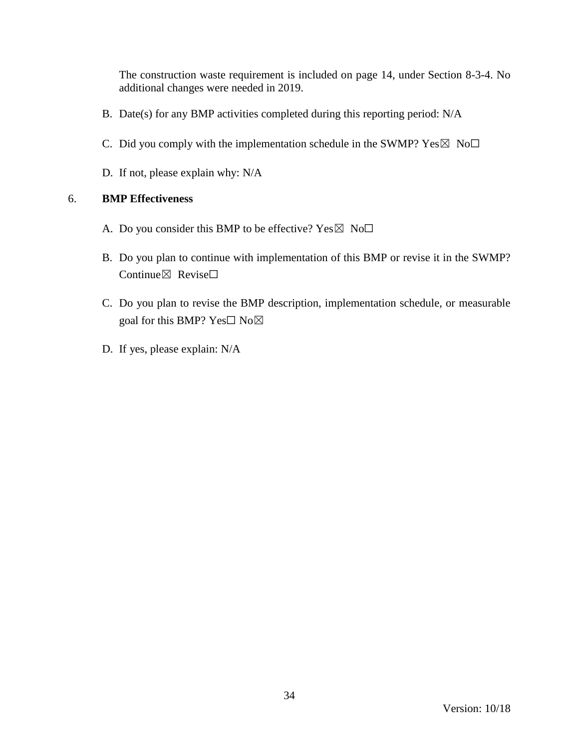The construction waste requirement is included on page 14, under Section 8-3-4. No additional changes were needed in 2019.

B. Date(s) for any BMP activities completed during this reporting period: N/A

C. Did you comply with the implementation schedule in the SWMP? Yes☒ No☐

D. If not, please explain why: N/A

6. **BMP Effectiveness**

A. Do you consider this BMP to be effective? Yes☒ No☐

B. Do you plan to continue with implementation of this BMP or revise it in the SWMP? Continue☒ Revise☐

C. Do you plan to revise the BMP description, implementation schedule, or measurable goal for this BMP? Yes☐ No☒

D. If yes, please explain: N/A

Version: 10/18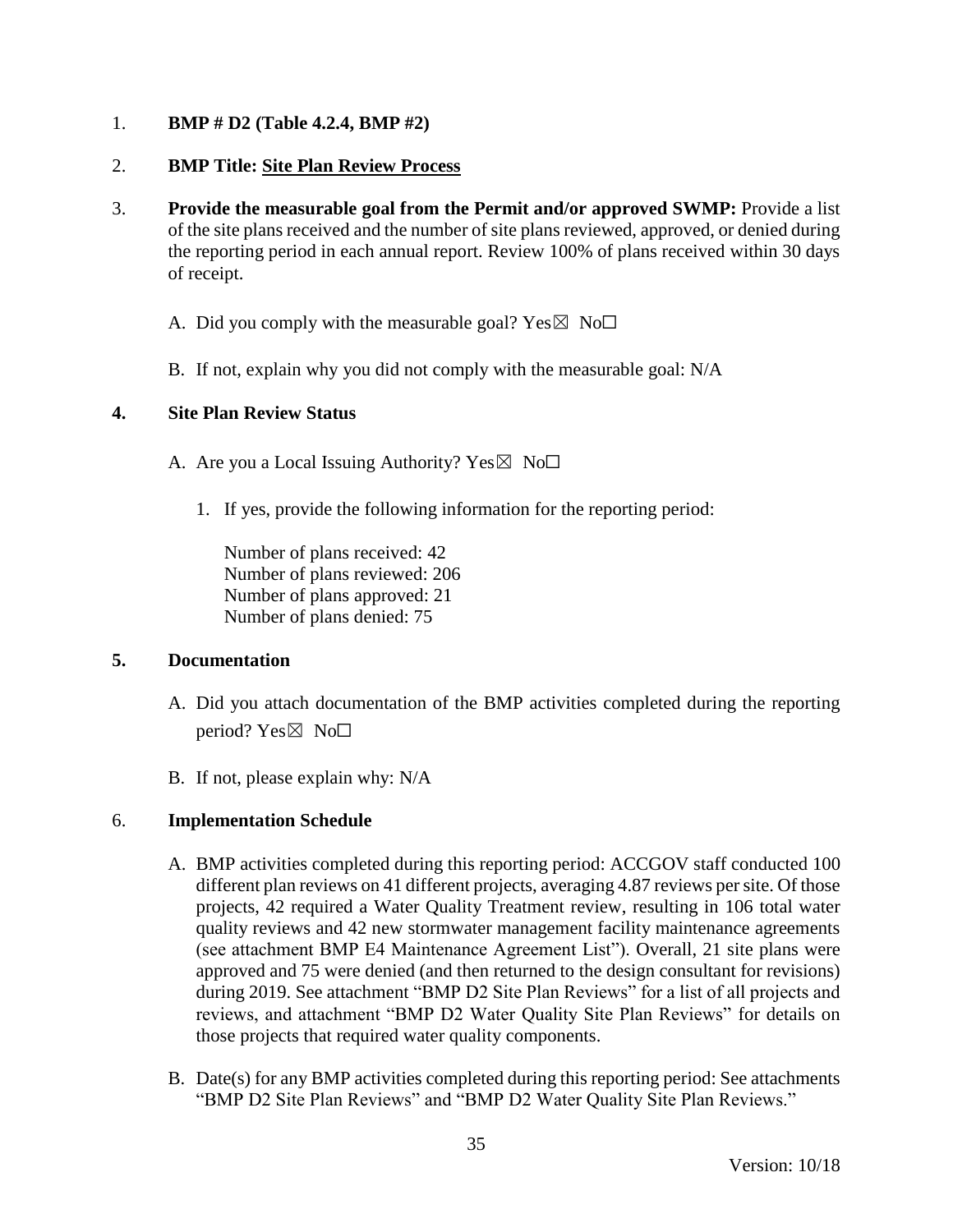1. **BMP # D2 (Table 4.2.4, BMP #2)**

2. **BMP Title: Site Plan Review Process**

3. **Provide the measurable goal from the Permit and/or approved SWMP:** Provide a list of the site plans received and the number of site plans reviewed, approved, or denied during the reporting period in each annual report. Review 100% of plans received within 30 days of receipt.

   A. Did you comply with the measurable goal? Yes☒ No☐

   B. If not, explain why you did not comply with the measurable goal: N/A

4. **Site Plan Review Status**

   A. Are you a Local Issuing Authority? Yes☒ No☐

      1. If yes, provide the following information for the reporting period:

         Number of plans received: 42
         Number of plans reviewed: 206
         Number of plans approved: 21
         Number of plans denied: 75

5. **Documentation**

   A. Did you attach documentation of the BMP activities completed during the reporting period? Yes☒ No☐

   B. If not, please explain why: N/A

6. **Implementation Schedule**

   A. BMP activities completed during this reporting period: ACCGOV staff conducted 100 different plan reviews on 41 different projects, averaging 4.87 reviews per site. Of those projects, 42 required a Water Quality Treatment review, resulting in 106 total water quality reviews and 42 new stormwater management facility maintenance agreements (see attachment BMP E4 Maintenance Agreement List"). Overall, 21 site plans were approved and 75 were denied (and then returned to the design consultant for revisions) during 2019. See attachment "BMP D2 Site Plan Reviews" for a list of all projects and reviews, and attachment "BMP D2 Water Quality Site Plan Reviews" for details on those projects that required water quality components.

   B. Date(s) for any BMP activities completed during this reporting period: See attachments "BMP D2 Site Plan Reviews" and "BMP D2 Water Quality Site Plan Reviews."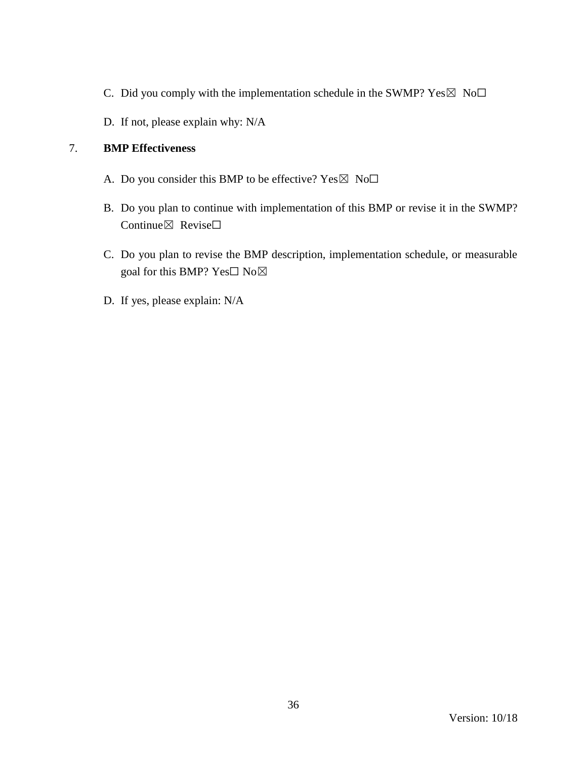C. Did you comply with the implementation schedule in the SWMP? Yes☒ No☐

D. If not, please explain why: N/A

7. **BMP Effectiveness**

A. Do you consider this BMP to be effective? Yes☒ No☐

B. Do you plan to continue with implementation of this BMP or revise it in the SWMP? Continue☒ Revise☐

C. Do you plan to revise the BMP description, implementation schedule, or measurable goal for this BMP? Yes☐ No☒

D. If yes, please explain: N/A

Version: 10/18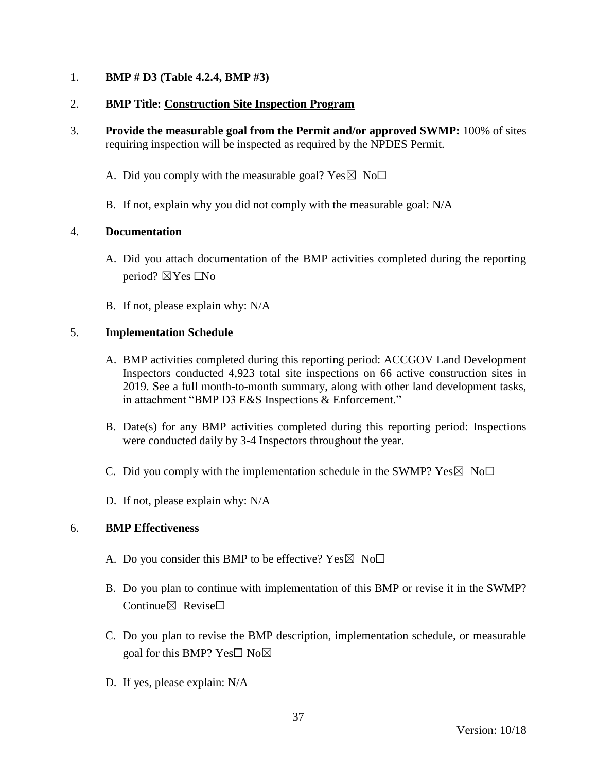1. **BMP # D3 (Table 4.2.4, BMP #3)**

2. **BMP Title: <u>Construction Site Inspection Program</u>**

3. **Provide the measurable goal from the Permit and/or approved SWMP:** 100% of sites requiring inspection will be inspected as required by the NPDES Permit.

   A. Did you comply with the measurable goal? Yes☒ No☐

   B. If not, explain why you did not comply with the measurable goal: N/A

4. **Documentation**

   A. Did you attach documentation of the BMP activities completed during the reporting period? ☒Yes ☐No

   B. If not, please explain why: N/A

5. **Implementation Schedule**

   A. BMP activities completed during this reporting period: ACCGOV Land Development Inspectors conducted 4,923 total site inspections on 66 active construction sites in 2019. See a full month-to-month summary, along with other land development tasks, in attachment "BMP D3 E&S Inspections & Enforcement."

   B. Date(s) for any BMP activities completed during this reporting period: Inspections were conducted daily by 3-4 Inspectors throughout the year.

   C. Did you comply with the implementation schedule in the SWMP? Yes☒ No☐

   D. If not, please explain why: N/A

6. **BMP Effectiveness**

   A. Do you consider this BMP to be effective? Yes☒ No☐

   B. Do you plan to continue with implementation of this BMP or revise it in the SWMP? Continue☒ Revise☐

   C. Do you plan to revise the BMP description, implementation schedule, or measurable goal for this BMP? Yes☐ No☒

   D. If yes, please explain: N/A

Version: 10/18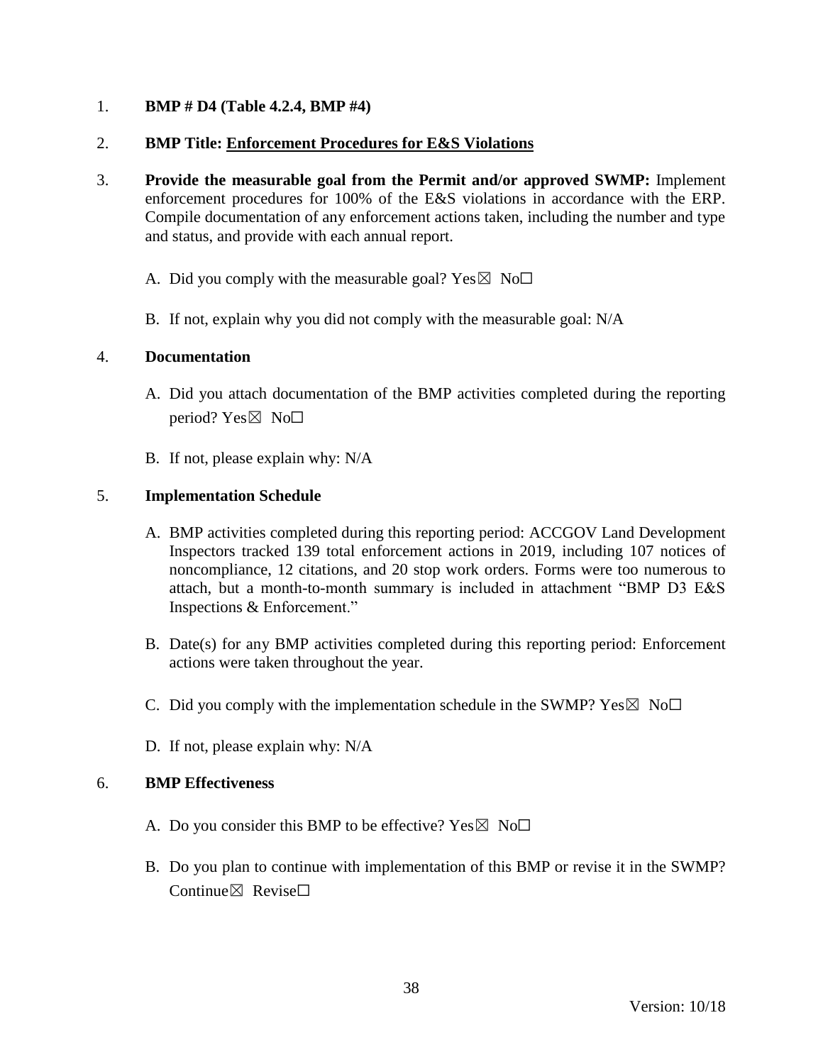1. **BMP # D4 (Table 4.2.4, BMP #4)**

2. **BMP Title: Enforcement Procedures for E&S Violations**

3. **Provide the measurable goal from the Permit and/or approved SWMP:** Implement enforcement procedures for 100% of the E&S violations in accordance with the ERP. Compile documentation of any enforcement actions taken, including the number and type and status, and provide with each annual report.

   A. Did you comply with the measurable goal? Yes☒ No☐

   B. If not, explain why you did not comply with the measurable goal: N/A

4. **Documentation**

   A. Did you attach documentation of the BMP activities completed during the reporting period? Yes☒ No☐

   B. If not, please explain why: N/A

5. **Implementation Schedule**

   A. BMP activities completed during this reporting period: ACCGOV Land Development Inspectors tracked 139 total enforcement actions in 2019, including 107 notices of noncompliance, 12 citations, and 20 stop work orders. Forms were too numerous to attach, but a month-to-month summary is included in attachment "BMP D3 E&S Inspections & Enforcement."

   B. Date(s) for any BMP activities completed during this reporting period: Enforcement actions were taken throughout the year.

   C. Did you comply with the implementation schedule in the SWMP? Yes☒ No☐

   D. If not, please explain why: N/A

6. **BMP Effectiveness**

   A. Do you consider this BMP to be effective? Yes☒ No☐

   B. Do you plan to continue with implementation of this BMP or revise it in the SWMP? Continue☒ Revise☐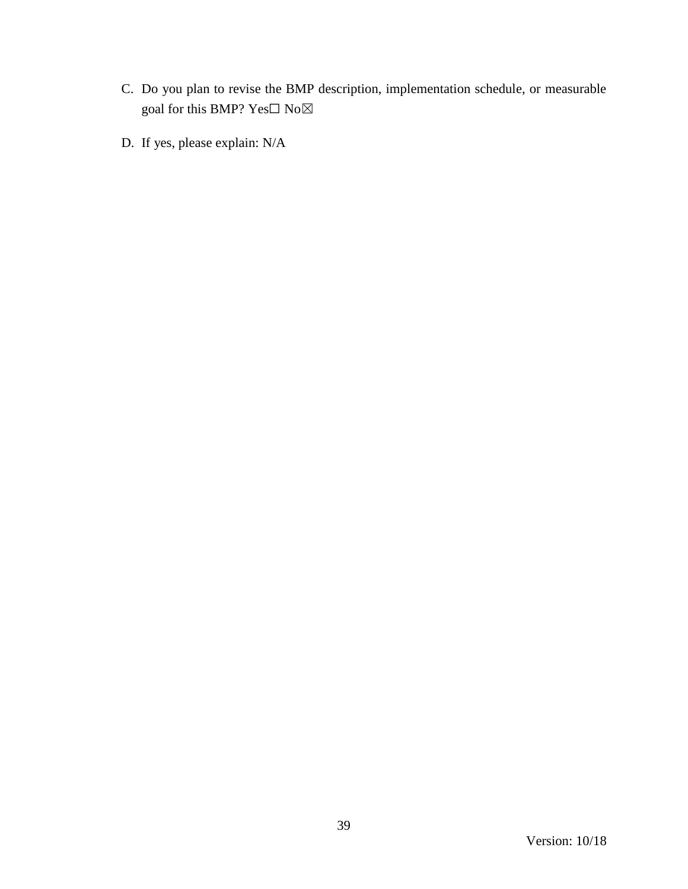C. Do you plan to revise the BMP description, implementation schedule, or measurable goal for this BMP? Yes☐ No☒

D. If yes, please explain: N/A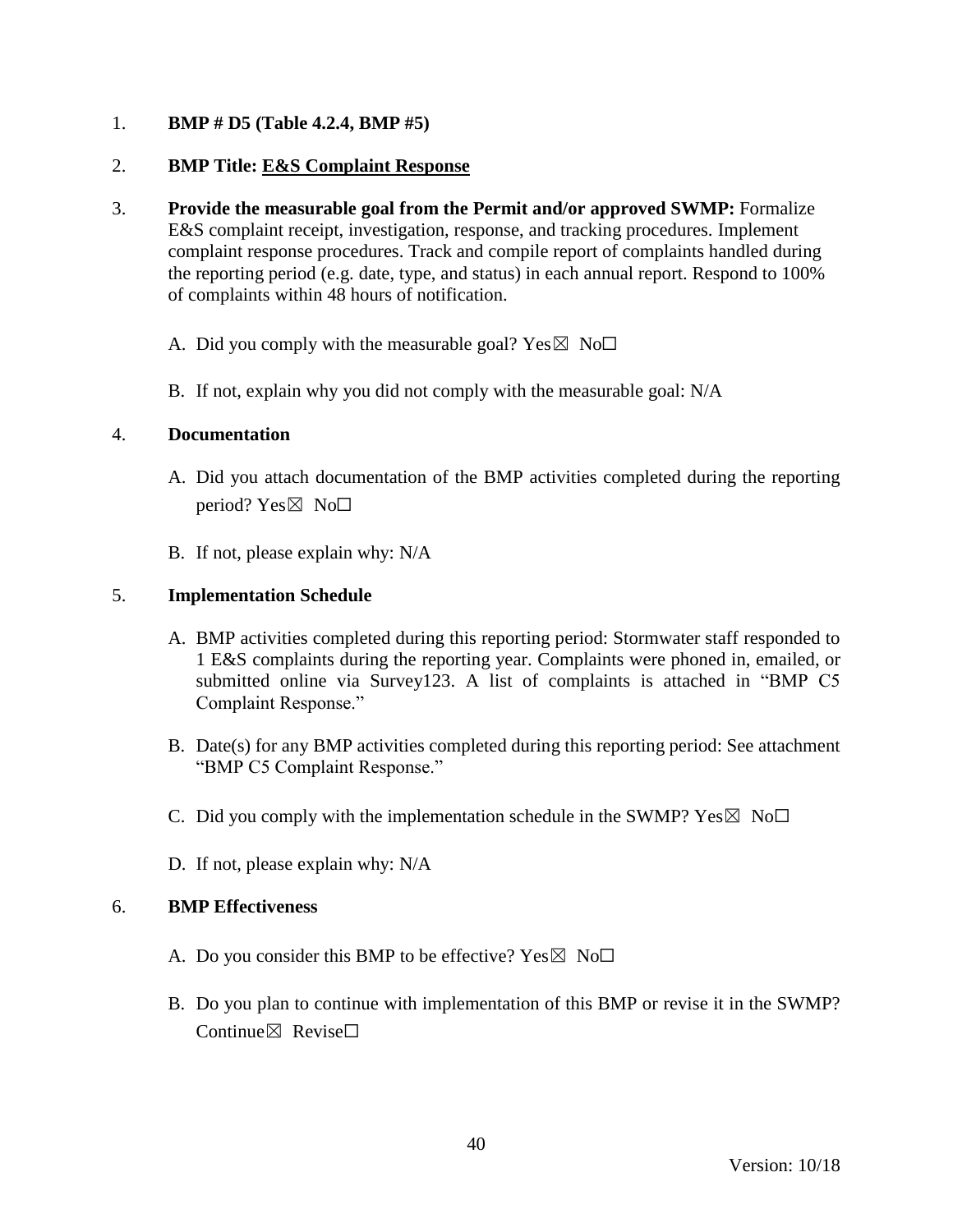1. **BMP # D5 (Table 4.2.4, BMP #5)**

2. **BMP Title: E&S Complaint Response**

3. **Provide the measurable goal from the Permit and/or approved SWMP:** Formalize E&S complaint receipt, investigation, response, and tracking procedures. Implement complaint response procedures. Track and compile report of complaints handled during the reporting period (e.g. date, type, and status) in each annual report. Respond to 100% of complaints within 48 hours of notification.

   A. Did you comply with the measurable goal? Yes☒ No☐

   B. If not, explain why you did not comply with the measurable goal: N/A

4. **Documentation**

   A. Did you attach documentation of the BMP activities completed during the reporting period? Yes☒ No☐

   B. If not, please explain why: N/A

5. **Implementation Schedule**

   A. BMP activities completed during this reporting period: Stormwater staff responded to 1 E&S complaints during the reporting year. Complaints were phoned in, emailed, or submitted online via Survey123. A list of complaints is attached in "BMP C5 Complaint Response."

   B. Date(s) for any BMP activities completed during this reporting period: See attachment "BMP C5 Complaint Response."

   C. Did you comply with the implementation schedule in the SWMP? Yes☒ No☐

   D. If not, please explain why: N/A

6. **BMP Effectiveness**

   A. Do you consider this BMP to be effective? Yes☒ No☐

   B. Do you plan to continue with implementation of this BMP or revise it in the SWMP? Continue☒ Revise☐

Version: 10/18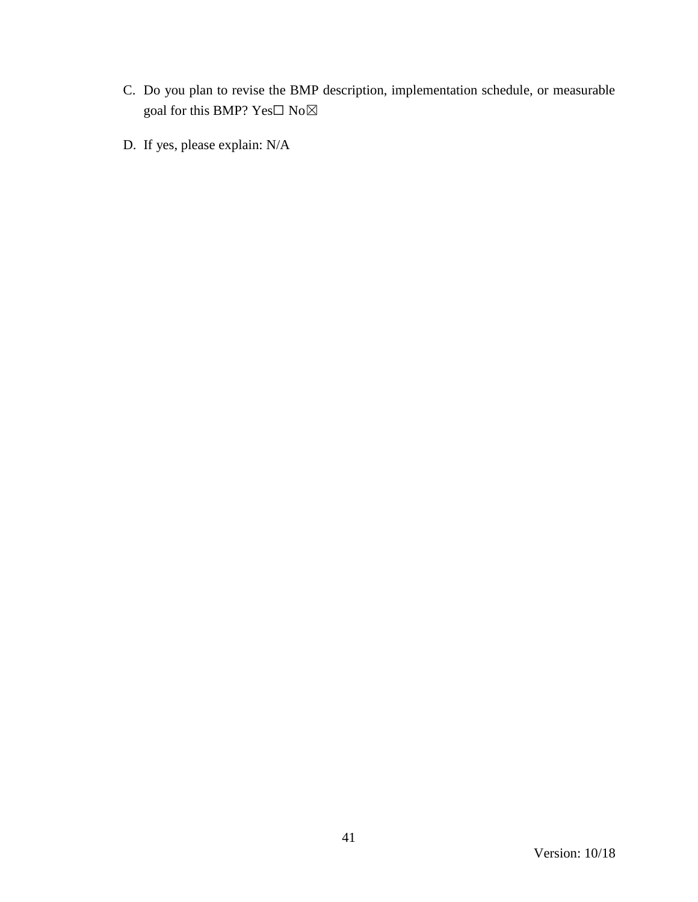C. Do you plan to revise the BMP description, implementation schedule, or measurable goal for this BMP? Yes☐ No☒

D. If yes, please explain: N/A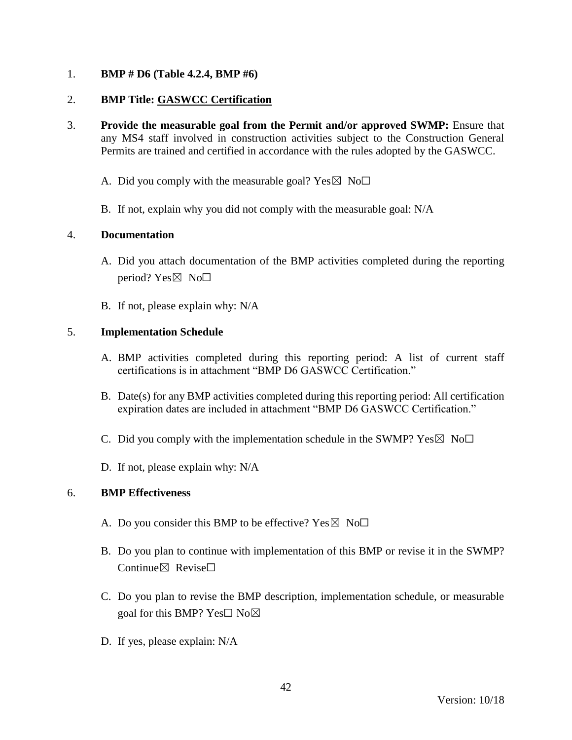1. **BMP # D6 (Table 4.2.4, BMP #6)**

2. **BMP Title: GASWCC Certification**

3. **Provide the measurable goal from the Permit and/or approved SWMP:** Ensure that any MS4 staff involved in construction activities subject to the Construction General Permits are trained and certified in accordance with the rules adopted by the GASWCC.

   A. Did you comply with the measurable goal? Yes☒ No☐

   B. If not, explain why you did not comply with the measurable goal: N/A

4. **Documentation**

   A. Did you attach documentation of the BMP activities completed during the reporting period? Yes☒ No☐

   B. If not, please explain why: N/A

5. **Implementation Schedule**

   A. BMP activities completed during this reporting period: A list of current staff certifications is in attachment "BMP D6 GASWCC Certification."

   B. Date(s) for any BMP activities completed during this reporting period: All certification expiration dates are included in attachment "BMP D6 GASWCC Certification."

   C. Did you comply with the implementation schedule in the SWMP? Yes☒ No☐

   D. If not, please explain why: N/A

6. **BMP Effectiveness**

   A. Do you consider this BMP to be effective? Yes☒ No☐

   B. Do you plan to continue with implementation of this BMP or revise it in the SWMP? Continue☒ Revise☐

   C. Do you plan to revise the BMP description, implementation schedule, or measurable goal for this BMP? Yes☐ No☒

   D. If yes, please explain: N/A

Version: 10/18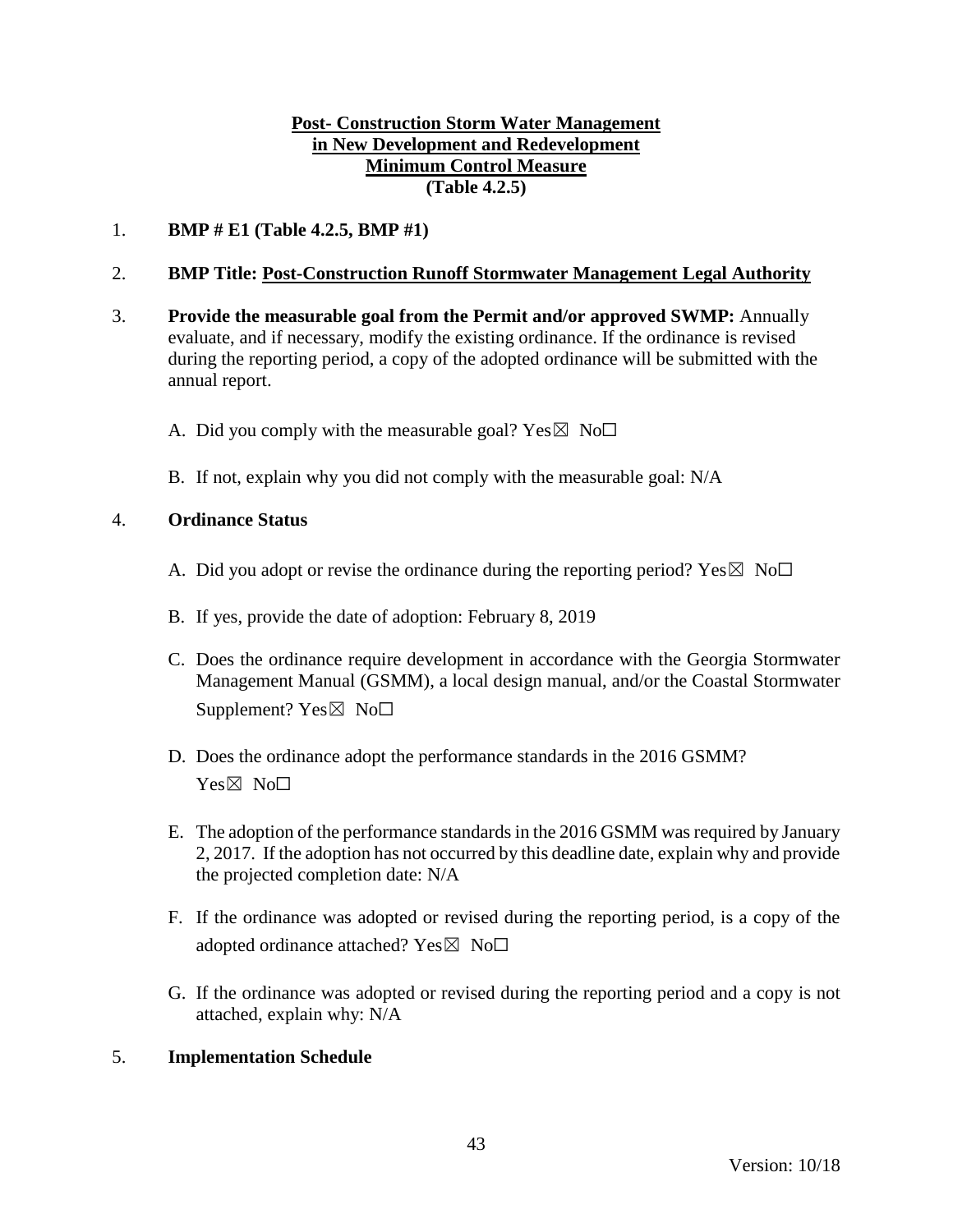**Post- Construction Storm Water Management**
**in New Development and Redevelopment**
**Minimum Control Measure**
**(Table 4.2.5)**

1. **BMP # E1 (Table 4.2.5, BMP #1)**

2. **BMP Title: Post-Construction Runoff Stormwater Management Legal Authority**

3. **Provide the measurable goal from the Permit and/or approved SWMP:** Annually evaluate, and if necessary, modify the existing ordinance. If the ordinance is revised during the reporting period, a copy of the adopted ordinance will be submitted with the annual report.

   A. Did you comply with the measurable goal? Yes☒ No☐

   B. If not, explain why you did not comply with the measurable goal: N/A

4. **Ordinance Status**

   A. Did you adopt or revise the ordinance during the reporting period? Yes☒ No☐

   B. If yes, provide the date of adoption: February 8, 2019

   C. Does the ordinance require development in accordance with the Georgia Stormwater Management Manual (GSMM), a local design manual, and/or the Coastal Stormwater Supplement? Yes☒ No☐

   D. Does the ordinance adopt the performance standards in the 2016 GSMM? Yes☒ No☐

   E. The adoption of the performance standards in the 2016 GSMM was required by January 2, 2017. If the adoption has not occurred by this deadline date, explain why and provide the projected completion date: N/A

   F. If the ordinance was adopted or revised during the reporting period, is a copy of the adopted ordinance attached? Yes☒ No☐

   G. If the ordinance was adopted or revised during the reporting period and a copy is not attached, explain why: N/A

5. **Implementation Schedule**

Version: 10/18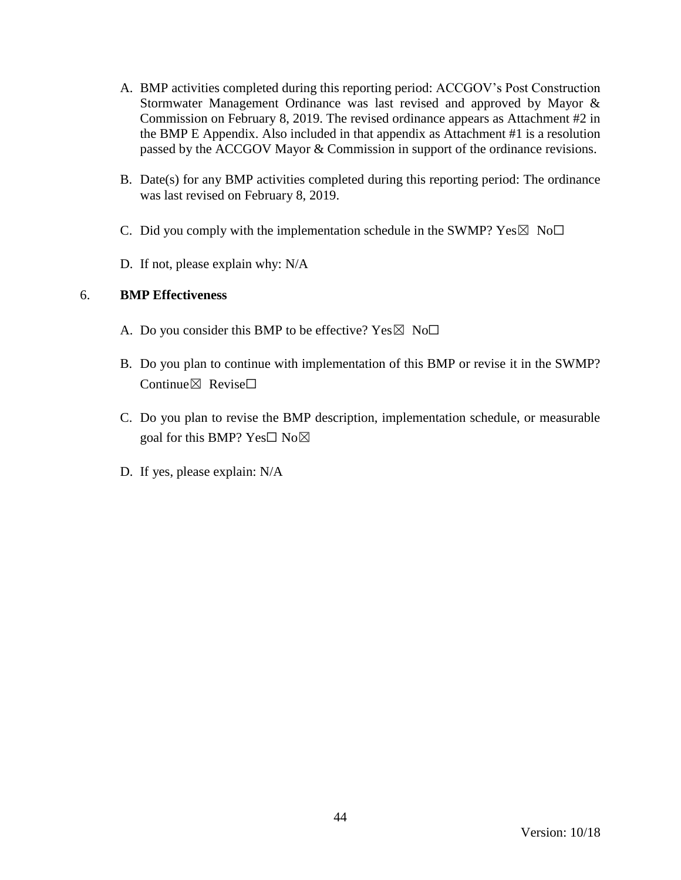A. BMP activities completed during this reporting period: ACCGOV's Post Construction Stormwater Management Ordinance was last revised and approved by Mayor & Commission on February 8, 2019. The revised ordinance appears as Attachment #2 in the BMP E Appendix. Also included in that appendix as Attachment #1 is a resolution passed by the ACCGOV Mayor & Commission in support of the ordinance revisions.

B. Date(s) for any BMP activities completed during this reporting period: The ordinance was last revised on February 8, 2019.

C. Did you comply with the implementation schedule in the SWMP? Yes☒ No☐

D. If not, please explain why: N/A

6. **BMP Effectiveness**

A. Do you consider this BMP to be effective? Yes☒ No☐

B. Do you plan to continue with implementation of this BMP or revise it in the SWMP? Continue☒ Revise☐

C. Do you plan to revise the BMP description, implementation schedule, or measurable goal for this BMP? Yes☐ No☒

D. If yes, please explain: N/A

Version: 10/18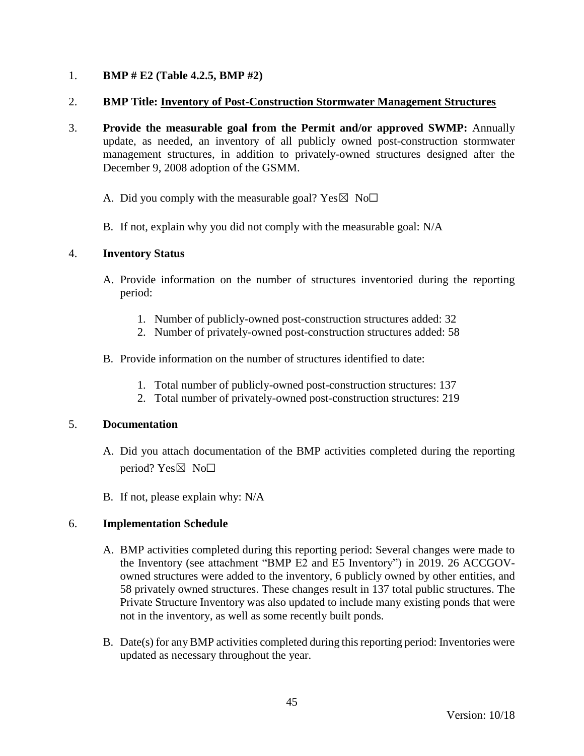1. **BMP # E2 (Table 4.2.5, BMP #2)**

2. **BMP Title: Inventory of Post-Construction Stormwater Management Structures**

3. **Provide the measurable goal from the Permit and/or approved SWMP:** Annually update, as needed, an inventory of all publicly owned post-construction stormwater management structures, in addition to privately-owned structures designed after the December 9, 2008 adoption of the GSMM.

   A. Did you comply with the measurable goal? Yes☒ No☐

   B. If not, explain why you did not comply with the measurable goal: N/A

4. **Inventory Status**

   A. Provide information on the number of structures inventoried during the reporting period:

      1. Number of publicly-owned post-construction structures added: 32
      2. Number of privately-owned post-construction structures added: 58

   B. Provide information on the number of structures identified to date:

      1. Total number of publicly-owned post-construction structures: 137
      2. Total number of privately-owned post-construction structures: 219

5. **Documentation**

   A. Did you attach documentation of the BMP activities completed during the reporting period? Yes☒ No☐

   B. If not, please explain why: N/A

6. **Implementation Schedule**

   A. BMP activities completed during this reporting period: Several changes were made to the Inventory (see attachment "BMP E2 and E5 Inventory") in 2019. 26 ACCGOV-owned structures were added to the inventory, 6 publicly owned by other entities, and 58 privately owned structures. These changes result in 137 total public structures. The Private Structure Inventory was also updated to include many existing ponds that were not in the inventory, as well as some recently built ponds.

   B. Date(s) for any BMP activities completed during this reporting period: Inventories were updated as necessary throughout the year.

Version: 10/18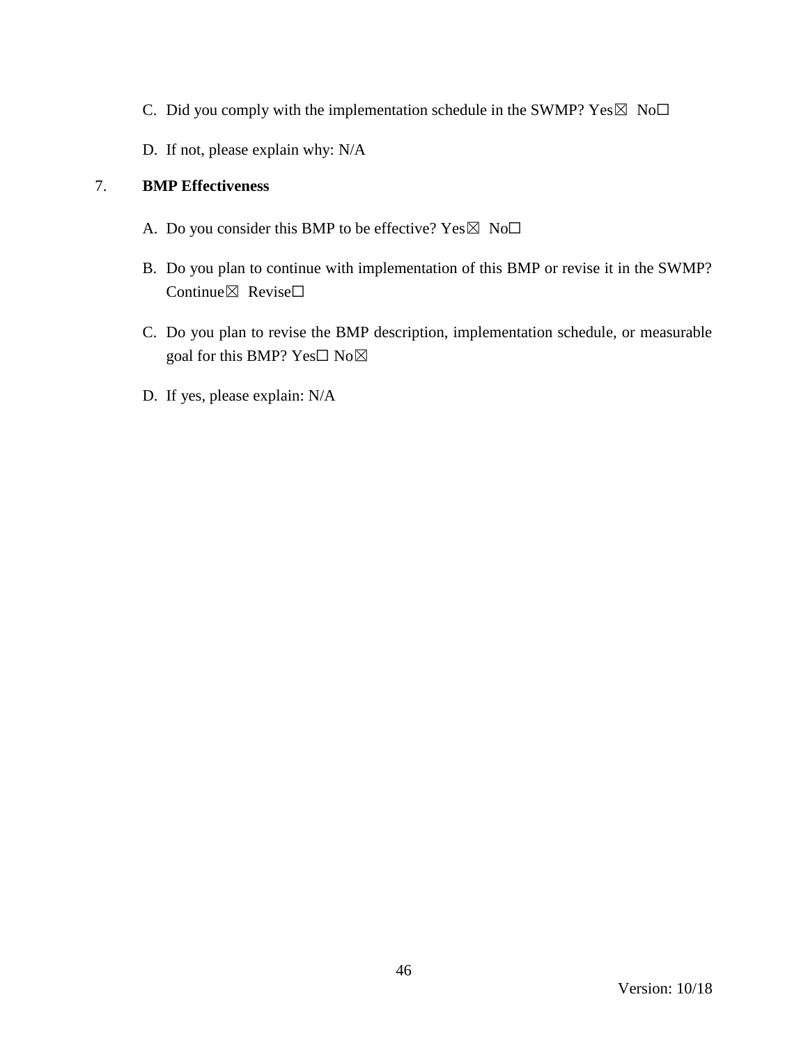C. Did you comply with the implementation schedule in the SWMP? Yes☒ No☐

D. If not, please explain why: N/A

7. **BMP Effectiveness**

A. Do you consider this BMP to be effective? Yes☒ No☐

B. Do you plan to continue with implementation of this BMP or revise it in the SWMP? Continue☒ Revise☐

C. Do you plan to revise the BMP description, implementation schedule, or measurable goal for this BMP? Yes☐ No☒

D. If yes, please explain: N/A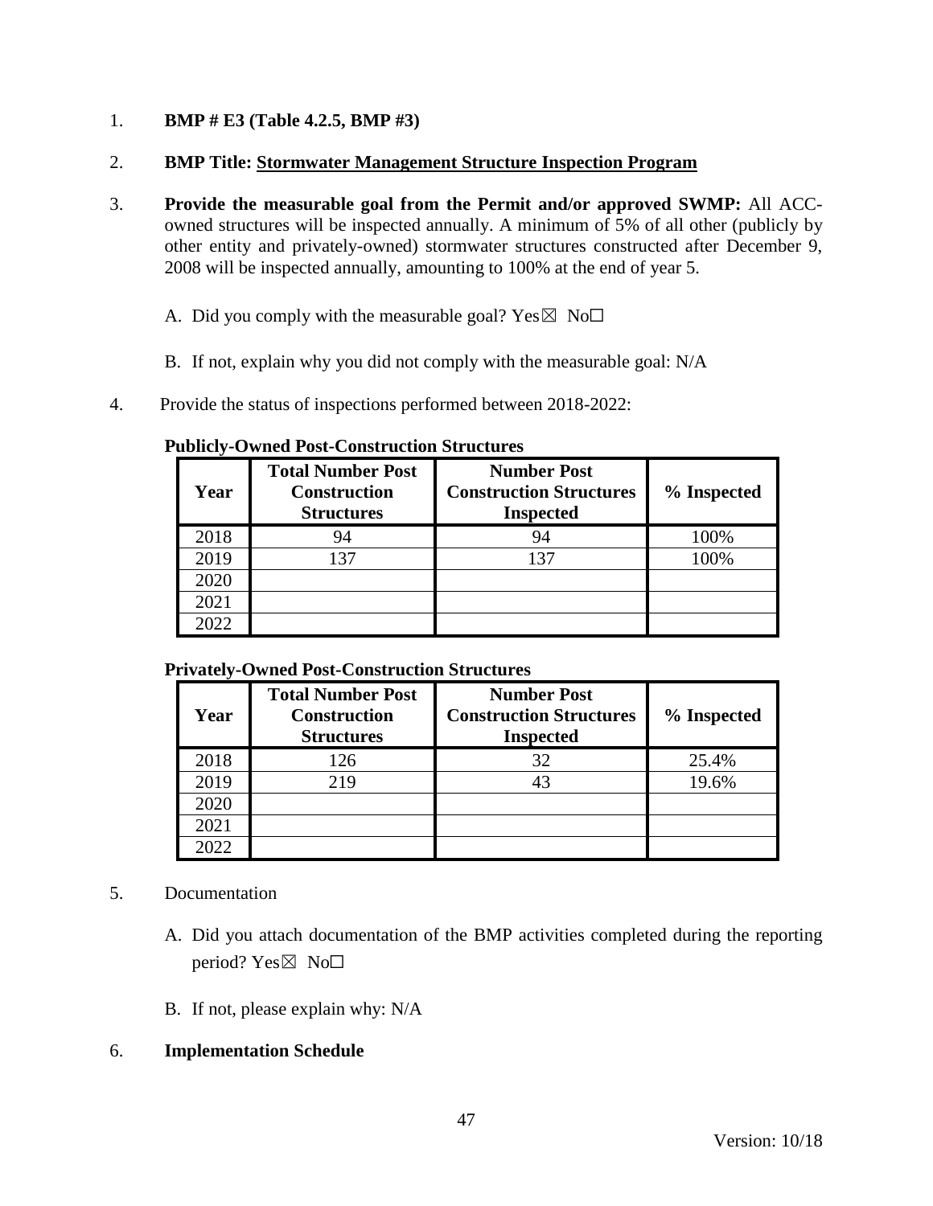1. **BMP # E3 (Table 4.2.5, BMP #3)**

2. **BMP Title: Stormwater Management Structure Inspection Program**

3. **Provide the measurable goal from the Permit and/or approved SWMP:** All ACC-owned structures will be inspected annually. A minimum of 5% of all other (publicly by other entity and privately-owned) stormwater structures constructed after December 9, 2008 will be inspected annually, amounting to 100% at the end of year 5.

   A. Did you comply with the measurable goal? Yes☒ No☐

   B. If not, explain why you did not comply with the measurable goal: N/A

4. Provide the status of inspections performed between 2018-2022:

**Publicly-Owned Post-Construction Structures**

| Year | Total Number Post Construction Structures | Number Post Construction Structures Inspected | % Inspected |
|---|---|---|---|
| 2018 | 94 | 94 | 100% |
| 2019 | 137 | 137 | 100% |
| 2020 | | | |
| 2021 | | | |
| 2022 | | | |

**Privately-Owned Post-Construction Structures**

| Year | Total Number Post Construction Structures | Number Post Construction Structures Inspected | % Inspected |
|---|---|---|---|
| 2018 | 126 | 32 | 25.4% |
| 2019 | 219 | 43 | 19.6% |
| 2020 | | | |
| 2021 | | | |
| 2022 | | | |

5. Documentation

   A. Did you attach documentation of the BMP activities completed during the reporting period? Yes☒ No☐

   B. If not, please explain why: N/A

6. **Implementation Schedule**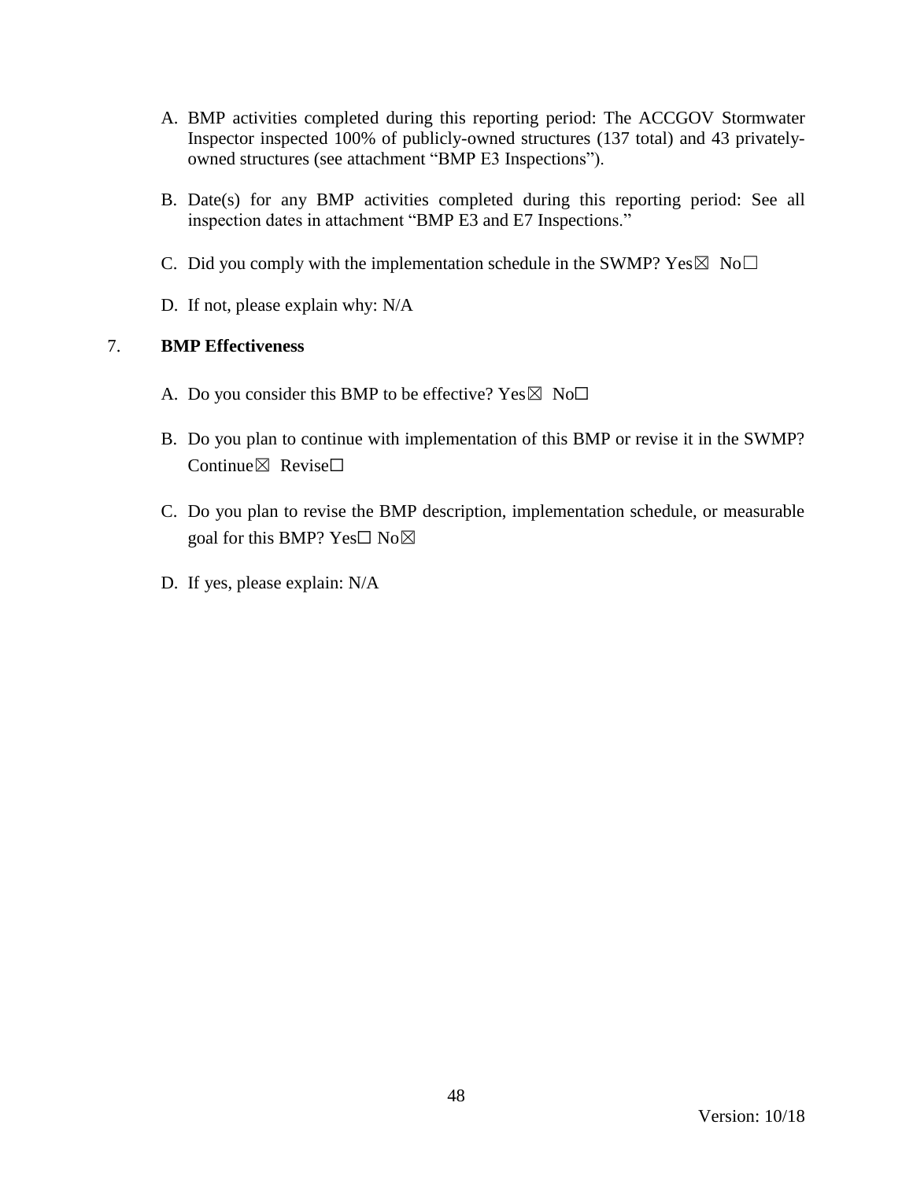A. BMP activities completed during this reporting period: The ACCGOV Stormwater Inspector inspected 100% of publicly-owned structures (137 total) and 43 privately-owned structures (see attachment "BMP E3 Inspections").

B. Date(s) for any BMP activities completed during this reporting period: See all inspection dates in attachment "BMP E3 and E7 Inspections."

C. Did you comply with the implementation schedule in the SWMP? Yes☒ No☐

D. If not, please explain why: N/A

7. **BMP Effectiveness**

A. Do you consider this BMP to be effective? Yes☒ No☐

B. Do you plan to continue with implementation of this BMP or revise it in the SWMP? Continue☒ Revise☐

C. Do you plan to revise the BMP description, implementation schedule, or measurable goal for this BMP? Yes☐ No☒

D. If yes, please explain: N/A

Version: 10/18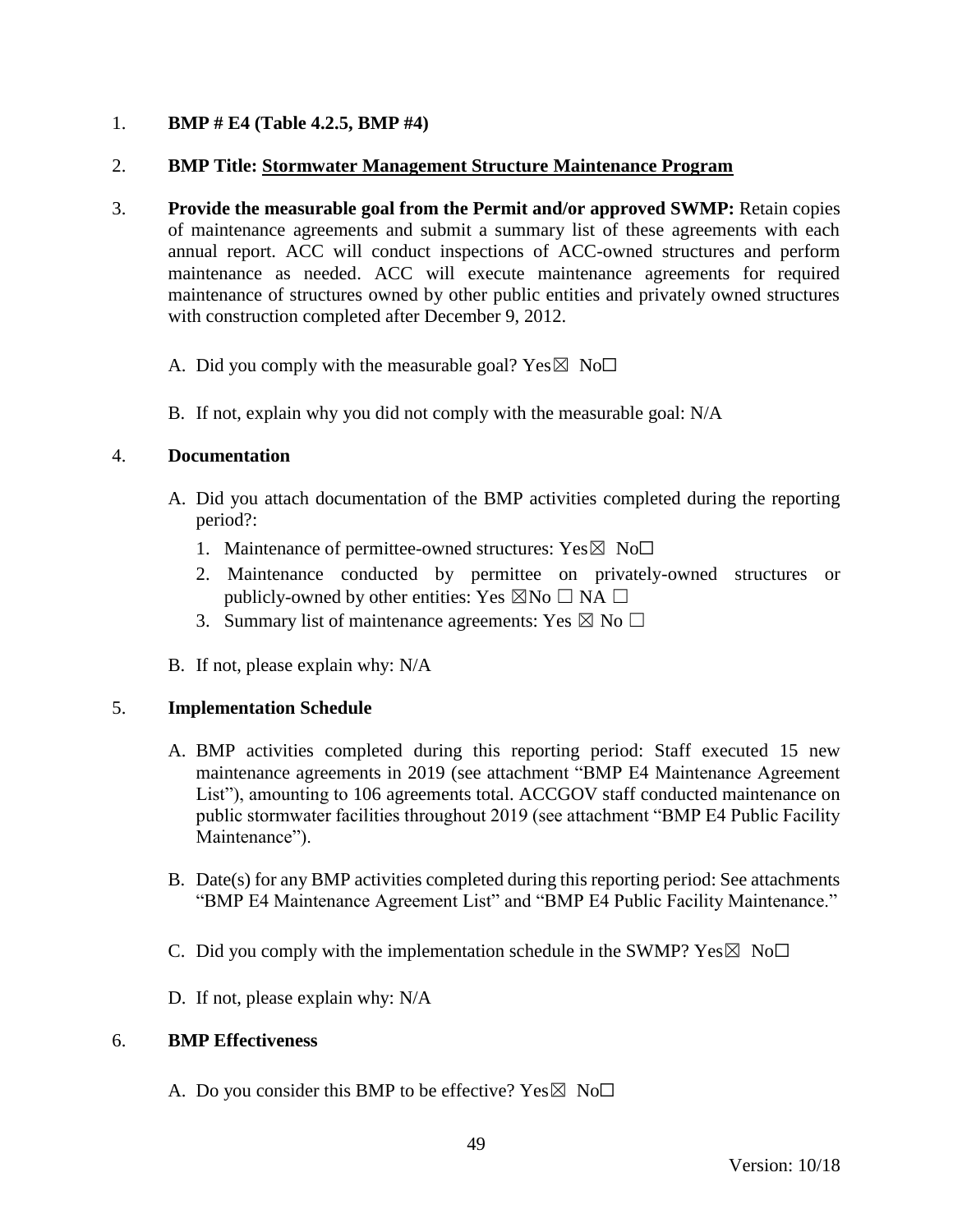1. **BMP # E4 (Table 4.2.5, BMP #4)**

2. **BMP Title: Stormwater Management Structure Maintenance Program**

3. **Provide the measurable goal from the Permit and/or approved SWMP:** Retain copies of maintenance agreements and submit a summary list of these agreements with each annual report. ACC will conduct inspections of ACC-owned structures and perform maintenance as needed. ACC will execute maintenance agreements for required maintenance of structures owned by other public entities and privately owned structures with construction completed after December 9, 2012.

   A. Did you comply with the measurable goal? Yes☒ No☐

   B. If not, explain why you did not comply with the measurable goal: N/A

4. **Documentation**

   A. Did you attach documentation of the BMP activities completed during the reporting period?:
      1. Maintenance of permittee-owned structures: Yes☒ No☐
      2. Maintenance conducted by permittee on privately-owned structures or publicly-owned by other entities: Yes ☒No ☐ NA ☐
      3. Summary list of maintenance agreements: Yes ☒ No ☐

   B. If not, please explain why: N/A

5. **Implementation Schedule**

   A. BMP activities completed during this reporting period: Staff executed 15 new maintenance agreements in 2019 (see attachment "BMP E4 Maintenance Agreement List"), amounting to 106 agreements total. ACCGOV staff conducted maintenance on public stormwater facilities throughout 2019 (see attachment "BMP E4 Public Facility Maintenance").

   B. Date(s) for any BMP activities completed during this reporting period: See attachments "BMP E4 Maintenance Agreement List" and "BMP E4 Public Facility Maintenance."

   C. Did you comply with the implementation schedule in the SWMP? Yes☒ No☐

   D. If not, please explain why: N/A

6. **BMP Effectiveness**

   A. Do you consider this BMP to be effective? Yes☒ No☐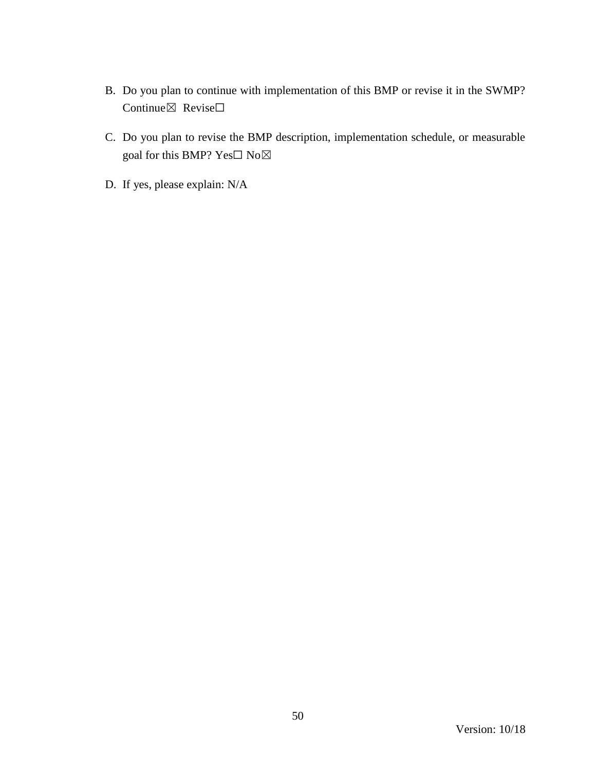B. Do you plan to continue with implementation of this BMP or revise it in the SWMP? Continue☒ Revise☐

C. Do you plan to revise the BMP description, implementation schedule, or measurable goal for this BMP? Yes☐ No☒

D. If yes, please explain: N/A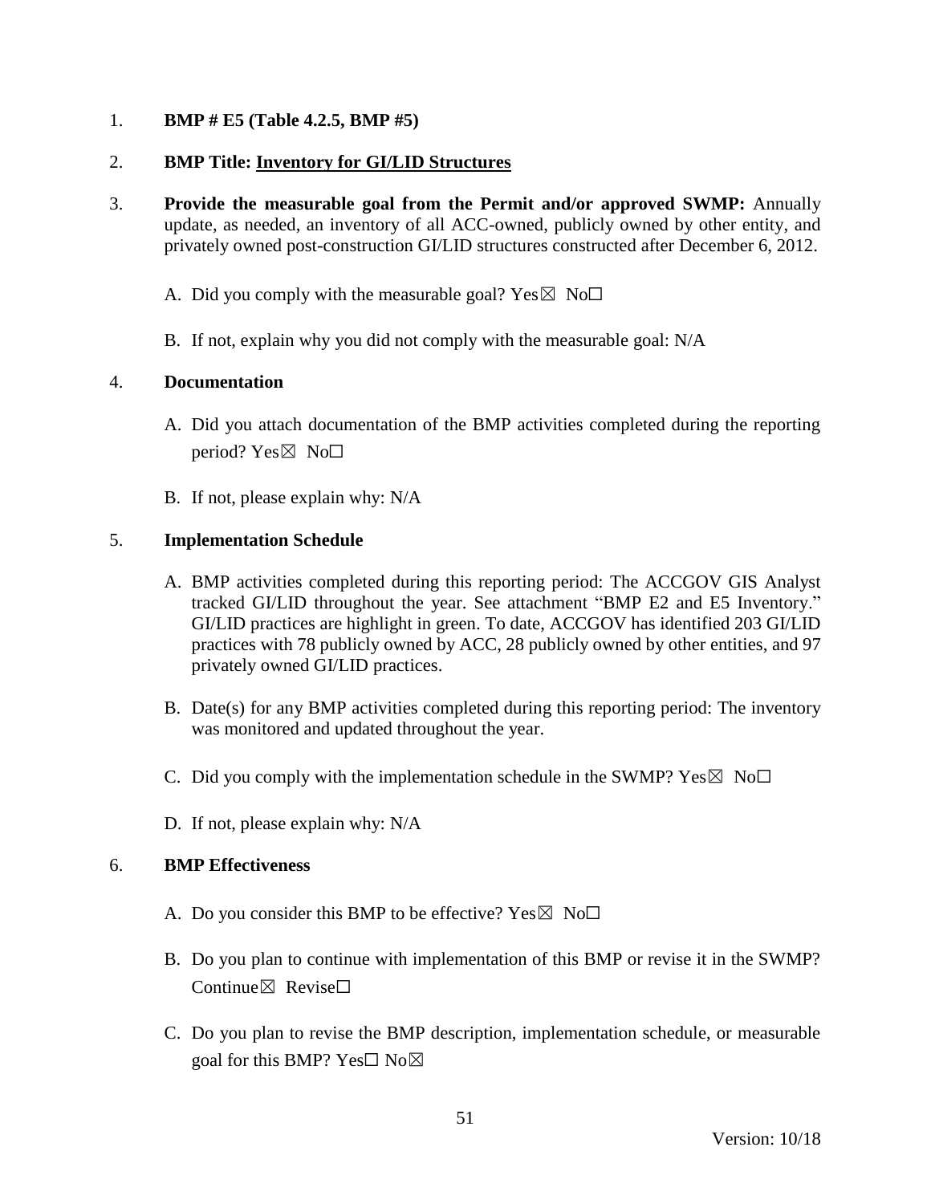1. **BMP # E5 (Table 4.2.5, BMP #5)**

2. **BMP Title: Inventory for GI/LID Structures**

3. **Provide the measurable goal from the Permit and/or approved SWMP:** Annually update, as needed, an inventory of all ACC-owned, publicly owned by other entity, and privately owned post-construction GI/LID structures constructed after December 6, 2012.

   A. Did you comply with the measurable goal? Yes☒ No☐

   B. If not, explain why you did not comply with the measurable goal: N/A

4. **Documentation**

   A. Did you attach documentation of the BMP activities completed during the reporting period? Yes☒ No☐

   B. If not, please explain why: N/A

5. **Implementation Schedule**

   A. BMP activities completed during this reporting period: The ACCGOV GIS Analyst tracked GI/LID throughout the year. See attachment "BMP E2 and E5 Inventory." GI/LID practices are highlight in green. To date, ACCGOV has identified 203 GI/LID practices with 78 publicly owned by ACC, 28 publicly owned by other entities, and 97 privately owned GI/LID practices.

   B. Date(s) for any BMP activities completed during this reporting period: The inventory was monitored and updated throughout the year.

   C. Did you comply with the implementation schedule in the SWMP? Yes☒ No☐

   D. If not, please explain why: N/A

6. **BMP Effectiveness**

   A. Do you consider this BMP to be effective? Yes☒ No☐

   B. Do you plan to continue with implementation of this BMP or revise it in the SWMP? Continue☒ Revise☐

   C. Do you plan to revise the BMP description, implementation schedule, or measurable goal for this BMP? Yes☐ No☒

Version: 10/18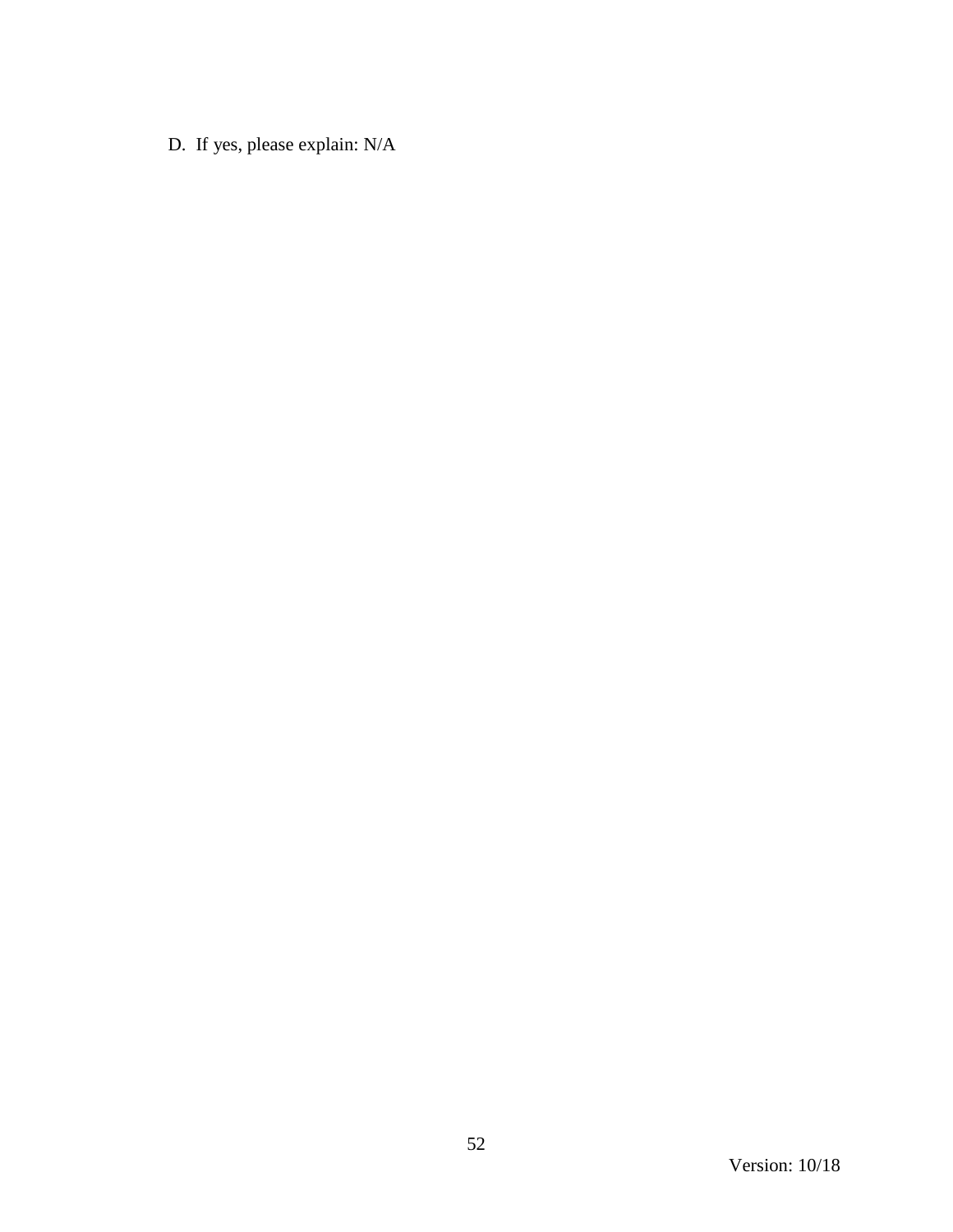D. If yes, please explain: N/A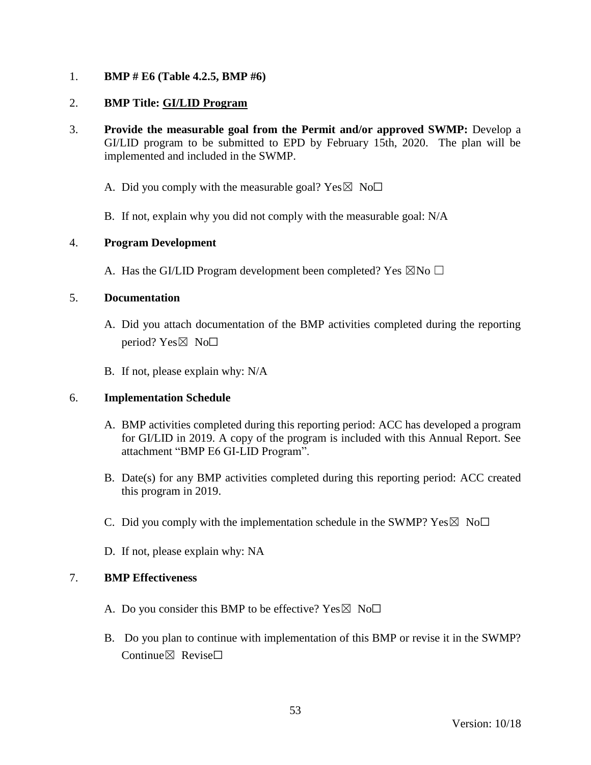1. **BMP # E6 (Table 4.2.5, BMP #6)**

2. **BMP Title: <u>GI/LID Program</u>**

3. **Provide the measurable goal from the Permit and/or approved SWMP:** Develop a GI/LID program to be submitted to EPD by February 15th, 2020. The plan will be implemented and included in the SWMP.

   A. Did you comply with the measurable goal? Yes☒ No☐

   B. If not, explain why you did not comply with the measurable goal: N/A

4. **Program Development**

   A. Has the GI/LID Program development been completed? Yes ☒No ☐

5. **Documentation**

   A. Did you attach documentation of the BMP activities completed during the reporting period? Yes☒ No☐

   B. If not, please explain why: N/A

6. **Implementation Schedule**

   A. BMP activities completed during this reporting period: ACC has developed a program for GI/LID in 2019. A copy of the program is included with this Annual Report. See attachment "BMP E6 GI-LID Program".

   B. Date(s) for any BMP activities completed during this reporting period: ACC created this program in 2019.

   C. Did you comply with the implementation schedule in the SWMP? Yes☒ No☐

   D. If not, please explain why: NA

7. **BMP Effectiveness**

   A. Do you consider this BMP to be effective? Yes☒ No☐

   B. Do you plan to continue with implementation of this BMP or revise it in the SWMP? Continue☒ Revise☐

Version: 10/18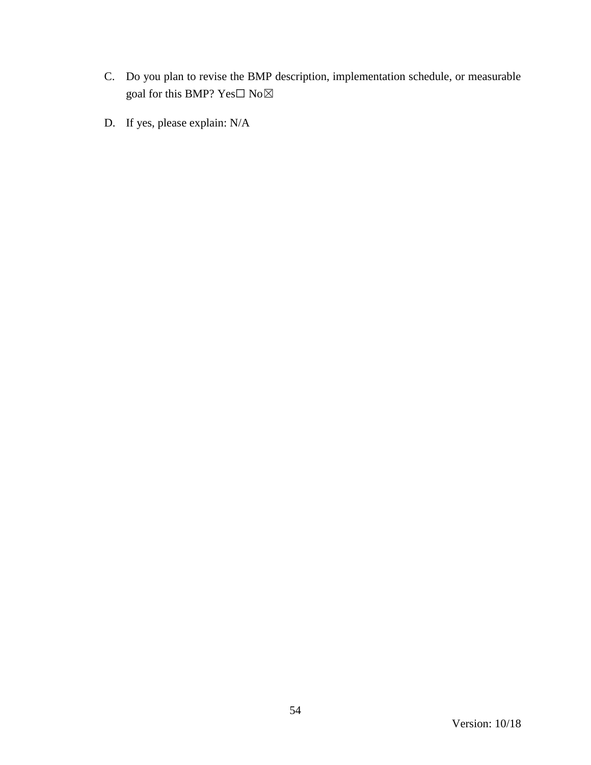C. Do you plan to revise the BMP description, implementation schedule, or measurable goal for this BMP? Yes☐ No☒

D. If yes, please explain: N/A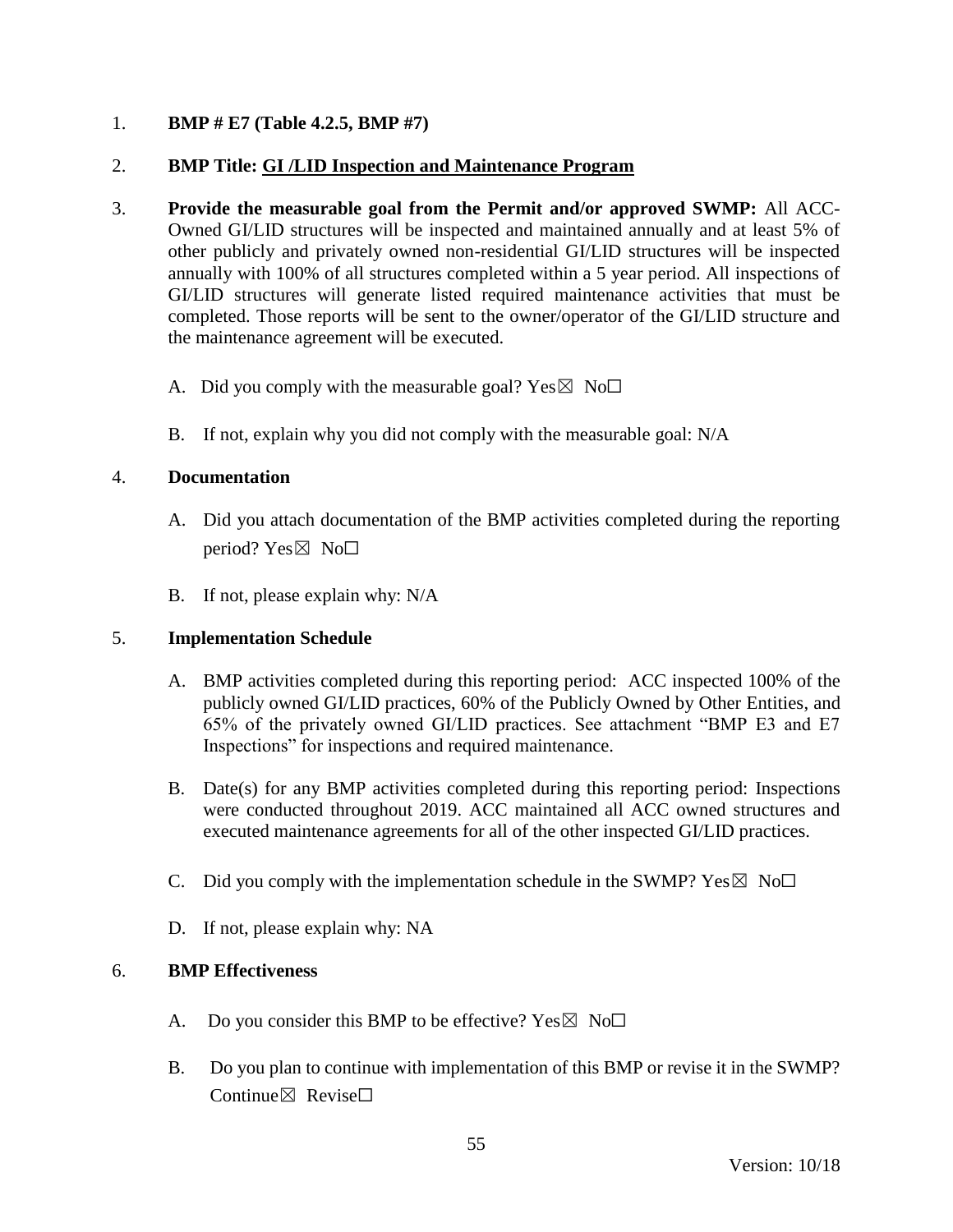1. **BMP # E7 (Table 4.2.5, BMP #7)**

2. **BMP Title: <u>GI /LID Inspection and Maintenance Program</u>**

3. **Provide the measurable goal from the Permit and/or approved SWMP:** All ACC-Owned GI/LID structures will be inspected and maintained annually and at least 5% of other publicly and privately owned non-residential GI/LID structures will be inspected annually with 100% of all structures completed within a 5 year period. All inspections of GI/LID structures will generate listed required maintenance activities that must be completed. Those reports will be sent to the owner/operator of the GI/LID structure and the maintenance agreement will be executed.

   A. Did you comply with the measurable goal? Yes☒ No☐

   B. If not, explain why you did not comply with the measurable goal: N/A

4. **Documentation**

   A. Did you attach documentation of the BMP activities completed during the reporting period? Yes☒ No☐

   B. If not, please explain why: N/A

5. **Implementation Schedule**

   A. BMP activities completed during this reporting period: ACC inspected 100% of the publicly owned GI/LID practices, 60% of the Publicly Owned by Other Entities, and 65% of the privately owned GI/LID practices. See attachment "BMP E3 and E7 Inspections" for inspections and required maintenance.

   B. Date(s) for any BMP activities completed during this reporting period: Inspections were conducted throughout 2019. ACC maintained all ACC owned structures and executed maintenance agreements for all of the other inspected GI/LID practices.

   C. Did you comply with the implementation schedule in the SWMP? Yes☒ No☐

   D. If not, please explain why: NA

6. **BMP Effectiveness**

   A. Do you consider this BMP to be effective? Yes☒ No☐

   B. Do you plan to continue with implementation of this BMP or revise it in the SWMP? Continue☒ Revise☐

Version: 10/18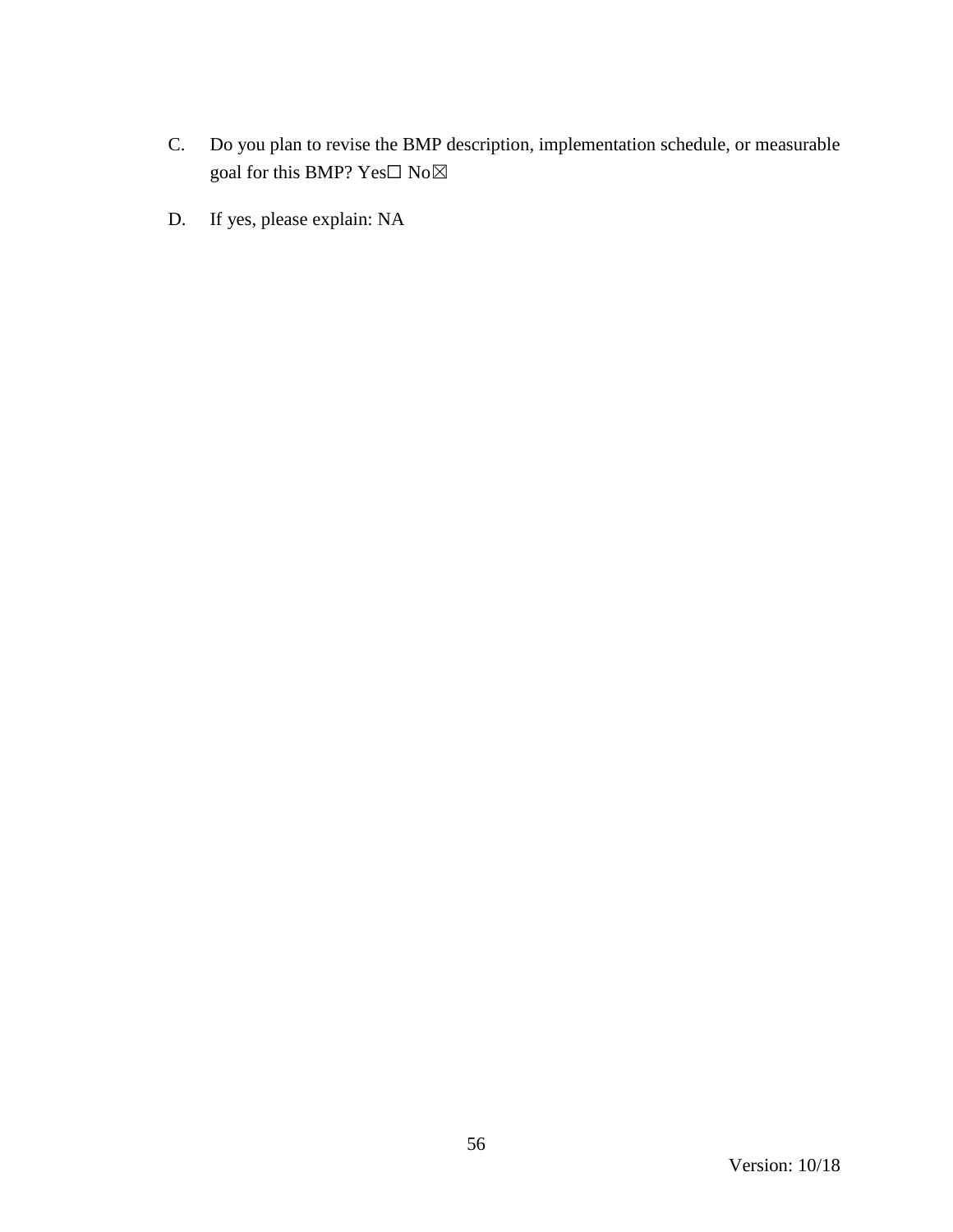C. Do you plan to revise the BMP description, implementation schedule, or measurable goal for this BMP? Yes☐ No☒

D. If yes, please explain: NA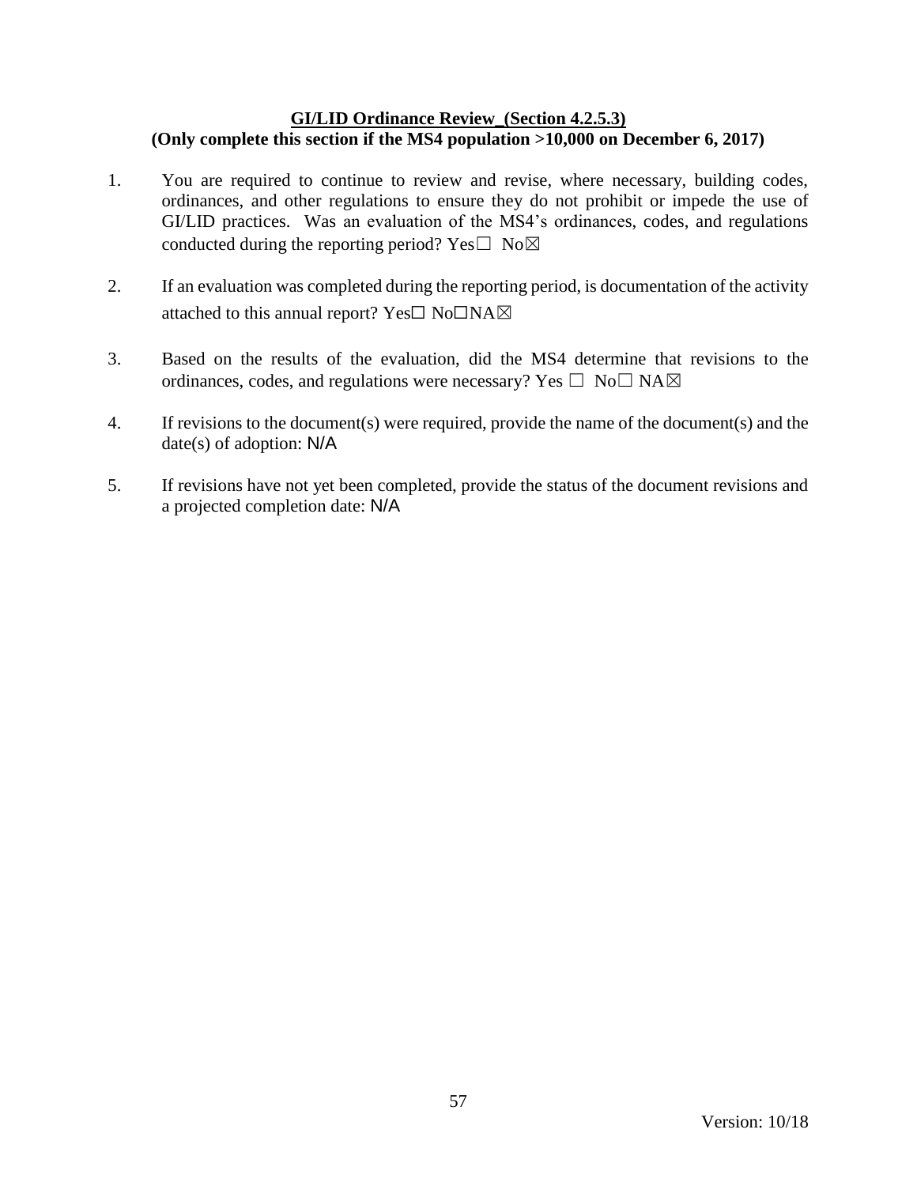## GI/LID Ordinance Review_(Section 4.2.5.3)

**(Only complete this section if the MS4 population >10,000 on December 6, 2017)**

1. You are required to continue to review and revise, where necessary, building codes, ordinances, and other regulations to ensure they do not prohibit or impede the use of GI/LID practices. Was an evaluation of the MS4's ordinances, codes, and regulations conducted during the reporting period? Yes☐ No☒

2. If an evaluation was completed during the reporting period, is documentation of the activity attached to this annual report? Yes☐ No☐NA☒

3. Based on the results of the evaluation, did the MS4 determine that revisions to the ordinances, codes, and regulations were necessary? Yes ☐ No☐ NA☒

4. If revisions to the document(s) were required, provide the name of the document(s) and the date(s) of adoption: N/A

5. If revisions have not yet been completed, provide the status of the document revisions and a projected completion date: N/A

Version: 10/18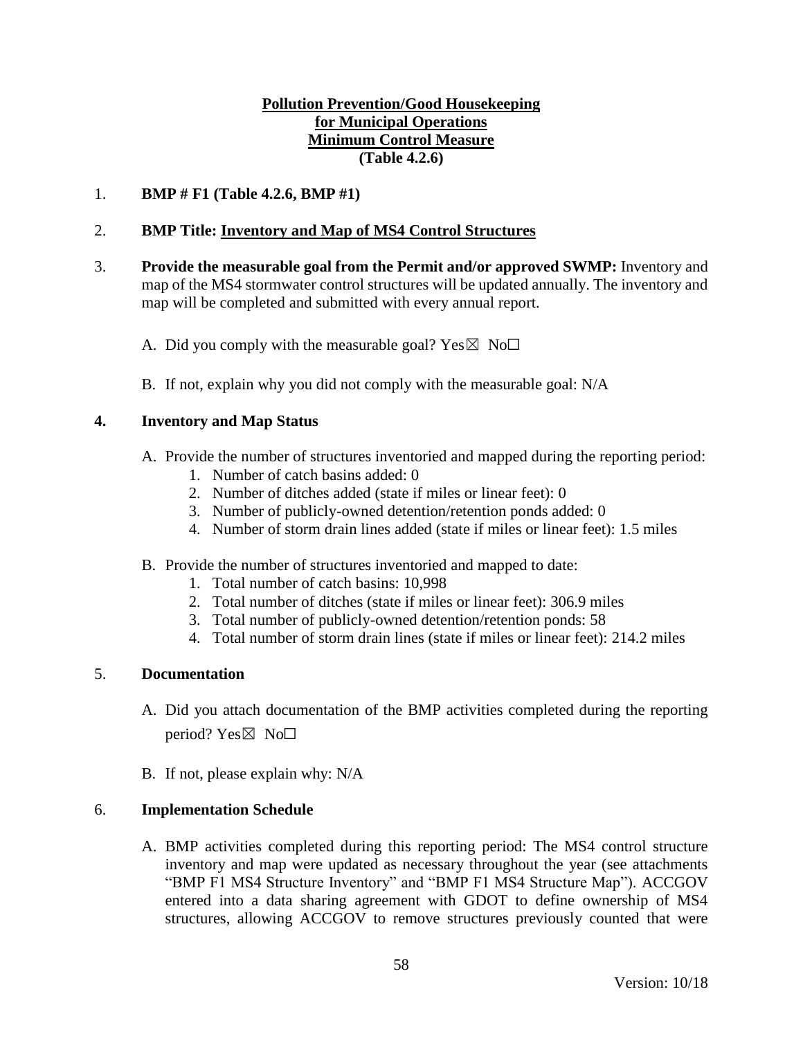**Pollution Prevention/Good Housekeeping**
**for Municipal Operations**
**Minimum Control Measure**
**(Table 4.2.6)**

1. **BMP # F1 (Table 4.2.6, BMP #1)**

2. **BMP Title: Inventory and Map of MS4 Control Structures**

3. **Provide the measurable goal from the Permit and/or approved SWMP:** Inventory and map of the MS4 stormwater control structures will be updated annually. The inventory and map will be completed and submitted with every annual report.

   A. Did you comply with the measurable goal? Yes☒ No☐

   B. If not, explain why you did not comply with the measurable goal: N/A

4. **Inventory and Map Status**

   A. Provide the number of structures inventoried and mapped during the reporting period:
      1. Number of catch basins added: 0
      2. Number of ditches added (state if miles or linear feet): 0
      3. Number of publicly-owned detention/retention ponds added: 0
      4. Number of storm drain lines added (state if miles or linear feet): 1.5 miles

   B. Provide the number of structures inventoried and mapped to date:
      1. Total number of catch basins: 10,998
      2. Total number of ditches (state if miles or linear feet): 306.9 miles
      3. Total number of publicly-owned detention/retention ponds: 58
      4. Total number of storm drain lines (state if miles or linear feet): 214.2 miles

5. **Documentation**

   A. Did you attach documentation of the BMP activities completed during the reporting period? Yes☒ No☐

   B. If not, please explain why: N/A

6. **Implementation Schedule**

   A. BMP activities completed during this reporting period: The MS4 control structure inventory and map were updated as necessary throughout the year (see attachments "BMP F1 MS4 Structure Inventory" and "BMP F1 MS4 Structure Map"). ACCGOV entered into a data sharing agreement with GDOT to define ownership of MS4 structures, allowing ACCGOV to remove structures previously counted that were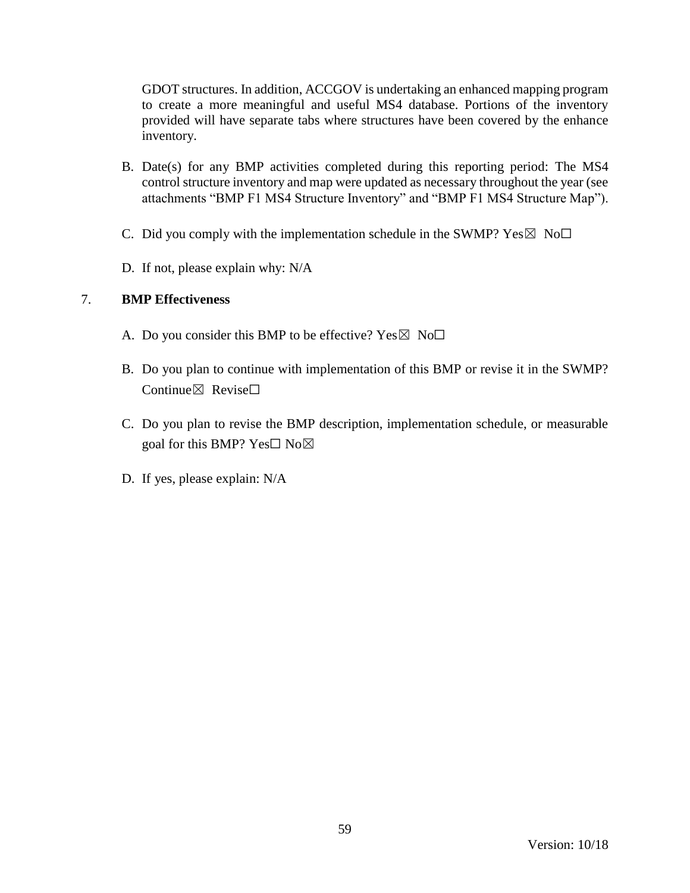GDOT structures. In addition, ACCGOV is undertaking an enhanced mapping program to create a more meaningful and useful MS4 database. Portions of the inventory provided will have separate tabs where structures have been covered by the enhance inventory.

B. Date(s) for any BMP activities completed during this reporting period: The MS4 control structure inventory and map were updated as necessary throughout the year (see attachments “BMP F1 MS4 Structure Inventory” and “BMP F1 MS4 Structure Map”).

C. Did you comply with the implementation schedule in the SWMP? Yes☒ No☐

D. If not, please explain why: N/A

7. **BMP Effectiveness**

A. Do you consider this BMP to be effective? Yes☒ No☐

B. Do you plan to continue with implementation of this BMP or revise it in the SWMP? Continue☒ Revise☐

C. Do you plan to revise the BMP description, implementation schedule, or measurable goal for this BMP? Yes☐ No☒

D. If yes, please explain: N/A

Version: 10/18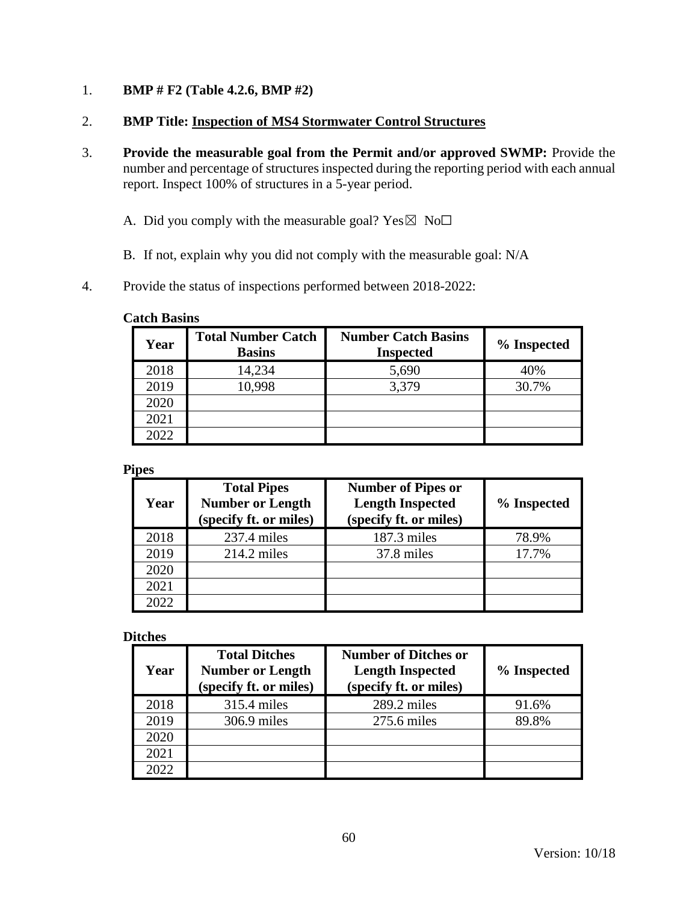1. **BMP # F2 (Table 4.2.6, BMP #2)**

2. **BMP Title: Inspection of MS4 Stormwater Control Structures**

3. **Provide the measurable goal from the Permit and/or approved SWMP:** Provide the number and percentage of structures inspected during the reporting period with each annual report. Inspect 100% of structures in a 5-year period.

   A. Did you comply with the measurable goal? Yes☒ No☐

   B. If not, explain why you did not comply with the measurable goal: N/A

4. Provide the status of inspections performed between 2018-2022:

**Catch Basins**

| Year | Total Number Catch Basins | Number Catch Basins Inspected | % Inspected |
|---|---|---|---|
| 2018 | 14,234 | 5,690 | 40% |
| 2019 | 10,998 | 3,379 | 30.7% |
| 2020 | | | |
| 2021 | | | |
| 2022 | | | |

**Pipes**

| Year | Total Pipes Number or Length (specify ft. or miles) | Number of Pipes or Length Inspected (specify ft. or miles) | % Inspected |
|---|---|---|---|
| 2018 | 237.4 miles | 187.3 miles | 78.9% |
| 2019 | 214.2 miles | 37.8 miles | 17.7% |
| 2020 | | | |
| 2021 | | | |
| 2022 | | | |

**Ditches**

| Year | Total Ditches Number or Length (specify ft. or miles) | Number of Ditches or Length Inspected (specify ft. or miles) | % Inspected |
|---|---|---|---|
| 2018 | 315.4 miles | 289.2 miles | 91.6% |
| 2019 | 306.9 miles | 275.6 miles | 89.8% |
| 2020 | | | |
| 2021 | | | |
| 2022 | | | |

Version: 10/18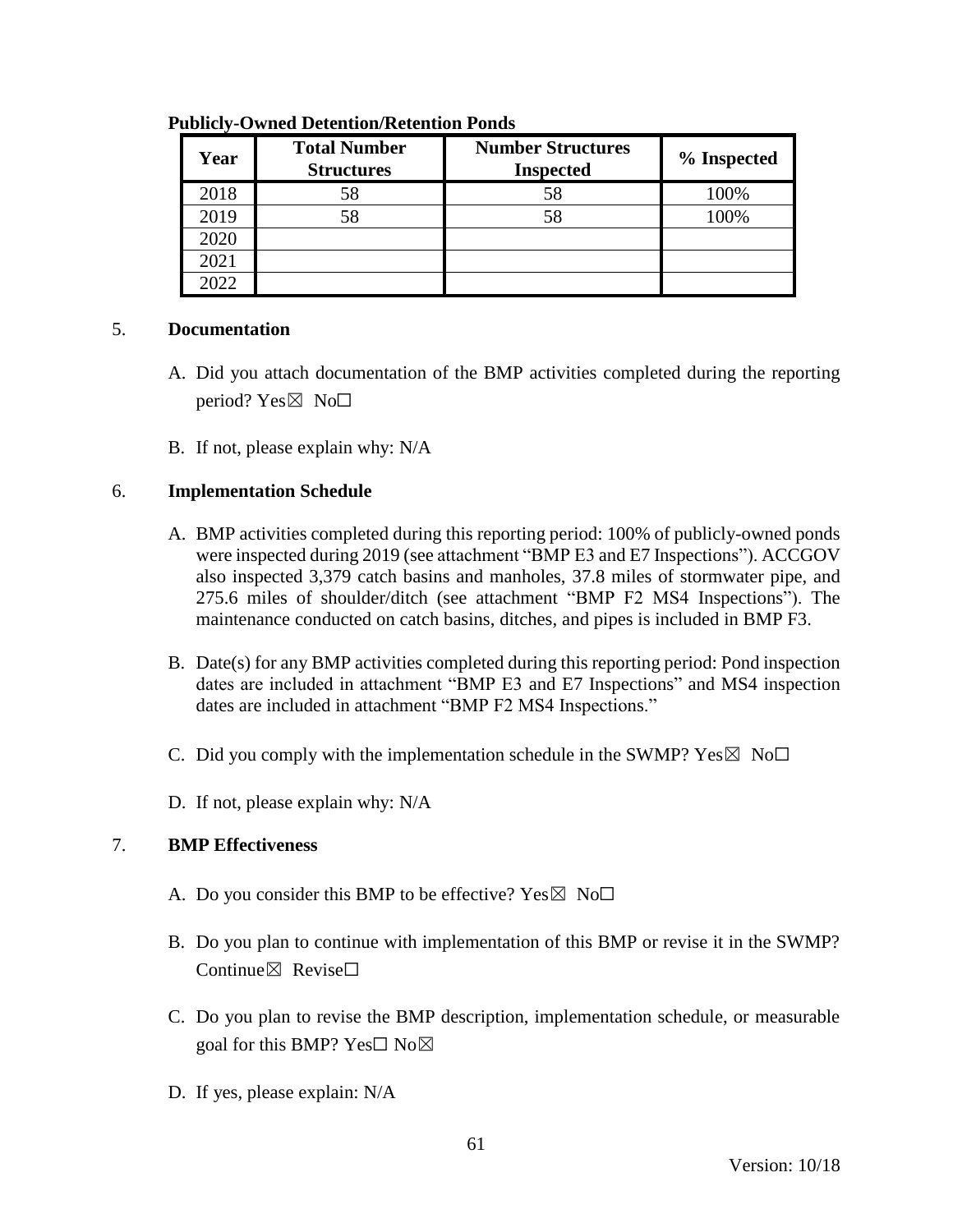**Publicly-Owned Detention/Retention Ponds**

| Year | Total Number Structures | Number Structures Inspected | % Inspected |
|---|---|---|---|
| 2018 | 58 | 58 | 100% |
| 2019 | 58 | 58 | 100% |
| 2020 | | | |
| 2021 | | | |
| 2022 | | | |

5. **Documentation**

   A. Did you attach documentation of the BMP activities completed during the reporting period? Yes☒ No☐

   B. If not, please explain why: N/A

6. **Implementation Schedule**

   A. BMP activities completed during this reporting period: 100% of publicly-owned ponds were inspected during 2019 (see attachment "BMP E3 and E7 Inspections"). ACCGOV also inspected 3,379 catch basins and manholes, 37.8 miles of stormwater pipe, and 275.6 miles of shoulder/ditch (see attachment "BMP F2 MS4 Inspections"). The maintenance conducted on catch basins, ditches, and pipes is included in BMP F3.

   B. Date(s) for any BMP activities completed during this reporting period: Pond inspection dates are included in attachment "BMP E3 and E7 Inspections" and MS4 inspection dates are included in attachment "BMP F2 MS4 Inspections."

   C. Did you comply with the implementation schedule in the SWMP? Yes☒ No☐

   D. If not, please explain why: N/A

7. **BMP Effectiveness**

   A. Do you consider this BMP to be effective? Yes☒ No☐

   B. Do you plan to continue with implementation of this BMP or revise it in the SWMP? Continue☒ Revise☐

   C. Do you plan to revise the BMP description, implementation schedule, or measurable goal for this BMP? Yes☐ No☒

   D. If yes, please explain: N/A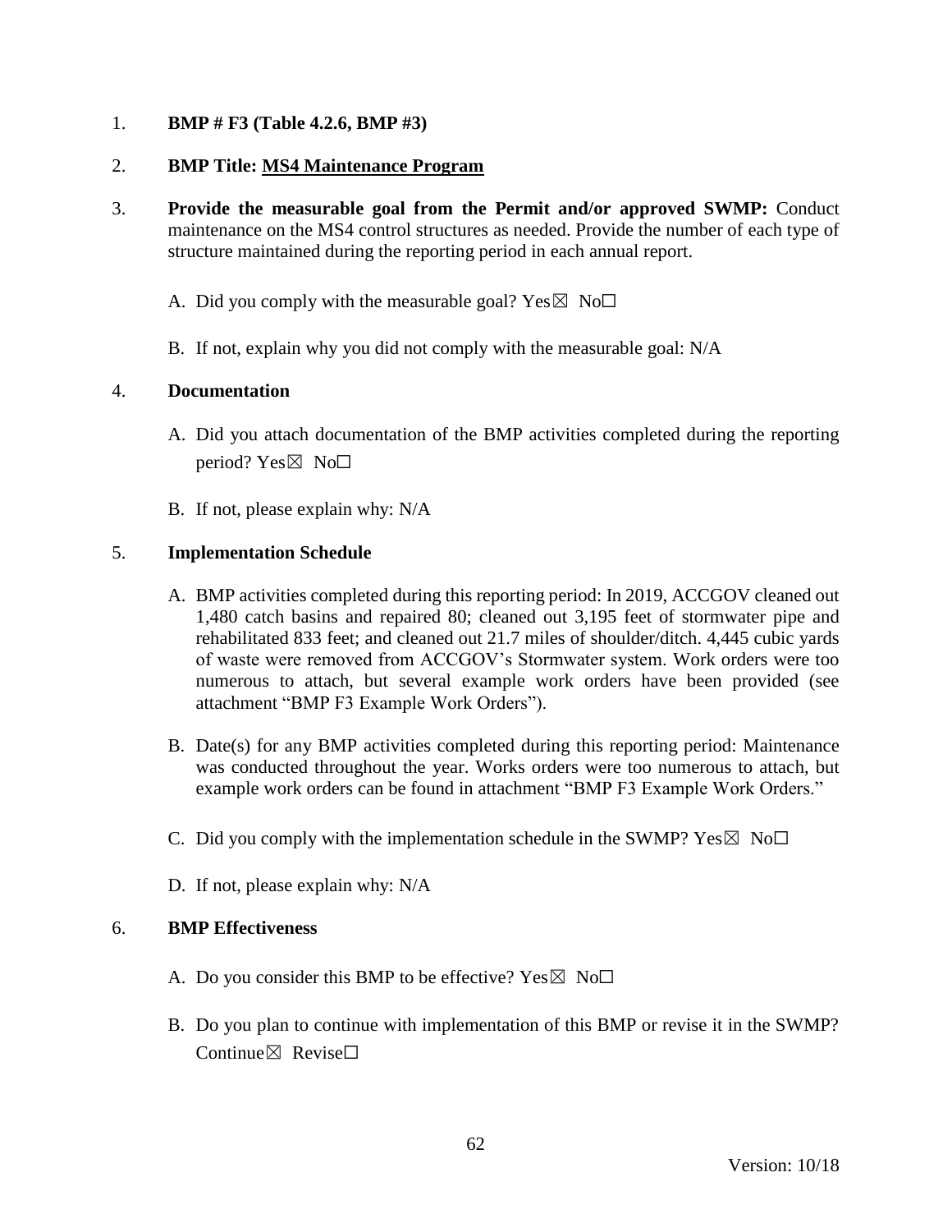1. **BMP # F3 (Table 4.2.6, BMP #3)**

2. **BMP Title: MS4 Maintenance Program**

3. **Provide the measurable goal from the Permit and/or approved SWMP:** Conduct maintenance on the MS4 control structures as needed. Provide the number of each type of structure maintained during the reporting period in each annual report.

   A. Did you comply with the measurable goal? Yes☒ No☐

   B. If not, explain why you did not comply with the measurable goal: N/A

4. **Documentation**

   A. Did you attach documentation of the BMP activities completed during the reporting period? Yes☒ No☐

   B. If not, please explain why: N/A

5. **Implementation Schedule**

   A. BMP activities completed during this reporting period: In 2019, ACCGOV cleaned out 1,480 catch basins and repaired 80; cleaned out 3,195 feet of stormwater pipe and rehabilitated 833 feet; and cleaned out 21.7 miles of shoulder/ditch. 4,445 cubic yards of waste were removed from ACCGOV's Stormwater system. Work orders were too numerous to attach, but several example work orders have been provided (see attachment "BMP F3 Example Work Orders").

   B. Date(s) for any BMP activities completed during this reporting period: Maintenance was conducted throughout the year. Works orders were too numerous to attach, but example work orders can be found in attachment "BMP F3 Example Work Orders."

   C. Did you comply with the implementation schedule in the SWMP? Yes☒ No☐

   D. If not, please explain why: N/A

6. **BMP Effectiveness**

   A. Do you consider this BMP to be effective? Yes☒ No☐

   B. Do you plan to continue with implementation of this BMP or revise it in the SWMP? Continue☒ Revise☐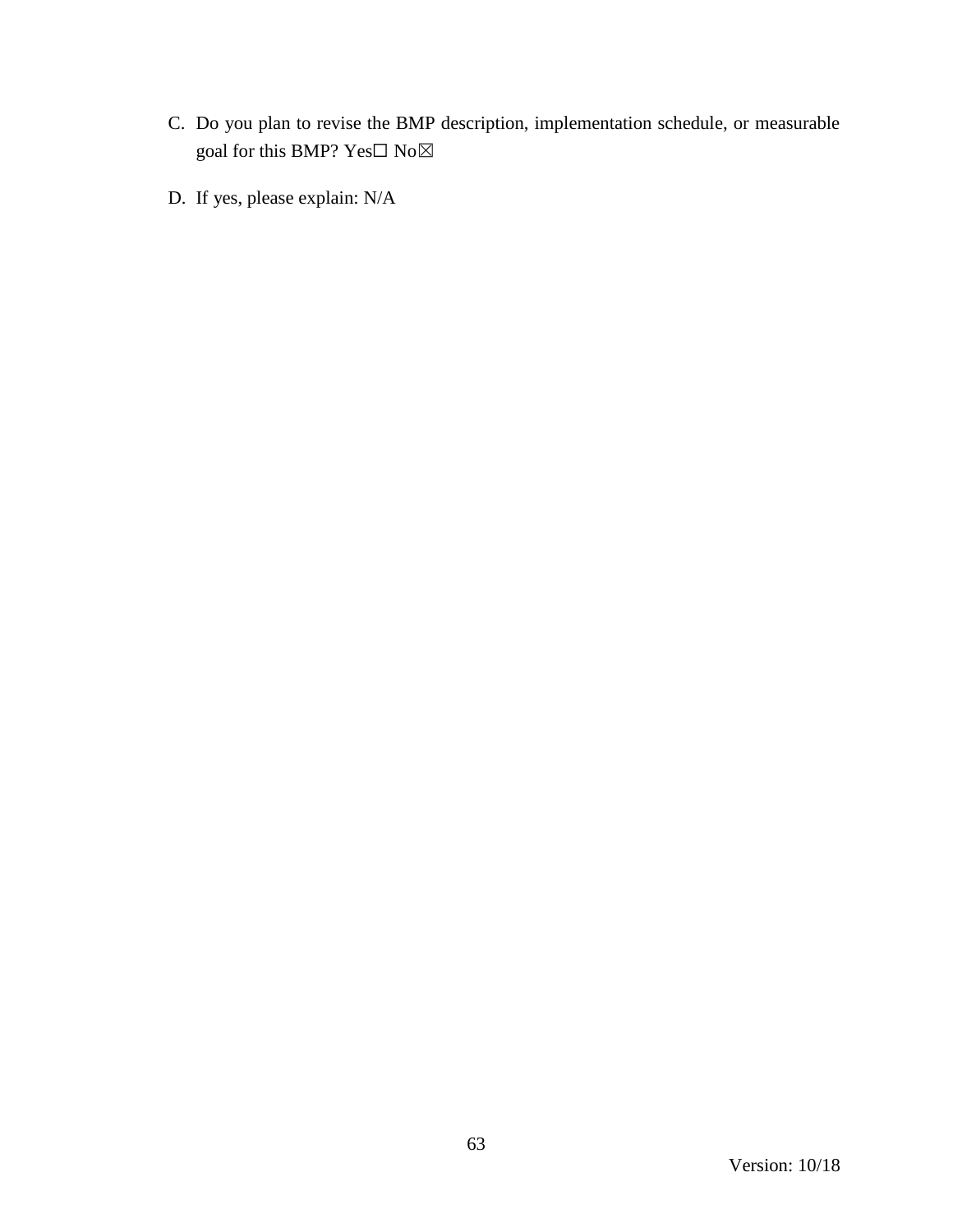C. Do you plan to revise the BMP description, implementation schedule, or measurable goal for this BMP? Yes☐ No☒

D. If yes, please explain: N/A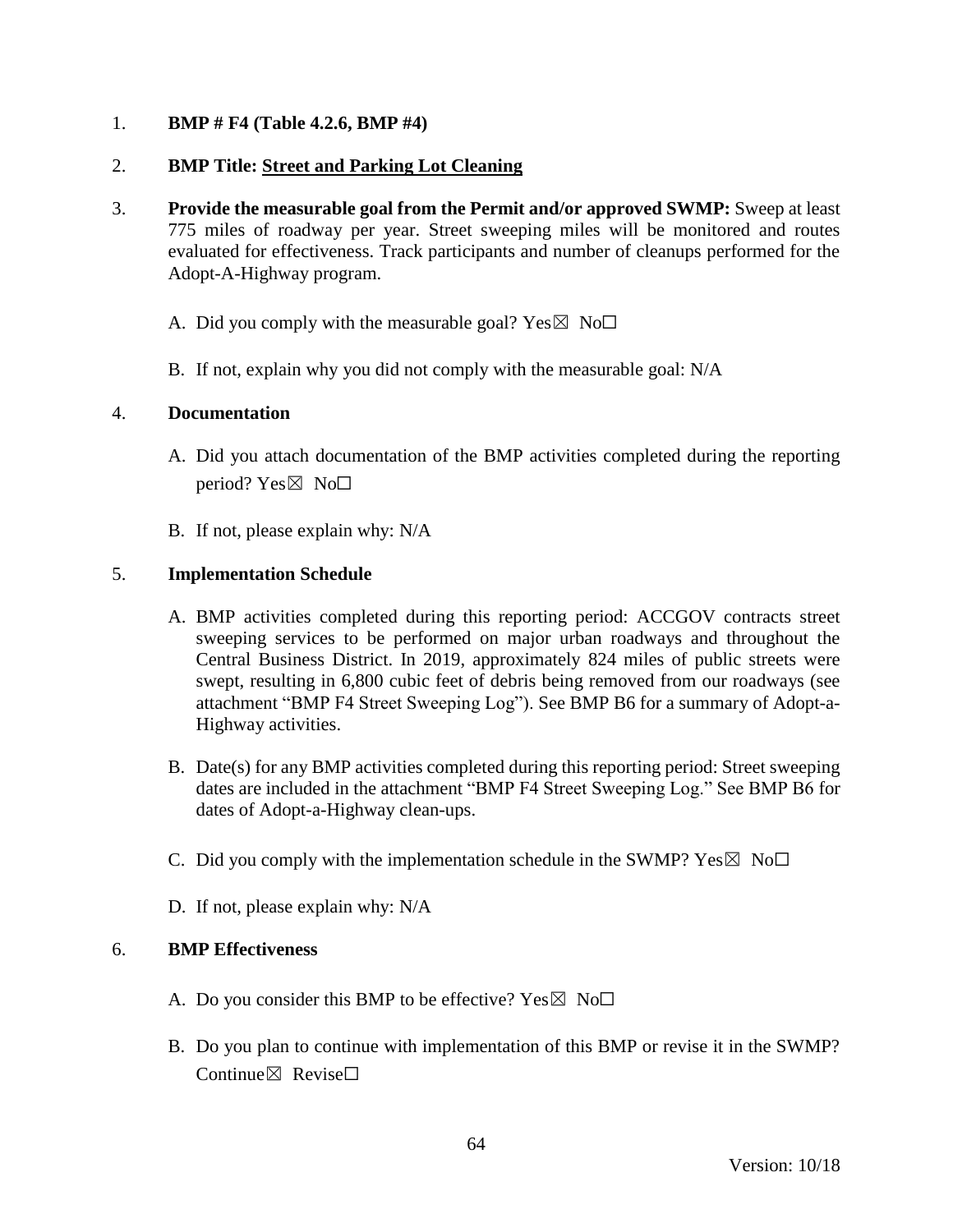1. **BMP # F4 (Table 4.2.6, BMP #4)**

2. **BMP Title: <u>Street and Parking Lot Cleaning</u>**

3. **Provide the measurable goal from the Permit and/or approved SWMP:** Sweep at least 775 miles of roadway per year. Street sweeping miles will be monitored and routes evaluated for effectiveness. Track participants and number of cleanups performed for the Adopt-A-Highway program.

   A. Did you comply with the measurable goal? Yes☒ No☐

   B. If not, explain why you did not comply with the measurable goal: N/A

4. **Documentation**

   A. Did you attach documentation of the BMP activities completed during the reporting period? Yes☒ No☐

   B. If not, please explain why: N/A

5. **Implementation Schedule**

   A. BMP activities completed during this reporting period: ACCGOV contracts street sweeping services to be performed on major urban roadways and throughout the Central Business District. In 2019, approximately 824 miles of public streets were swept, resulting in 6,800 cubic feet of debris being removed from our roadways (see attachment "BMP F4 Street Sweeping Log"). See BMP B6 for a summary of Adopt-a-Highway activities.

   B. Date(s) for any BMP activities completed during this reporting period: Street sweeping dates are included in the attachment "BMP F4 Street Sweeping Log." See BMP B6 for dates of Adopt-a-Highway clean-ups.

   C. Did you comply with the implementation schedule in the SWMP? Yes☒ No☐

   D. If not, please explain why: N/A

6. **BMP Effectiveness**

   A. Do you consider this BMP to be effective? Yes☒ No☐

   B. Do you plan to continue with implementation of this BMP or revise it in the SWMP? Continue☒ Revise☐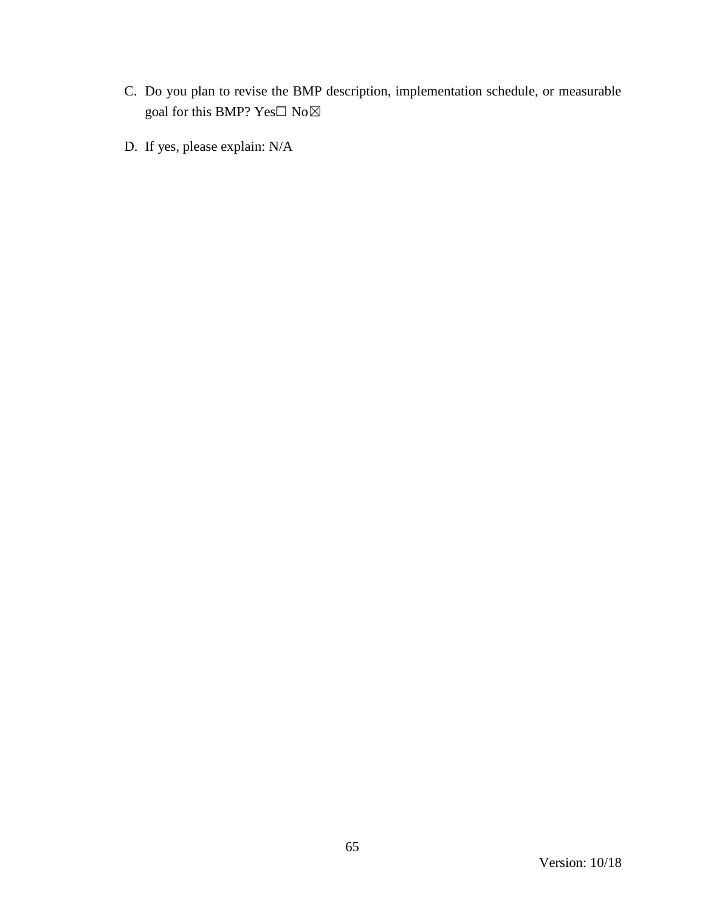C. Do you plan to revise the BMP description, implementation schedule, or measurable goal for this BMP? Yes☐ No☒

D. If yes, please explain: N/A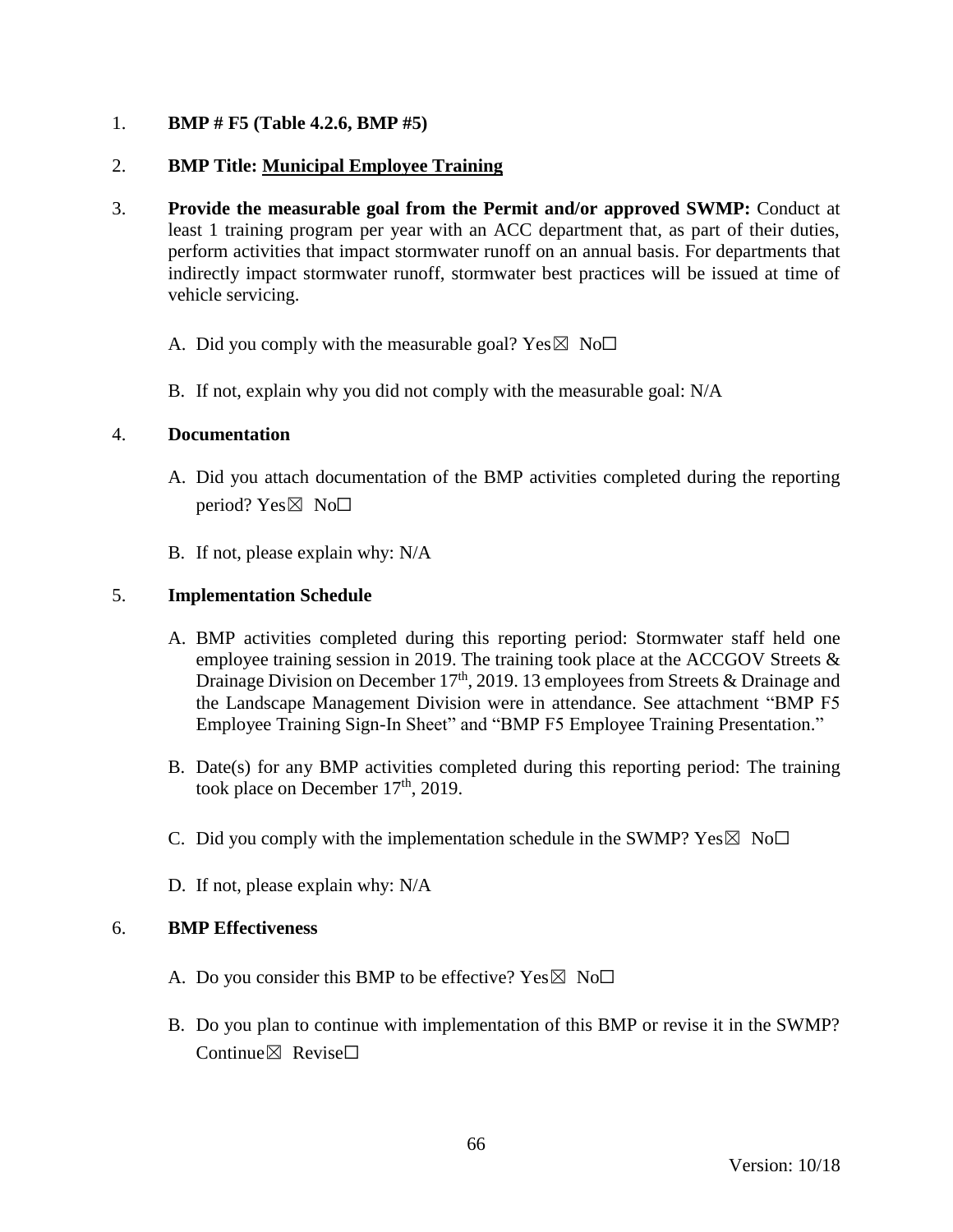1. **BMP # F5 (Table 4.2.6, BMP #5)**

2. **BMP Title: Municipal Employee Training**

3. **Provide the measurable goal from the Permit and/or approved SWMP:** Conduct at least 1 training program per year with an ACC department that, as part of their duties, perform activities that impact stormwater runoff on an annual basis. For departments that indirectly impact stormwater runoff, stormwater best practices will be issued at time of vehicle servicing.

   A. Did you comply with the measurable goal? Yes☒ No☐

   B. If not, explain why you did not comply with the measurable goal: N/A

4. **Documentation**

   A. Did you attach documentation of the BMP activities completed during the reporting period? Yes☒ No☐

   B. If not, please explain why: N/A

5. **Implementation Schedule**

   A. BMP activities completed during this reporting period: Stormwater staff held one employee training session in 2019. The training took place at the ACCGOV Streets & Drainage Division on December 17th, 2019. 13 employees from Streets & Drainage and the Landscape Management Division were in attendance. See attachment "BMP F5 Employee Training Sign-In Sheet" and "BMP F5 Employee Training Presentation."

   B. Date(s) for any BMP activities completed during this reporting period: The training took place on December 17th, 2019.

   C. Did you comply with the implementation schedule in the SWMP? Yes☒ No☐

   D. If not, please explain why: N/A

6. **BMP Effectiveness**

   A. Do you consider this BMP to be effective? Yes☒ No☐

   B. Do you plan to continue with implementation of this BMP or revise it in the SWMP? Continue☒ Revise☐

Version: 10/18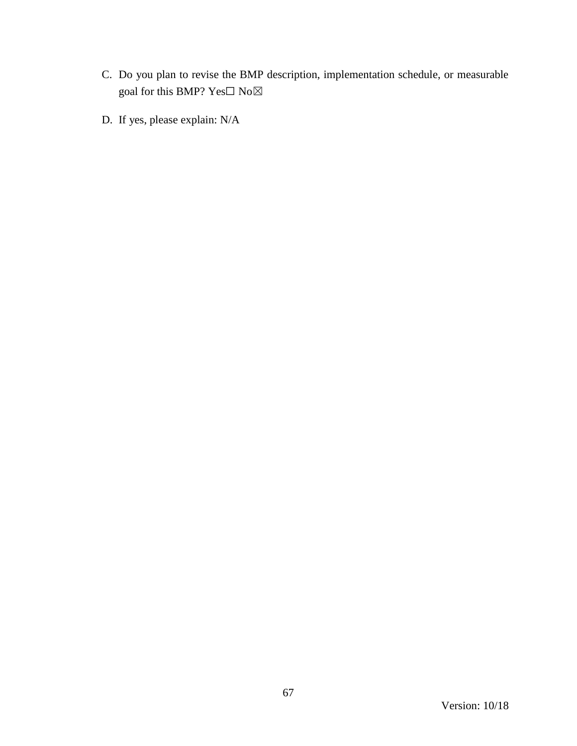C. Do you plan to revise the BMP description, implementation schedule, or measurable goal for this BMP? Yes☐ No☒

D. If yes, please explain: N/A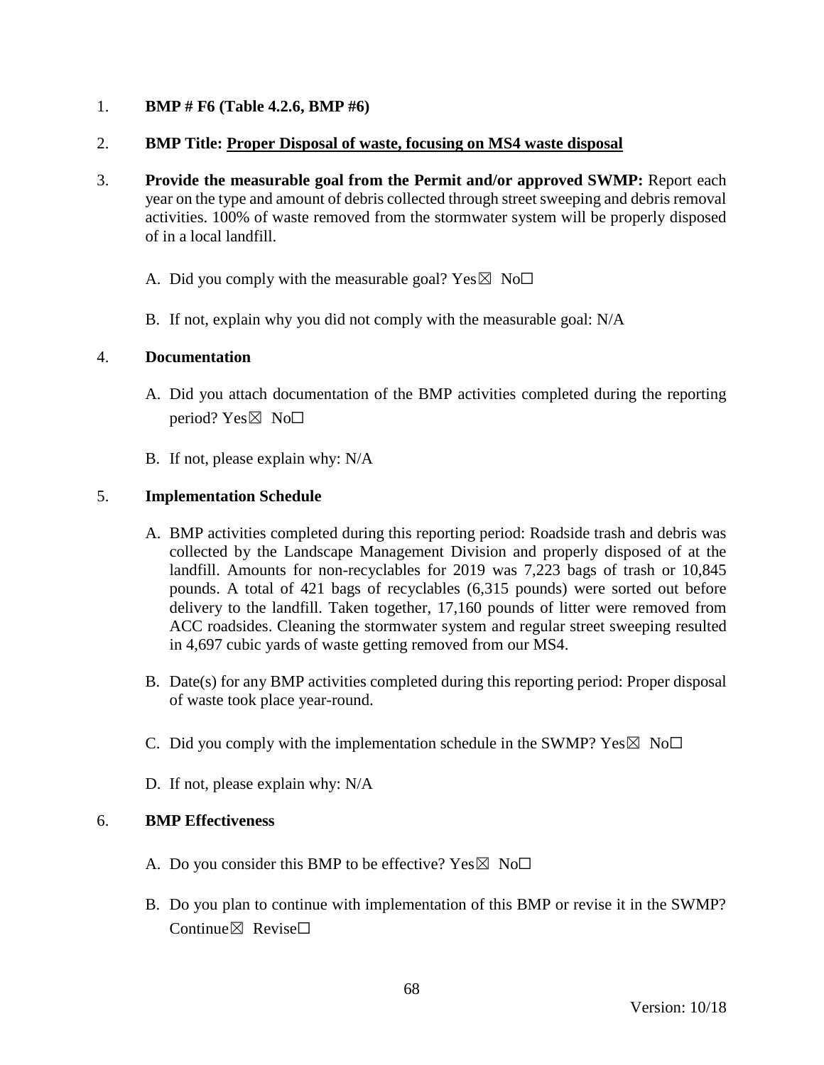1. **BMP # F6 (Table 4.2.6, BMP #6)**

2. **BMP Title: Proper Disposal of waste, focusing on MS4 waste disposal**

3. **Provide the measurable goal from the Permit and/or approved SWMP:** Report each year on the type and amount of debris collected through street sweeping and debris removal activities. 100% of waste removed from the stormwater system will be properly disposed of in a local landfill.

   A. Did you comply with the measurable goal? Yes☒ No☐

   B. If not, explain why you did not comply with the measurable goal: N/A

4. **Documentation**

   A. Did you attach documentation of the BMP activities completed during the reporting period? Yes☒ No☐

   B. If not, please explain why: N/A

5. **Implementation Schedule**

   A. BMP activities completed during this reporting period: Roadside trash and debris was collected by the Landscape Management Division and properly disposed of at the landfill. Amounts for non-recyclables for 2019 was 7,223 bags of trash or 10,845 pounds. A total of 421 bags of recyclables (6,315 pounds) were sorted out before delivery to the landfill. Taken together, 17,160 pounds of litter were removed from ACC roadsides. Cleaning the stormwater system and regular street sweeping resulted in 4,697 cubic yards of waste getting removed from our MS4.

   B. Date(s) for any BMP activities completed during this reporting period: Proper disposal of waste took place year-round.

   C. Did you comply with the implementation schedule in the SWMP? Yes☒ No☐

   D. If not, please explain why: N/A

6. **BMP Effectiveness**

   A. Do you consider this BMP to be effective? Yes☒ No☐

   B. Do you plan to continue with implementation of this BMP or revise it in the SWMP? Continue☒ Revise☐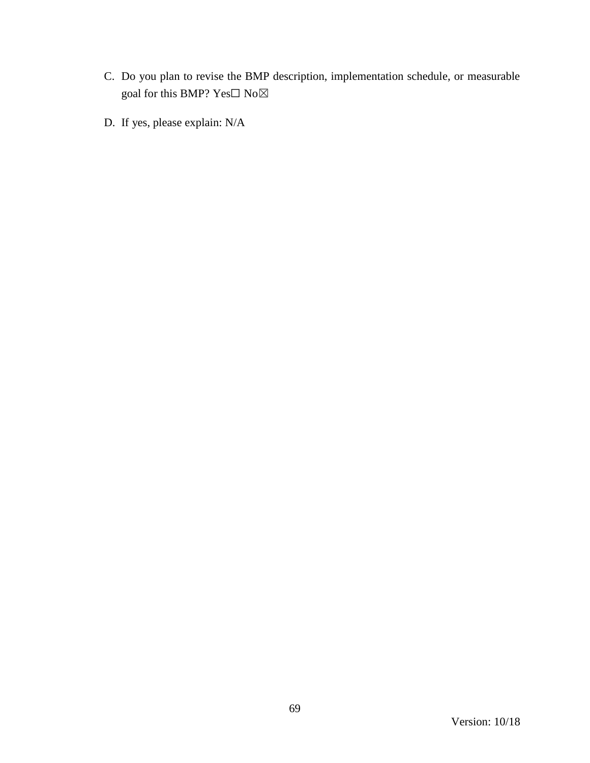C. Do you plan to revise the BMP description, implementation schedule, or measurable goal for this BMP? Yes☐ No☒

D. If yes, please explain: N/A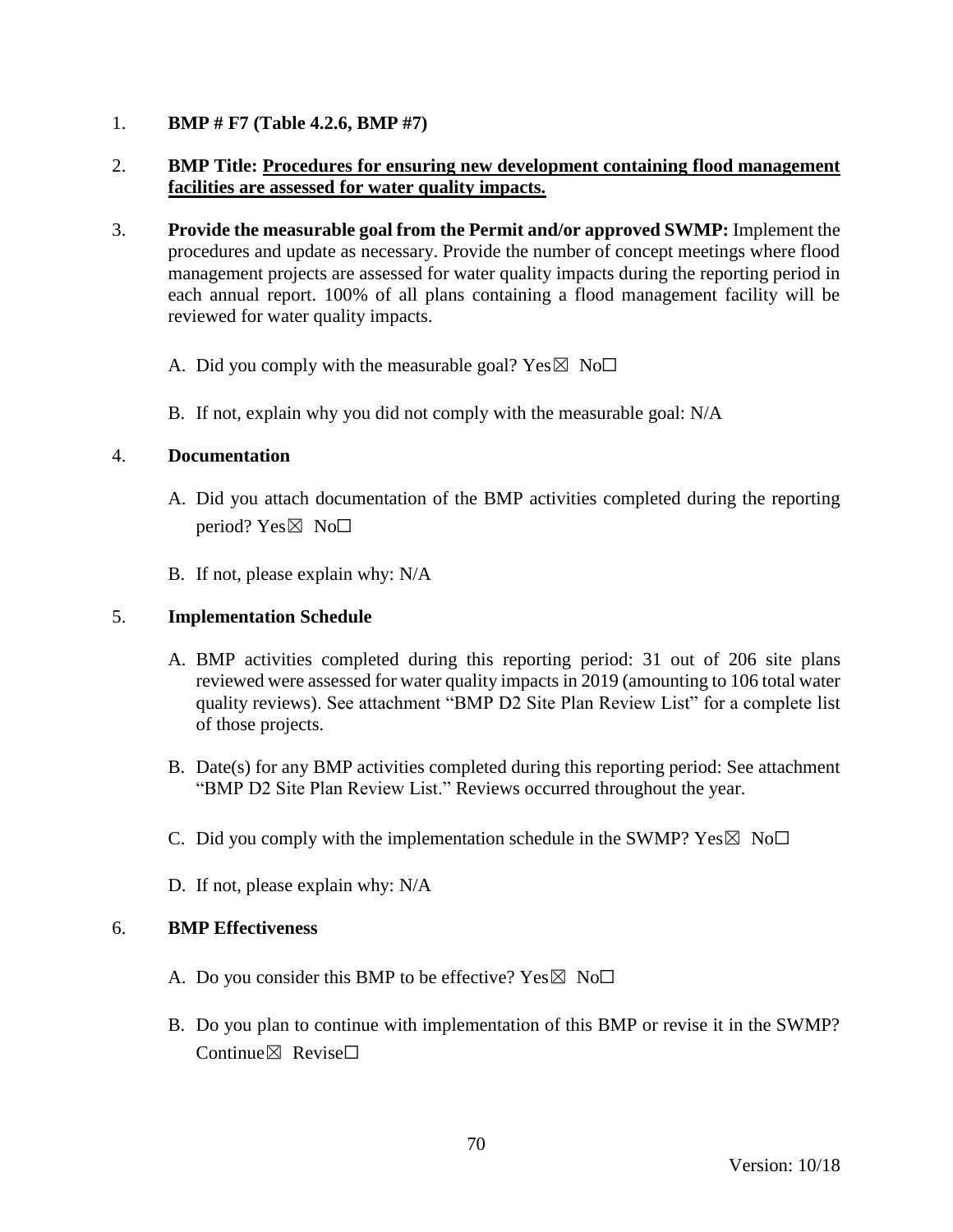1. **BMP # F7 (Table 4.2.6, BMP #7)**

2. **BMP Title: <u>Procedures for ensuring new development containing flood management facilities are assessed for water quality impacts.</u>**

3. **Provide the measurable goal from the Permit and/or approved SWMP:** Implement the procedures and update as necessary. Provide the number of concept meetings where flood management projects are assessed for water quality impacts during the reporting period in each annual report. 100% of all plans containing a flood management facility will be reviewed for water quality impacts.

   A. Did you comply with the measurable goal? Yes☒ No☐

   B. If not, explain why you did not comply with the measurable goal: N/A

4. **Documentation**

   A. Did you attach documentation of the BMP activities completed during the reporting period? Yes☒ No☐

   B. If not, please explain why: N/A

5. **Implementation Schedule**

   A. BMP activities completed during this reporting period: 31 out of 206 site plans reviewed were assessed for water quality impacts in 2019 (amounting to 106 total water quality reviews). See attachment "BMP D2 Site Plan Review List" for a complete list of those projects.

   B. Date(s) for any BMP activities completed during this reporting period: See attachment "BMP D2 Site Plan Review List." Reviews occurred throughout the year.

   C. Did you comply with the implementation schedule in the SWMP? Yes☒ No☐

   D. If not, please explain why: N/A

6. **BMP Effectiveness**

   A. Do you consider this BMP to be effective? Yes☒ No☐

   B. Do you plan to continue with implementation of this BMP or revise it in the SWMP? Continue☒ Revise☐

Version: 10/18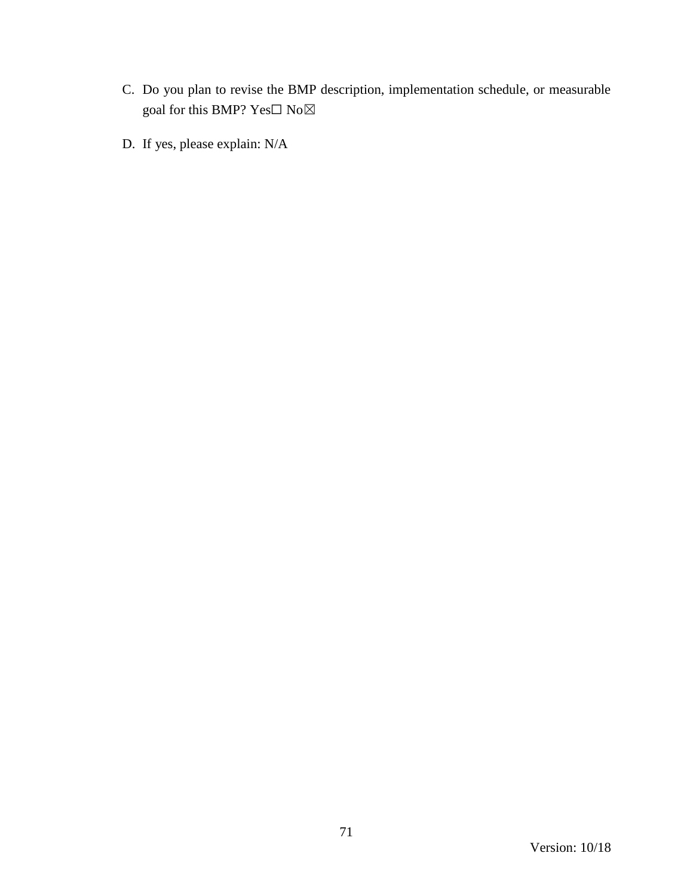C. Do you plan to revise the BMP description, implementation schedule, or measurable goal for this BMP? Yes☐ No☒

D. If yes, please explain: N/A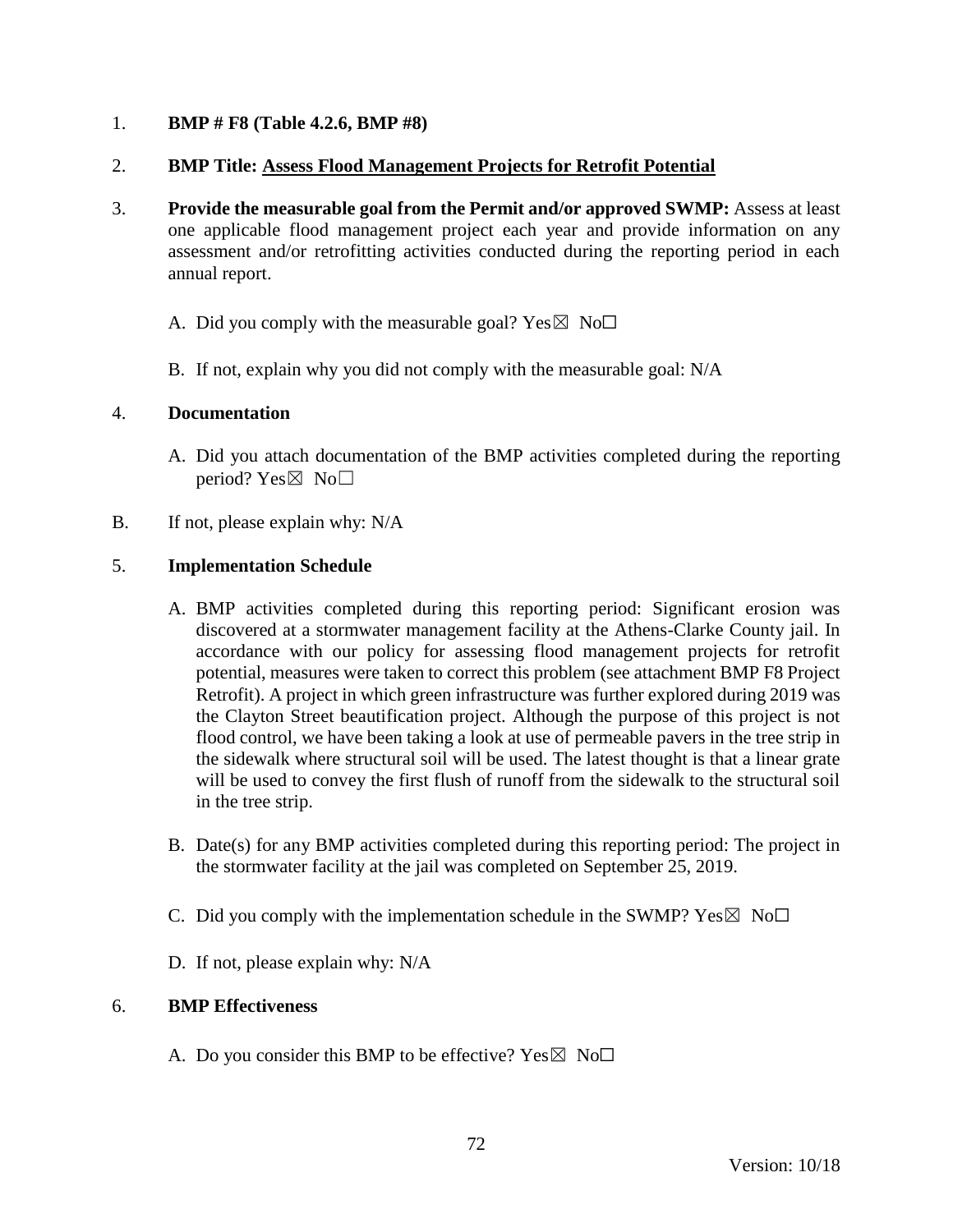1. **BMP # F8 (Table 4.2.6, BMP #8)**

2. **BMP Title: <u>Assess Flood Management Projects for Retrofit Potential</u>**

3. **Provide the measurable goal from the Permit and/or approved SWMP:** Assess at least one applicable flood management project each year and provide information on any assessment and/or retrofitting activities conducted during the reporting period in each annual report.

   A. Did you comply with the measurable goal? Yes☒ No☐

   B. If not, explain why you did not comply with the measurable goal: N/A

4. **Documentation**

   A. Did you attach documentation of the BMP activities completed during the reporting period? Yes☒ No☐

B. If not, please explain why: N/A

5. **Implementation Schedule**

   A. BMP activities completed during this reporting period: Significant erosion was discovered at a stormwater management facility at the Athens-Clarke County jail. In accordance with our policy for assessing flood management projects for retrofit potential, measures were taken to correct this problem (see attachment BMP F8 Project Retrofit). A project in which green infrastructure was further explored during 2019 was the Clayton Street beautification project. Although the purpose of this project is not flood control, we have been taking a look at use of permeable pavers in the tree strip in the sidewalk where structural soil will be used. The latest thought is that a linear grate will be used to convey the first flush of runoff from the sidewalk to the structural soil in the tree strip.

   B. Date(s) for any BMP activities completed during this reporting period: The project in the stormwater facility at the jail was completed on September 25, 2019.

   C. Did you comply with the implementation schedule in the SWMP? Yes☒ No☐

   D. If not, please explain why: N/A

6. **BMP Effectiveness**

   A. Do you consider this BMP to be effective? Yes☒ No☐

Version: 10/18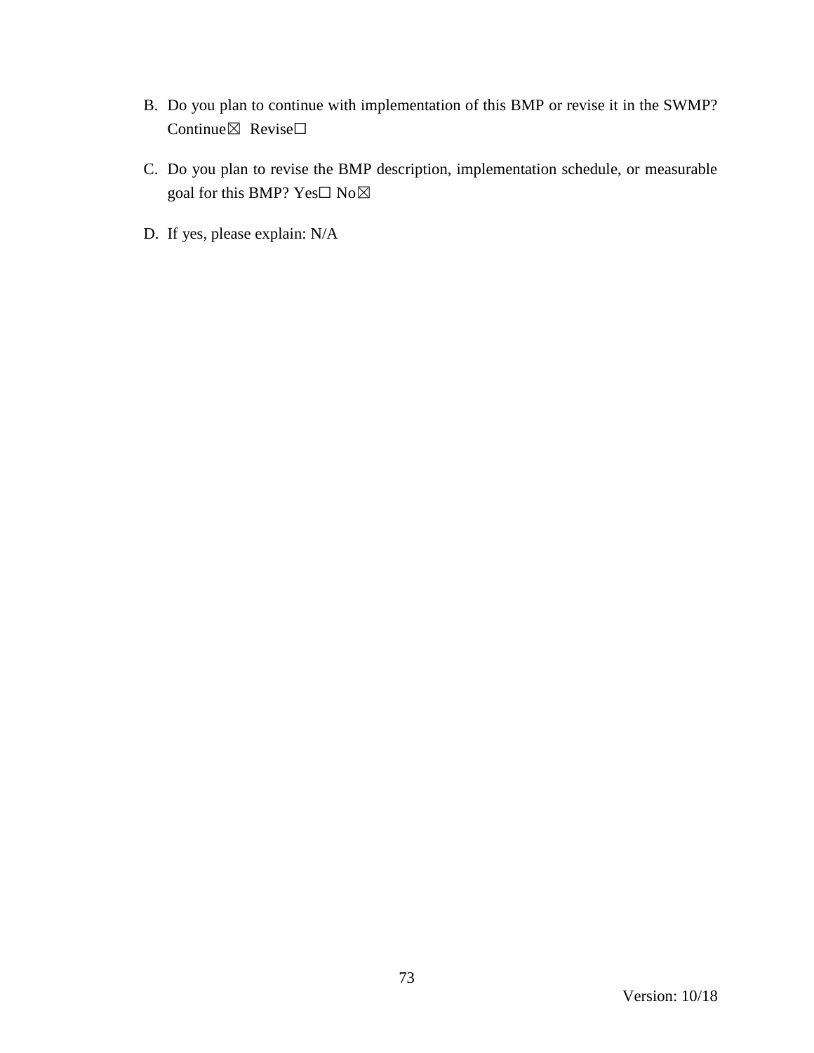B. Do you plan to continue with implementation of this BMP or revise it in the SWMP? Continue☒ Revise☐

C. Do you plan to revise the BMP description, implementation schedule, or measurable goal for this BMP? Yes☐ No☒

D. If yes, please explain: N/A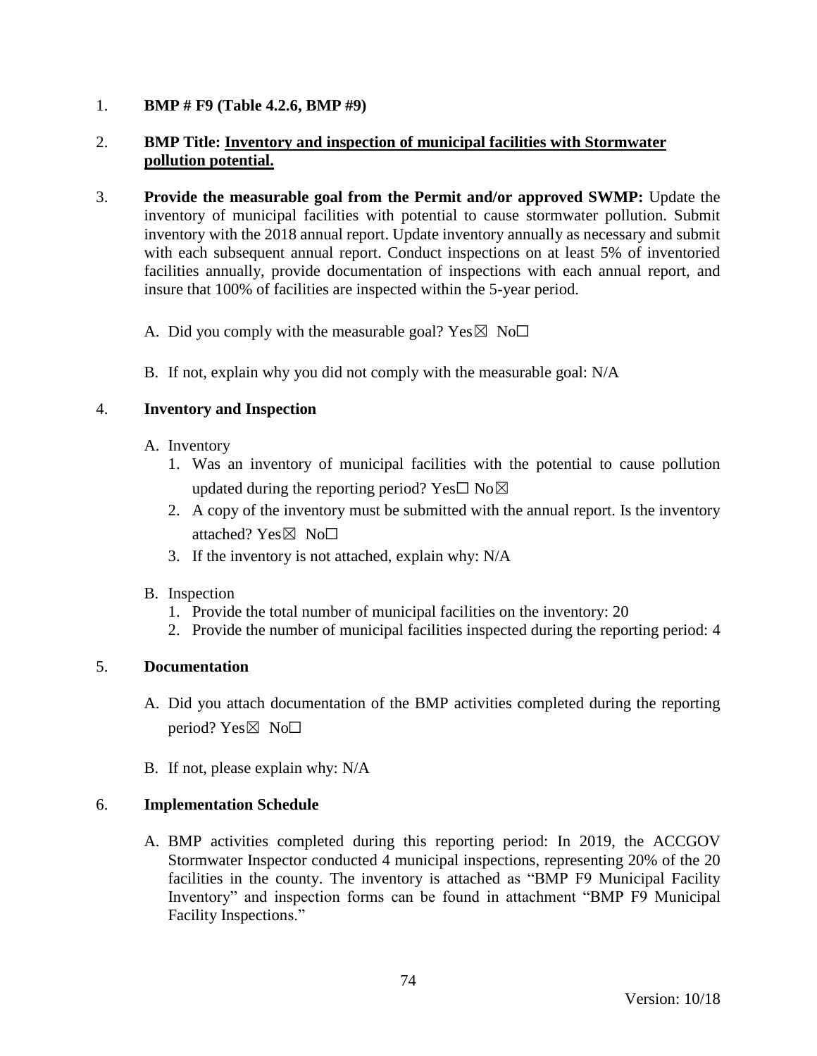1. **BMP # F9 (Table 4.2.6, BMP #9)**

2. **BMP Title: <u>Inventory and inspection of municipal facilities with Stormwater pollution potential.</u>**

3. **Provide the measurable goal from the Permit and/or approved SWMP:** Update the inventory of municipal facilities with potential to cause stormwater pollution. Submit inventory with the 2018 annual report. Update inventory annually as necessary and submit with each subsequent annual report. Conduct inspections on at least 5% of inventoried facilities annually, provide documentation of inspections with each annual report, and insure that 100% of facilities are inspected within the 5-year period.

   A. Did you comply with the measurable goal? Yes☒ No☐

   B. If not, explain why you did not comply with the measurable goal: N/A

4. **Inventory and Inspection**

   A. Inventory
      1. Was an inventory of municipal facilities with the potential to cause pollution updated during the reporting period? Yes☐ No☒
      2. A copy of the inventory must be submitted with the annual report. Is the inventory attached? Yes☒ No☐
      3. If the inventory is not attached, explain why: N/A

   B. Inspection
      1. Provide the total number of municipal facilities on the inventory: 20
      2. Provide the number of municipal facilities inspected during the reporting period: 4

5. **Documentation**

   A. Did you attach documentation of the BMP activities completed during the reporting period? Yes☒ No☐

   B. If not, please explain why: N/A

6. **Implementation Schedule**

   A. BMP activities completed during this reporting period: In 2019, the ACCGOV Stormwater Inspector conducted 4 municipal inspections, representing 20% of the 20 facilities in the county. The inventory is attached as "BMP F9 Municipal Facility Inventory" and inspection forms can be found in attachment "BMP F9 Municipal Facility Inspections."

Version: 10/18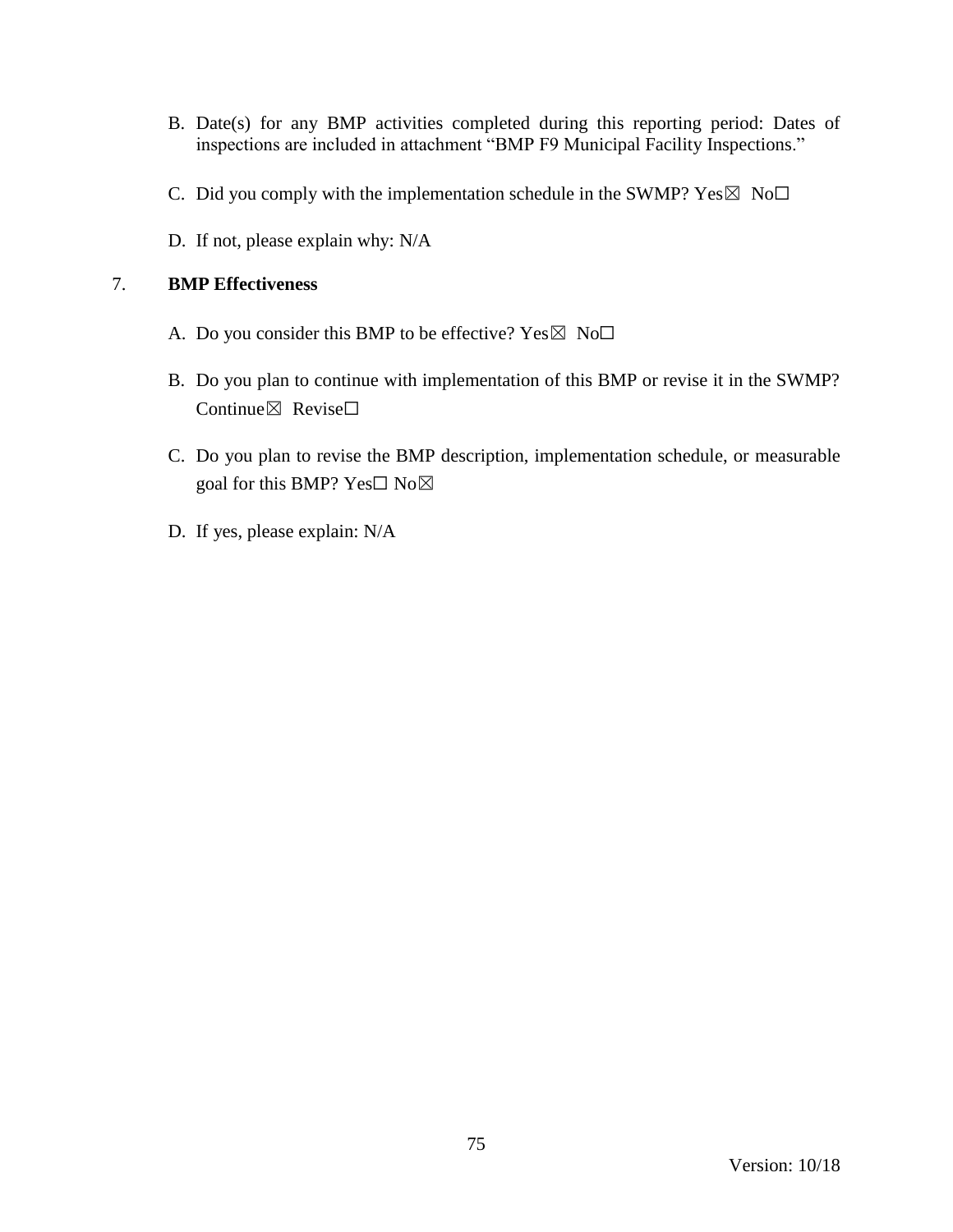B. Date(s) for any BMP activities completed during this reporting period: Dates of inspections are included in attachment "BMP F9 Municipal Facility Inspections."

C. Did you comply with the implementation schedule in the SWMP? Yes☒ No☐

D. If not, please explain why: N/A

7. **BMP Effectiveness**

A. Do you consider this BMP to be effective? Yes☒ No☐

B. Do you plan to continue with implementation of this BMP or revise it in the SWMP? Continue☒ Revise☐

C. Do you plan to revise the BMP description, implementation schedule, or measurable goal for this BMP? Yes☐ No☒

D. If yes, please explain: N/A

Version: 10/18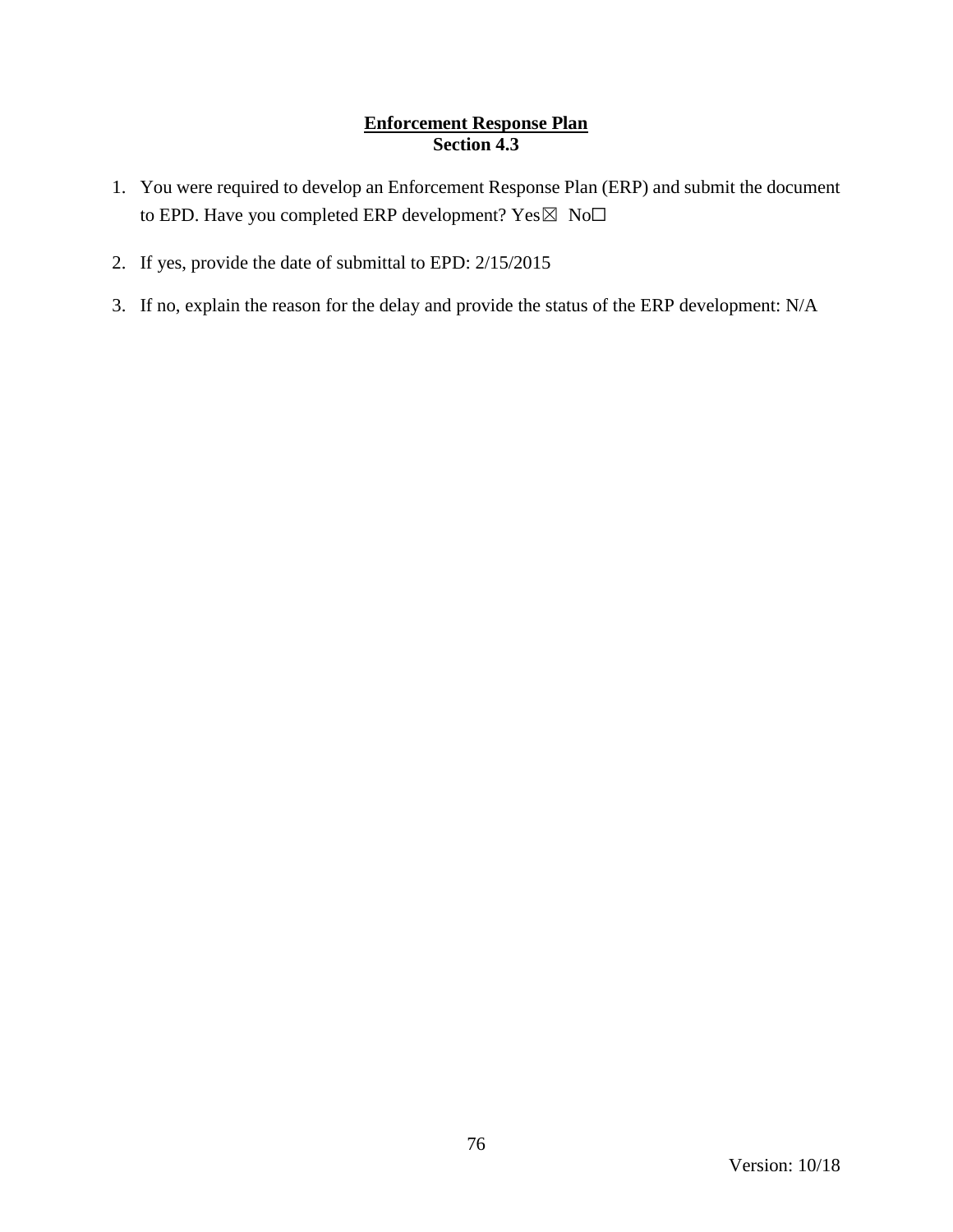**Enforcement Response Plan**
**Section 4.3**

1. You were required to develop an Enforcement Response Plan (ERP) and submit the document to EPD. Have you completed ERP development? Yes☒ No☐

2. If yes, provide the date of submittal to EPD: 2/15/2015

3. If no, explain the reason for the delay and provide the status of the ERP development: N/A

Version: 10/18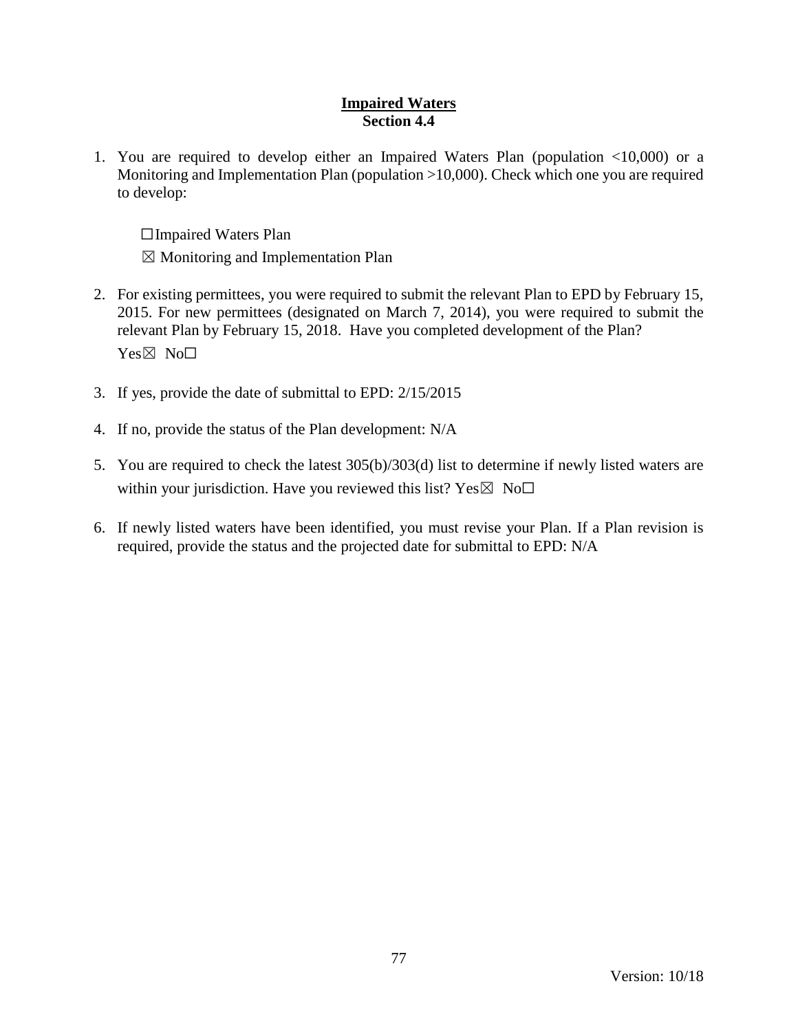## Impaired Waters
### Section 4.4

1. You are required to develop either an Impaired Waters Plan (population <10,000) or a Monitoring and Implementation Plan (population >10,000). Check which one you are required to develop:

   ☐ Impaired Waters Plan

   ☒ Monitoring and Implementation Plan

2. For existing permittees, you were required to submit the relevant Plan to EPD by February 15, 2015. For new permittees (designated on March 7, 2014), you were required to submit the relevant Plan by February 15, 2018. Have you completed development of the Plan?

   Yes☒ No☐

3. If yes, provide the date of submittal to EPD: 2/15/2015

4. If no, provide the status of the Plan development: N/A

5. You are required to check the latest 305(b)/303(d) list to determine if newly listed waters are within your jurisdiction. Have you reviewed this list? Yes☒ No☐

6. If newly listed waters have been identified, you must revise your Plan. If a Plan revision is required, provide the status and the projected date for submittal to EPD: N/A

Version: 10/18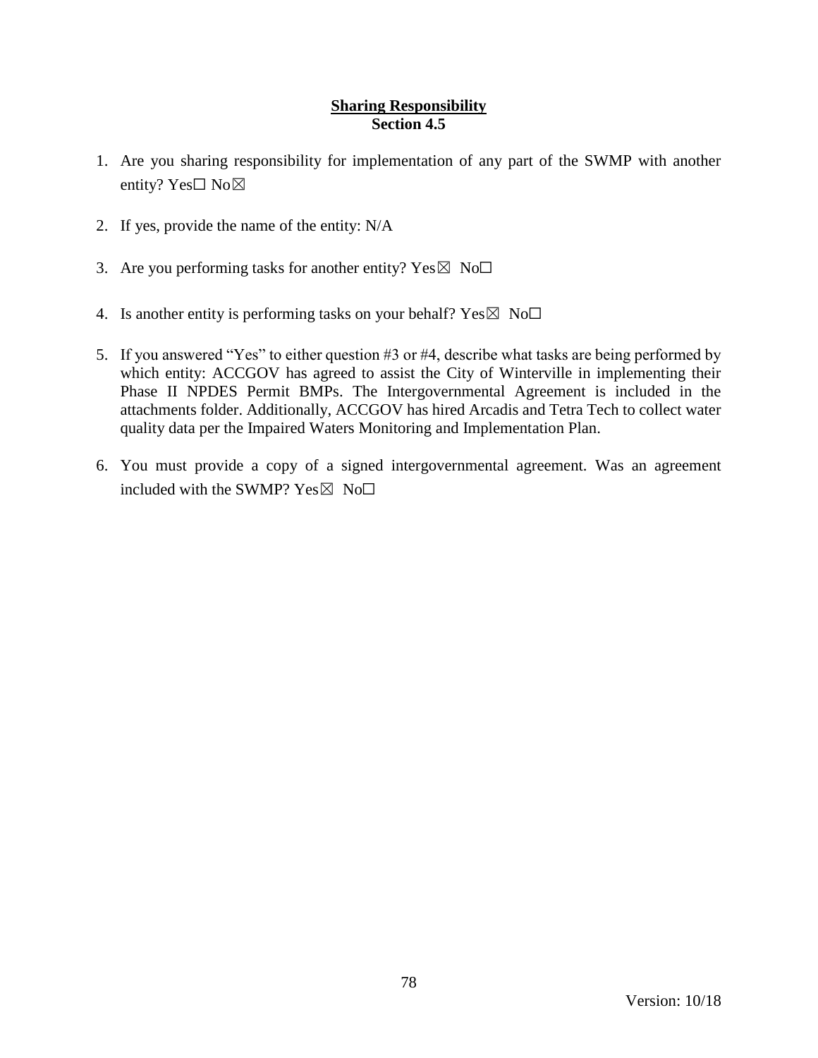**Sharing Responsibility**
**Section 4.5**

1. Are you sharing responsibility for implementation of any part of the SWMP with another entity? Yes☐ No☒
2. If yes, provide the name of the entity: N/A
3. Are you performing tasks for another entity? Yes☒ No☐
4. Is another entity is performing tasks on your behalf? Yes☒ No☐
5. If you answered "Yes" to either question #3 or #4, describe what tasks are being performed by which entity: ACCGOV has agreed to assist the City of Winterville in implementing their Phase II NPDES Permit BMPs. The Intergovernmental Agreement is included in the attachments folder. Additionally, ACCGOV has hired Arcadis and Tetra Tech to collect water quality data per the Impaired Waters Monitoring and Implementation Plan.
6. You must provide a copy of a signed intergovernmental agreement. Was an agreement included with the SWMP? Yes☒ No☐

Version: 10/18